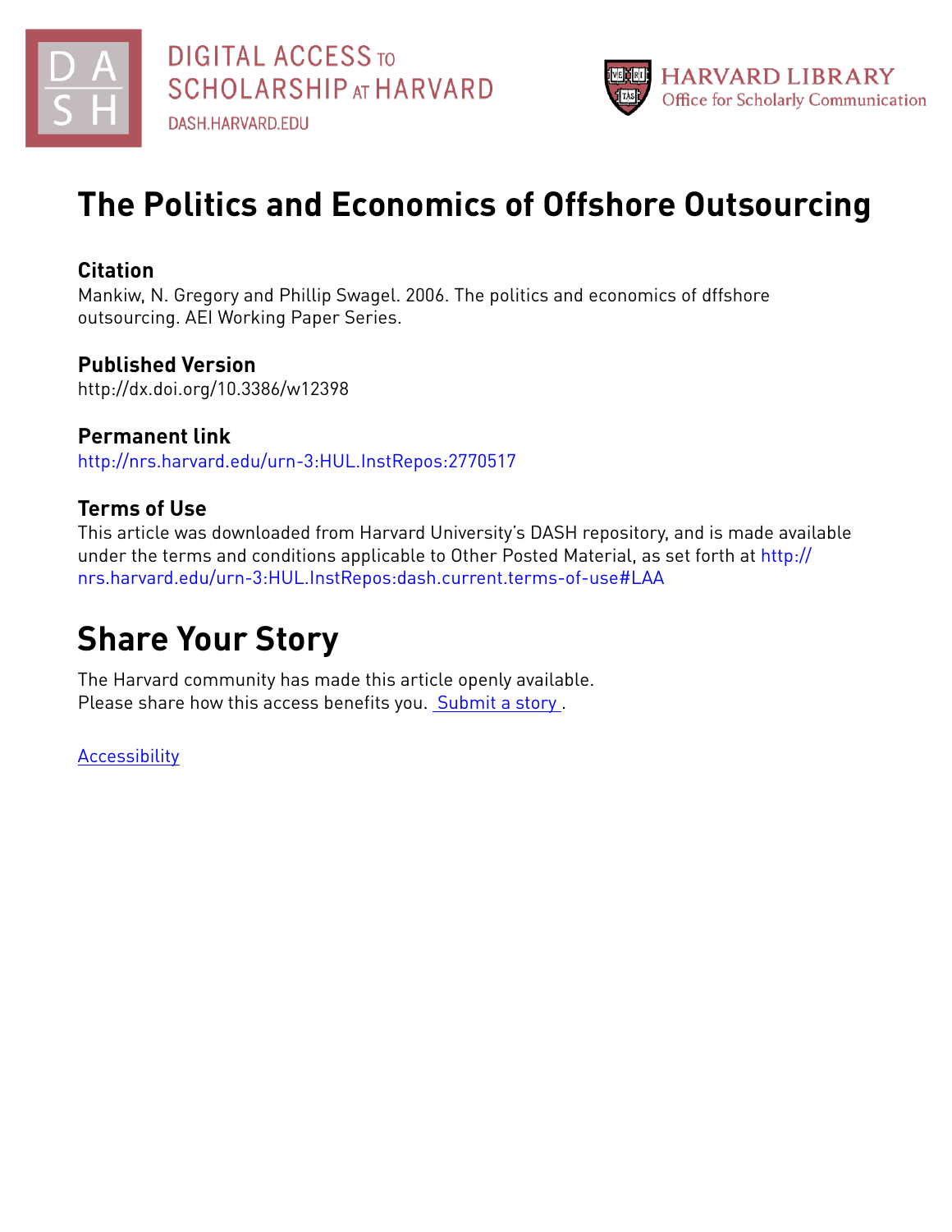DIGITAL ACCESS TO SCHOLARSHIP AT HARVARD

DASH.HARVARD.EDU

HARVARD LIBRARY
Office for Scholarly Communication

# The Politics and Economics of Offshore Outsourcing

### Citation

Mankiw, N. Gregory and Phillip Swagel. 2006. The politics and economics of dffshore outsourcing. AEI Working Paper Series.

### Published Version

http://dx.doi.org/10.3386/w12398

### Permanent link

http://nrs.harvard.edu/urn-3:HUL.InstRepos:2770517

### Terms of Use

This article was downloaded from Harvard University's DASH repository, and is made available under the terms and conditions applicable to Other Posted Material, as set forth at http://nrs.harvard.edu/urn-3:HUL.InstRepos:dash.current.terms-of-use#LAA

## Share Your Story

The Harvard community has made this article openly available.
Please share how this access benefits you. Submit a story .

Accessibility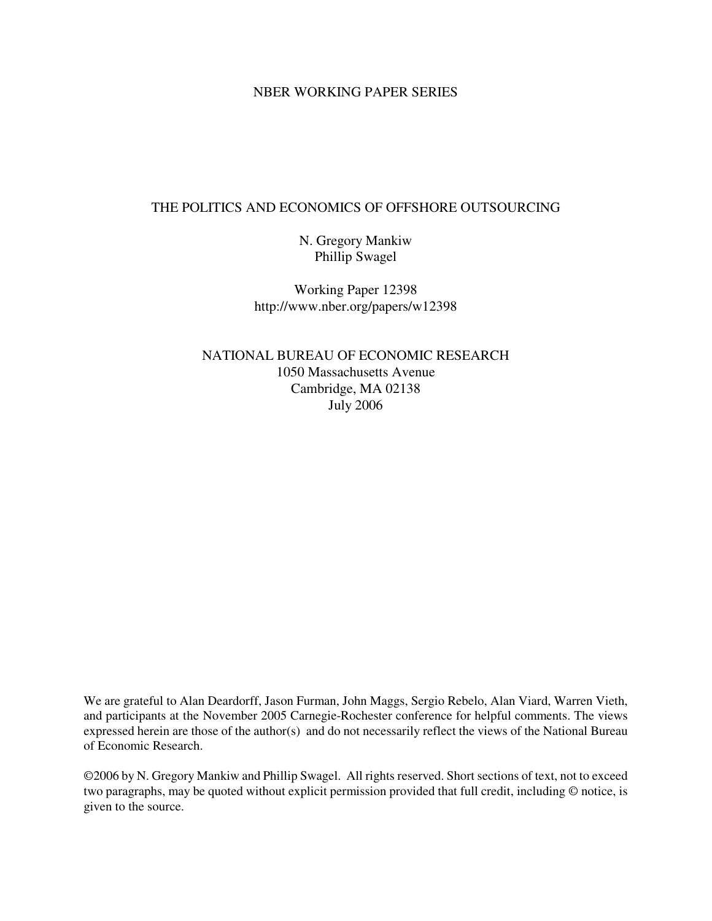NBER WORKING PAPER SERIES

# THE POLITICS AND ECONOMICS OF OFFSHORE OUTSOURCING

N. Gregory Mankiw
Phillip Swagel

Working Paper 12398
http://www.nber.org/papers/w12398

NATIONAL BUREAU OF ECONOMIC RESEARCH
1050 Massachusetts Avenue
Cambridge, MA 02138
July 2006

We are grateful to Alan Deardorff, Jason Furman, John Maggs, Sergio Rebelo, Alan Viard, Warren Vieth, and participants at the November 2005 Carnegie-Rochester conference for helpful comments. The views expressed herein are those of the author(s) and do not necessarily reflect the views of the National Bureau of Economic Research.

©2006 by N. Gregory Mankiw and Phillip Swagel. All rights reserved. Short sections of text, not to exceed two paragraphs, may be quoted without explicit permission provided that full credit, including © notice, is given to the source.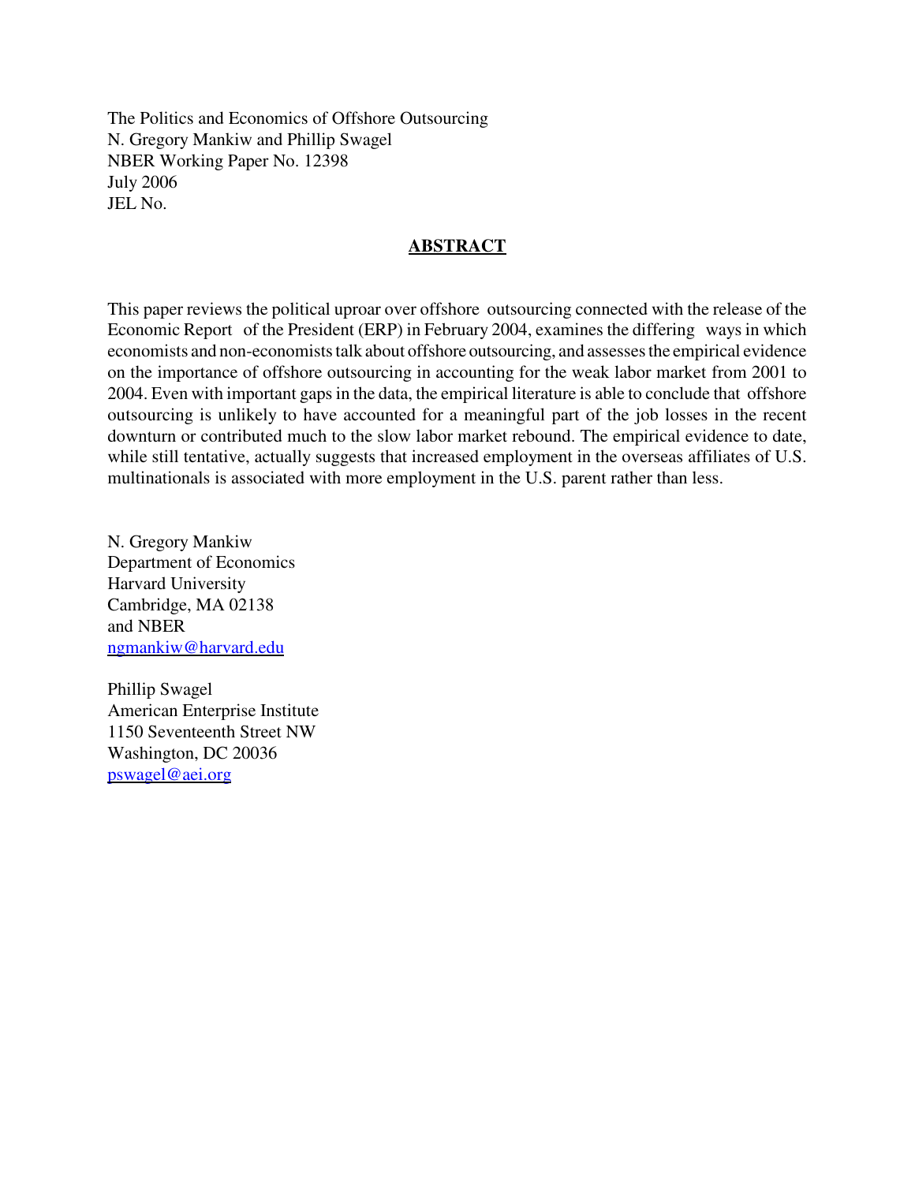The Politics and Economics of Offshore Outsourcing
N. Gregory Mankiw and Phillip Swagel
NBER Working Paper No. 12398
July 2006
JEL No.

## ABSTRACT

This paper reviews the political uproar over offshore outsourcing connected with the release of the Economic Report of the President (ERP) in February 2004, examines the differing ways in which economists and non-economists talk about offshore outsourcing, and assesses the empirical evidence on the importance of offshore outsourcing in accounting for the weak labor market from 2001 to 2004. Even with important gaps in the data, the empirical literature is able to conclude that offshore outsourcing is unlikely to have accounted for a meaningful part of the job losses in the recent downturn or contributed much to the slow labor market rebound. The empirical evidence to date, while still tentative, actually suggests that increased employment in the overseas affiliates of U.S. multinationals is associated with more employment in the U.S. parent rather than less.

N. Gregory Mankiw
Department of Economics
Harvard University
Cambridge, MA 02138
and NBER
ngmankiw@harvard.edu

Phillip Swagel
American Enterprise Institute
1150 Seventeenth Street NW
Washington, DC 20036
pswagel@aei.org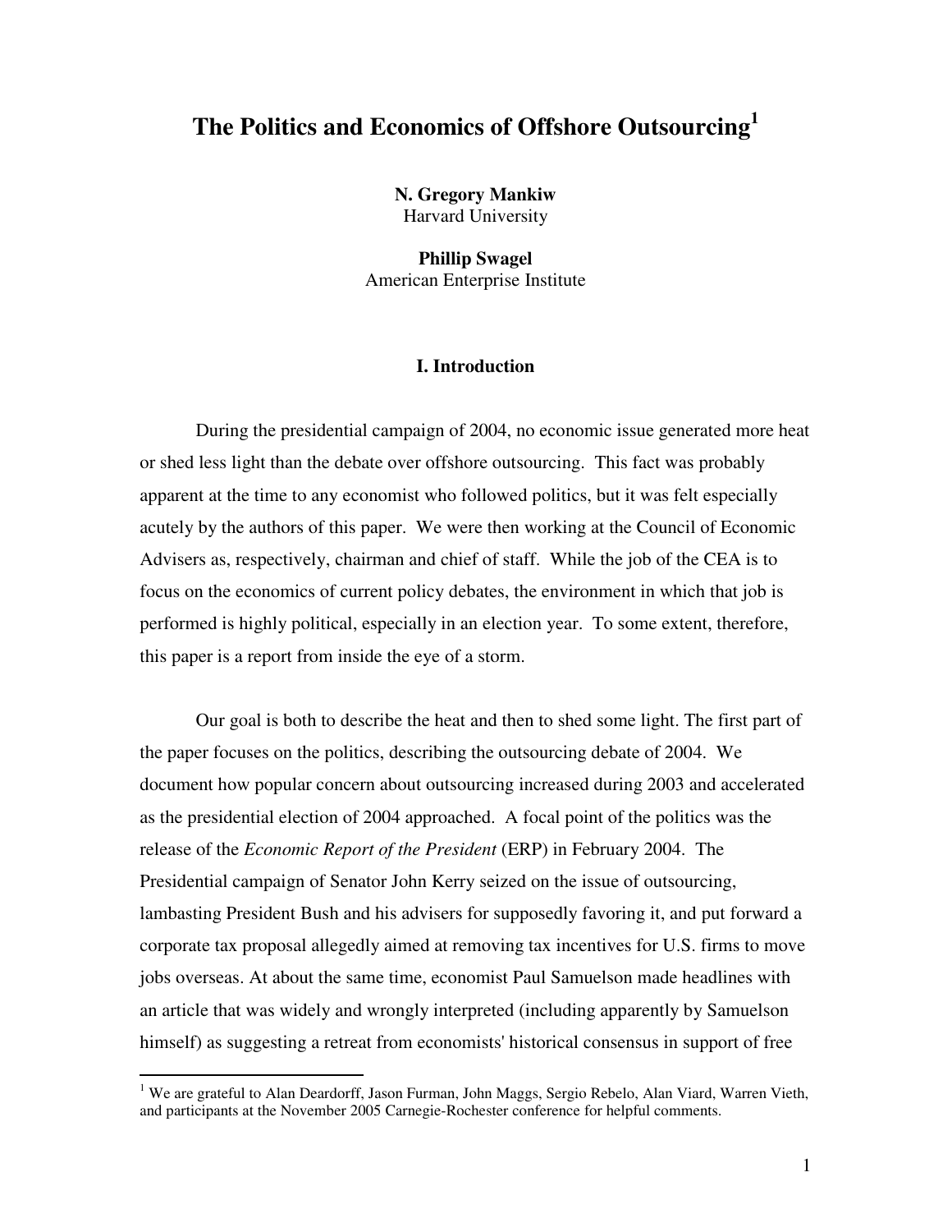# The Politics and Economics of Offshore Outsourcing[1]

**N. Gregory Mankiw**
Harvard University

**Phillip Swagel**
American Enterprise Institute

## I. Introduction

During the presidential campaign of 2004, no economic issue generated more heat or shed less light than the debate over offshore outsourcing. This fact was probably apparent at the time to any economist who followed politics, but it was felt especially acutely by the authors of this paper. We were then working at the Council of Economic Advisers as, respectively, chairman and chief of staff. While the job of the CEA is to focus on the economics of current policy debates, the environment in which that job is performed is highly political, especially in an election year. To some extent, therefore, this paper is a report from inside the eye of a storm.

Our goal is both to describe the heat and then to shed some light. The first part of the paper focuses on the politics, describing the outsourcing debate of 2004. We document how popular concern about outsourcing increased during 2003 and accelerated as the presidential election of 2004 approached. A focal point of the politics was the release of the *Economic Report of the President* (ERP) in February 2004. The Presidential campaign of Senator John Kerry seized on the issue of outsourcing, lambasting President Bush and his advisers for supposedly favoring it, and put forward a corporate tax proposal allegedly aimed at removing tax incentives for U.S. firms to move jobs overseas. At about the same time, economist Paul Samuelson made headlines with an article that was widely and wrongly interpreted (including apparently by Samuelson himself) as suggesting a retreat from economists' historical consensus in support of free

[1] We are grateful to Alan Deardorff, Jason Furman, John Maggs, Sergio Rebelo, Alan Viard, Warren Vieth, and participants at the November 2005 Carnegie-Rochester conference for helpful comments.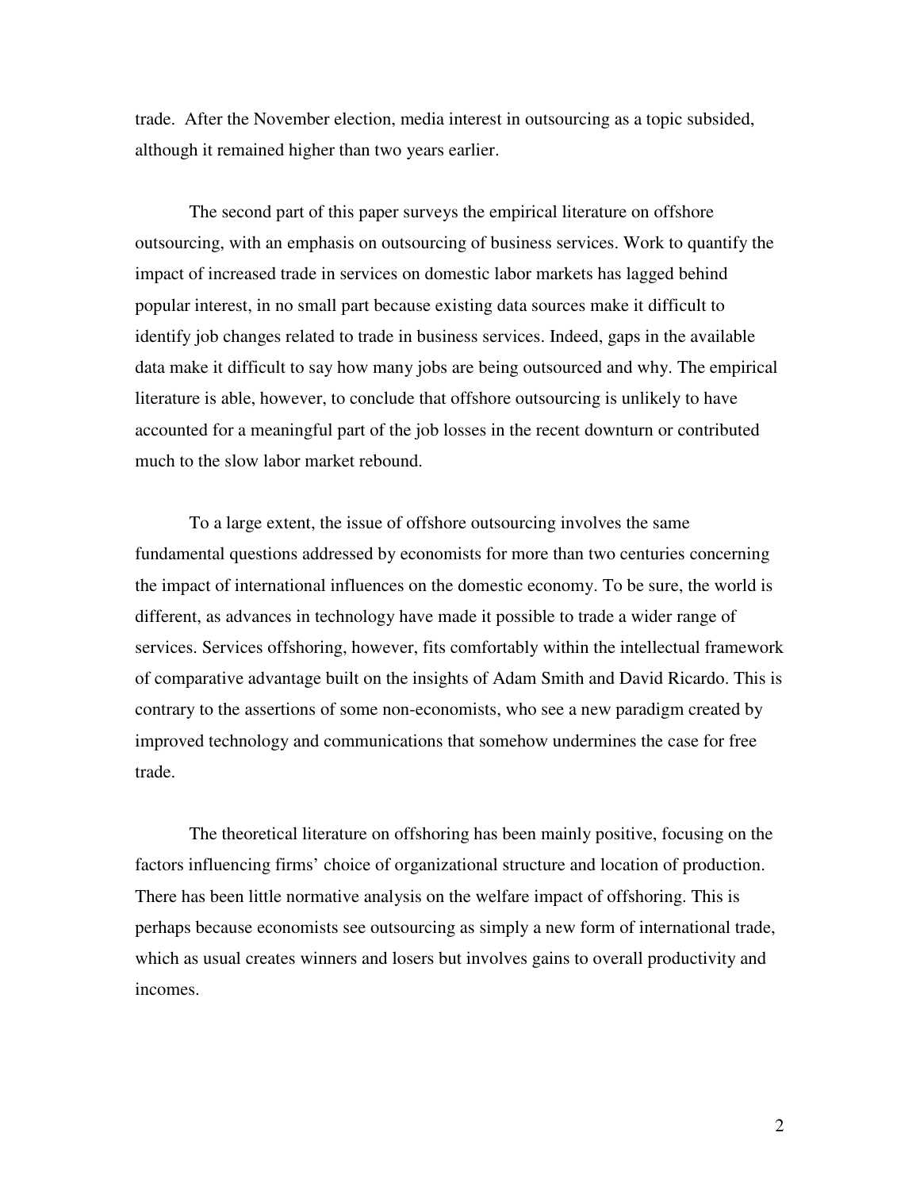trade. After the November election, media interest in outsourcing as a topic subsided, although it remained higher than two years earlier.

The second part of this paper surveys the empirical literature on offshore outsourcing, with an emphasis on outsourcing of business services. Work to quantify the impact of increased trade in services on domestic labor markets has lagged behind popular interest, in no small part because existing data sources make it difficult to identify job changes related to trade in business services. Indeed, gaps in the available data make it difficult to say how many jobs are being outsourced and why. The empirical literature is able, however, to conclude that offshore outsourcing is unlikely to have accounted for a meaningful part of the job losses in the recent downturn or contributed much to the slow labor market rebound.

To a large extent, the issue of offshore outsourcing involves the same fundamental questions addressed by economists for more than two centuries concerning the impact of international influences on the domestic economy. To be sure, the world is different, as advances in technology have made it possible to trade a wider range of services. Services offshoring, however, fits comfortably within the intellectual framework of comparative advantage built on the insights of Adam Smith and David Ricardo. This is contrary to the assertions of some non-economists, who see a new paradigm created by improved technology and communications that somehow undermines the case for free trade.

The theoretical literature on offshoring has been mainly positive, focusing on the factors influencing firms' choice of organizational structure and location of production. There has been little normative analysis on the welfare impact of offshoring. This is perhaps because economists see outsourcing as simply a new form of international trade, which as usual creates winners and losers but involves gains to overall productivity and incomes.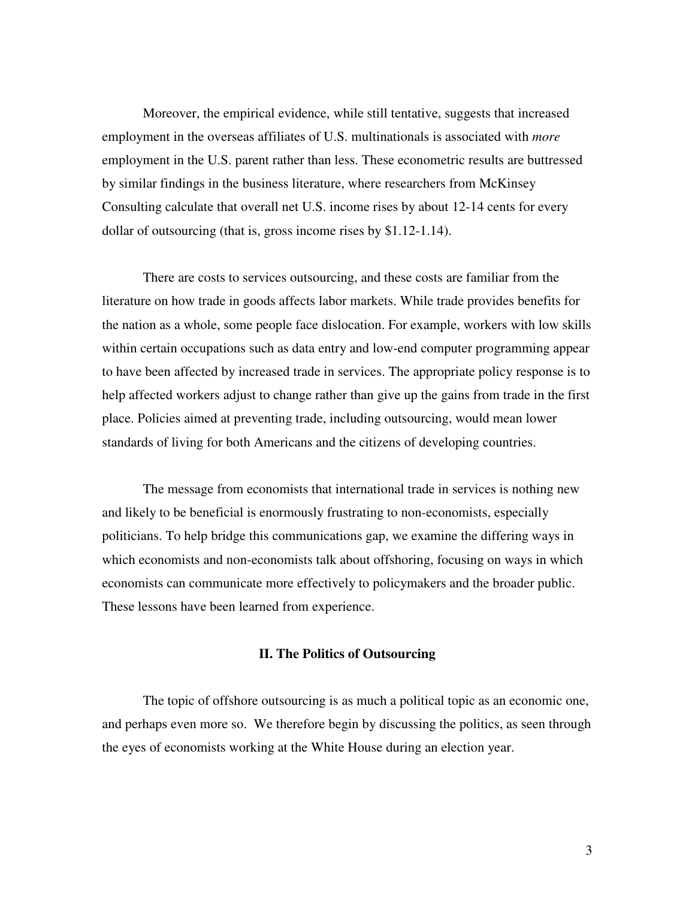Moreover, the empirical evidence, while still tentative, suggests that increased employment in the overseas affiliates of U.S. multinationals is associated with *more* employment in the U.S. parent rather than less. These econometric results are buttressed by similar findings in the business literature, where researchers from McKinsey Consulting calculate that overall net U.S. income rises by about 12-14 cents for every dollar of outsourcing (that is, gross income rises by $1.12-1.14).

There are costs to services outsourcing, and these costs are familiar from the literature on how trade in goods affects labor markets. While trade provides benefits for the nation as a whole, some people face dislocation. For example, workers with low skills within certain occupations such as data entry and low-end computer programming appear to have been affected by increased trade in services. The appropriate policy response is to help affected workers adjust to change rather than give up the gains from trade in the first place. Policies aimed at preventing trade, including outsourcing, would mean lower standards of living for both Americans and the citizens of developing countries.

The message from economists that international trade in services is nothing new and likely to be beneficial is enormously frustrating to non-economists, especially politicians. To help bridge this communications gap, we examine the differing ways in which economists and non-economists talk about offshoring, focusing on ways in which economists can communicate more effectively to policymakers and the broader public. These lessons have been learned from experience.

## II. The Politics of Outsourcing

The topic of offshore outsourcing is as much a political topic as an economic one, and perhaps even more so. We therefore begin by discussing the politics, as seen through the eyes of economists working at the White House during an election year.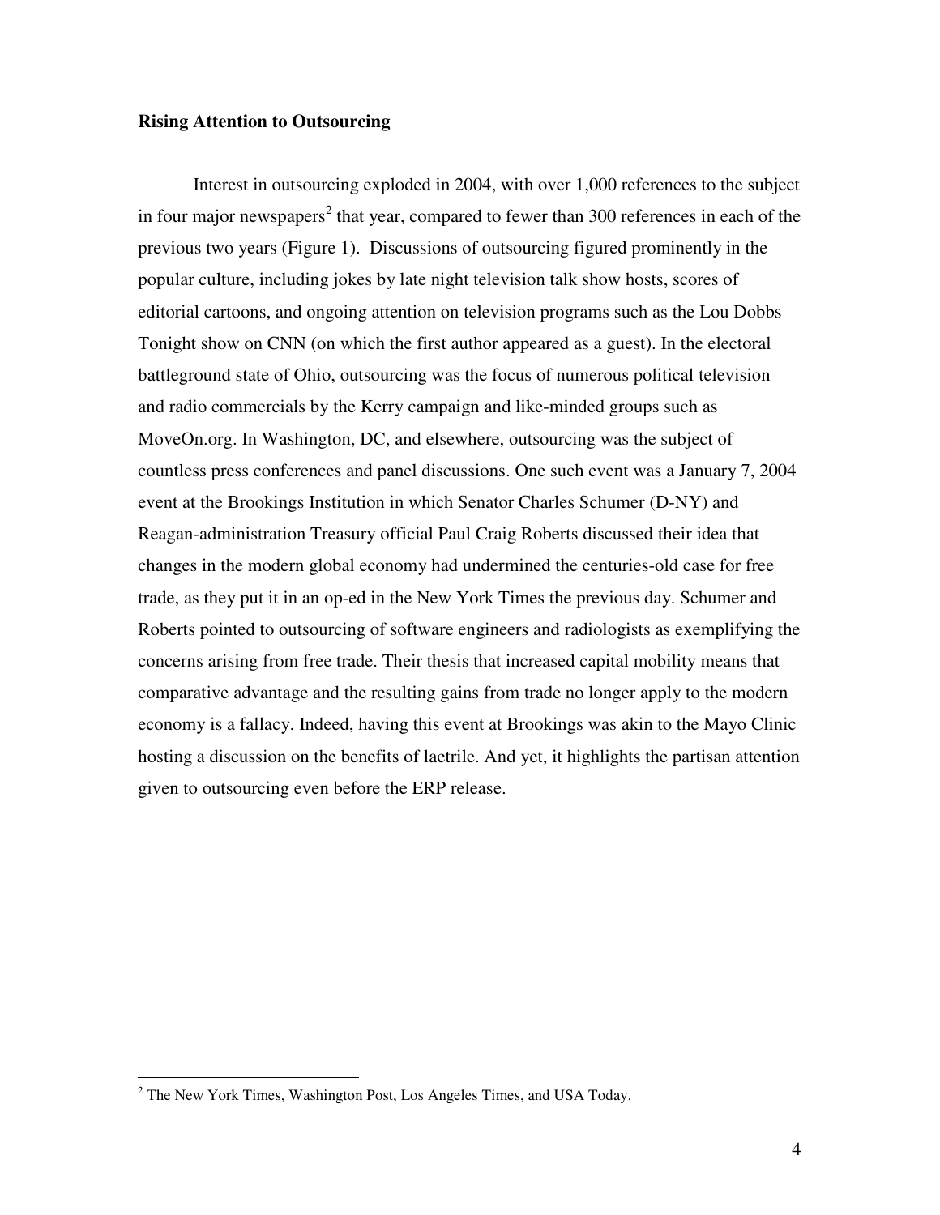**Rising Attention to Outsourcing**

Interest in outsourcing exploded in 2004, with over 1,000 references to the subject in four major newspapers[2] that year, compared to fewer than 300 references in each of the previous two years (Figure 1). Discussions of outsourcing figured prominently in the popular culture, including jokes by late night television talk show hosts, scores of editorial cartoons, and ongoing attention on television programs such as the Lou Dobbs Tonight show on CNN (on which the first author appeared as a guest). In the electoral battleground state of Ohio, outsourcing was the focus of numerous political television and radio commercials by the Kerry campaign and like-minded groups such as MoveOn.org. In Washington, DC, and elsewhere, outsourcing was the subject of countless press conferences and panel discussions. One such event was a January 7, 2004 event at the Brookings Institution in which Senator Charles Schumer (D-NY) and Reagan-administration Treasury official Paul Craig Roberts discussed their idea that changes in the modern global economy had undermined the centuries-old case for free trade, as they put it in an op-ed in the New York Times the previous day. Schumer and Roberts pointed to outsourcing of software engineers and radiologists as exemplifying the concerns arising from free trade. Their thesis that increased capital mobility means that comparative advantage and the resulting gains from trade no longer apply to the modern economy is a fallacy. Indeed, having this event at Brookings was akin to the Mayo Clinic hosting a discussion on the benefits of laetrile. And yet, it highlights the partisan attention given to outsourcing even before the ERP release.

---

[2] The New York Times, Washington Post, Los Angeles Times, and USA Today.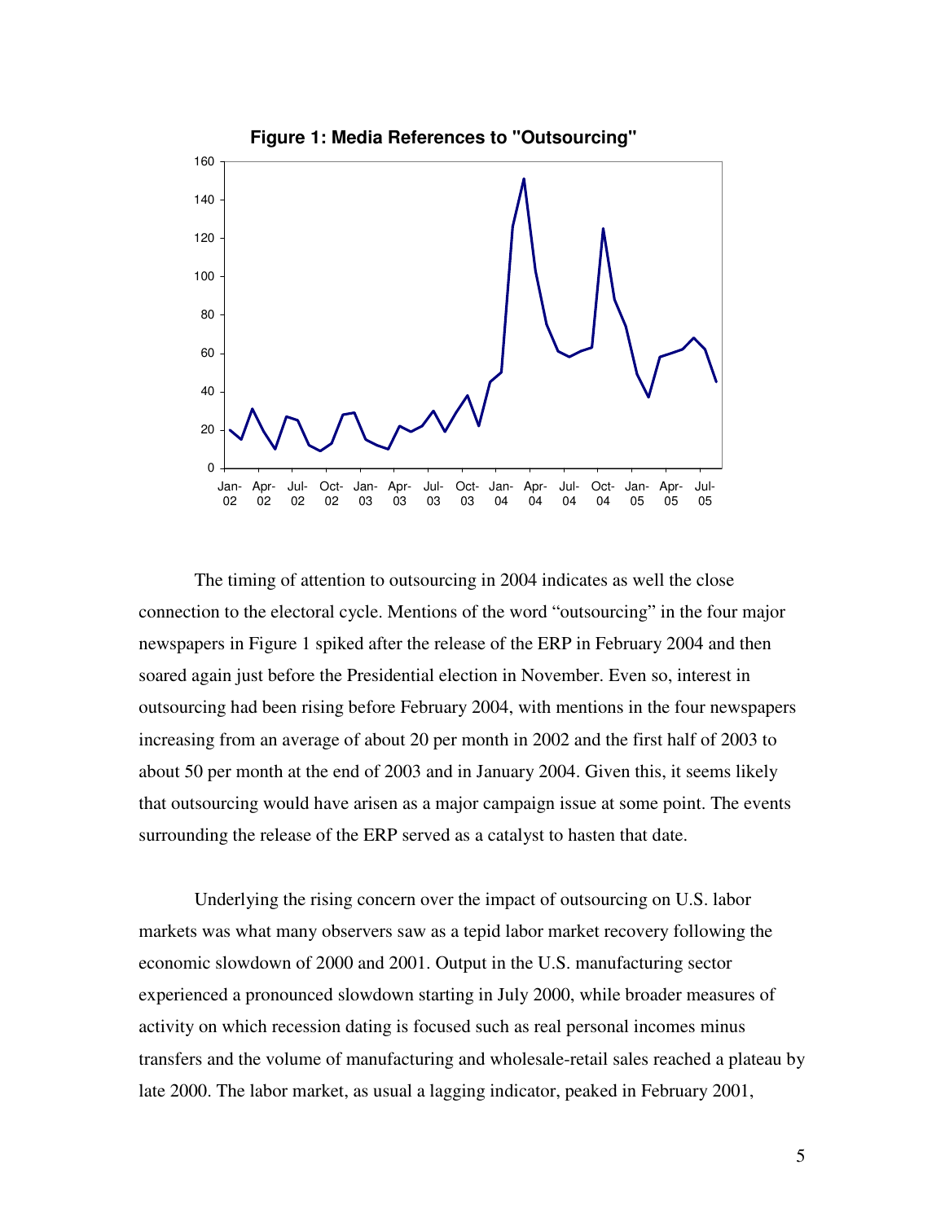**Figure 1: Media References to "Outsourcing"**

The timing of attention to outsourcing in 2004 indicates as well the close connection to the electoral cycle. Mentions of the word "outsourcing" in the four major newspapers in Figure 1 spiked after the release of the ERP in February 2004 and then soared again just before the Presidential election in November. Even so, interest in outsourcing had been rising before February 2004, with mentions in the four newspapers increasing from an average of about 20 per month in 2002 and the first half of 2003 to about 50 per month at the end of 2003 and in January 2004. Given this, it seems likely that outsourcing would have arisen as a major campaign issue at some point. The events surrounding the release of the ERP served as a catalyst to hasten that date.

Underlying the rising concern over the impact of outsourcing on U.S. labor markets was what many observers saw as a tepid labor market recovery following the economic slowdown of 2000 and 2001. Output in the U.S. manufacturing sector experienced a pronounced slowdown starting in July 2000, while broader measures of activity on which recession dating is focused such as real personal incomes minus transfers and the volume of manufacturing and wholesale-retail sales reached a plateau by late 2000. The labor market, as usual a lagging indicator, peaked in February 2001,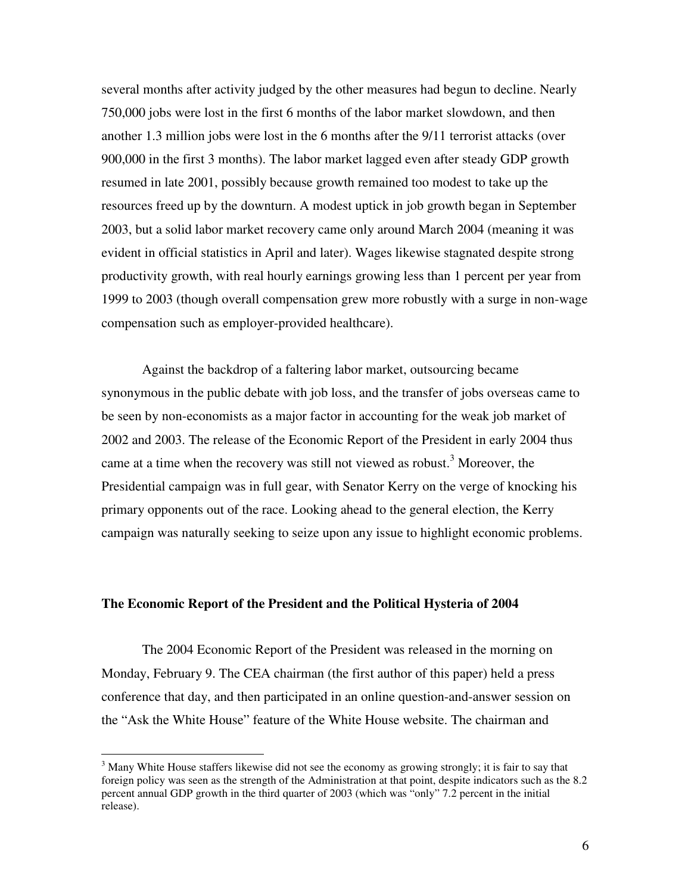several months after activity judged by the other measures had begun to decline. Nearly 750,000 jobs were lost in the first 6 months of the labor market slowdown, and then another 1.3 million jobs were lost in the 6 months after the 9/11 terrorist attacks (over 900,000 in the first 3 months). The labor market lagged even after steady GDP growth resumed in late 2001, possibly because growth remained too modest to take up the resources freed up by the downturn. A modest uptick in job growth began in September 2003, but a solid labor market recovery came only around March 2004 (meaning it was evident in official statistics in April and later). Wages likewise stagnated despite strong productivity growth, with real hourly earnings growing less than 1 percent per year from 1999 to 2003 (though overall compensation grew more robustly with a surge in non-wage compensation such as employer-provided healthcare).

Against the backdrop of a faltering labor market, outsourcing became synonymous in the public debate with job loss, and the transfer of jobs overseas came to be seen by non-economists as a major factor in accounting for the weak job market of 2002 and 2003. The release of the Economic Report of the President in early 2004 thus came at a time when the recovery was still not viewed as robust.[3] Moreover, the Presidential campaign was in full gear, with Senator Kerry on the verge of knocking his primary opponents out of the race. Looking ahead to the general election, the Kerry campaign was naturally seeking to seize upon any issue to highlight economic problems.

### The Economic Report of the President and the Political Hysteria of 2004

The 2004 Economic Report of the President was released in the morning on Monday, February 9. The CEA chairman (the first author of this paper) held a press conference that day, and then participated in an online question-and-answer session on the "Ask the White House" feature of the White House website. The chairman and

[3] Many White House staffers likewise did not see the economy as growing strongly; it is fair to say that foreign policy was seen as the strength of the Administration at that point, despite indicators such as the 8.2 percent annual GDP growth in the third quarter of 2003 (which was "only" 7.2 percent in the initial release).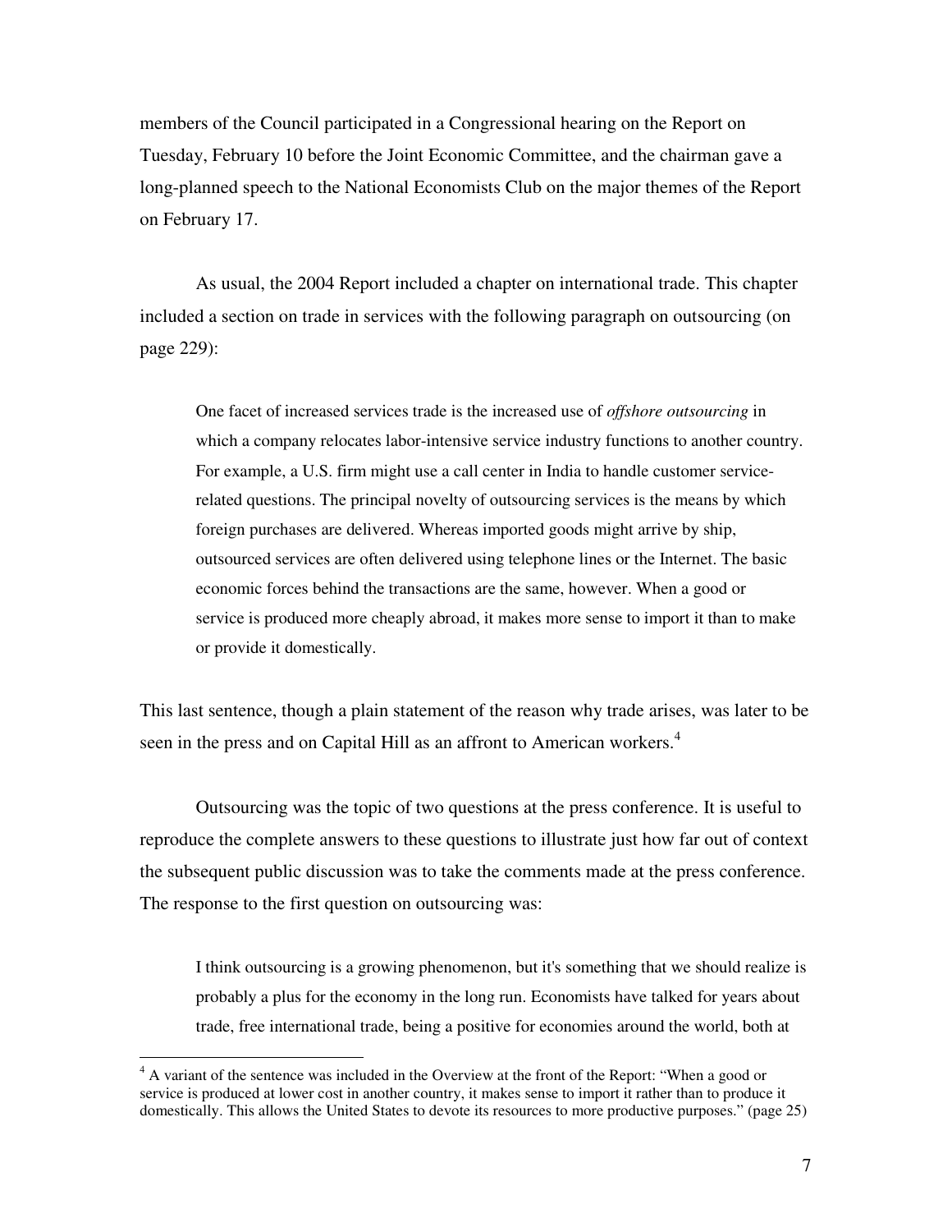members of the Council participated in a Congressional hearing on the Report on Tuesday, February 10 before the Joint Economic Committee, and the chairman gave a long-planned speech to the National Economists Club on the major themes of the Report on February 17.

As usual, the 2004 Report included a chapter on international trade. This chapter included a section on trade in services with the following paragraph on outsourcing (on page 229):

> One facet of increased services trade is the increased use of *offshore outsourcing* in which a company relocates labor-intensive service industry functions to another country. For example, a U.S. firm might use a call center in India to handle customer service-related questions. The principal novelty of outsourcing services is the means by which foreign purchases are delivered. Whereas imported goods might arrive by ship, outsourced services are often delivered using telephone lines or the Internet. The basic economic forces behind the transactions are the same, however. When a good or service is produced more cheaply abroad, it makes more sense to import it than to make or provide it domestically.

This last sentence, though a plain statement of the reason why trade arises, was later to be seen in the press and on Capital Hill as an affront to American workers.[4]

Outsourcing was the topic of two questions at the press conference. It is useful to reproduce the complete answers to these questions to illustrate just how far out of context the subsequent public discussion was to take the comments made at the press conference. The response to the first question on outsourcing was:

> I think outsourcing is a growing phenomenon, but it's something that we should realize is probably a plus for the economy in the long run. Economists have talked for years about trade, free international trade, being a positive for economies around the world, both at

[4] A variant of the sentence was included in the Overview at the front of the Report: "When a good or service is produced at lower cost in another country, it makes sense to import it rather than to produce it domestically. This allows the United States to devote its resources to more productive purposes." (page 25)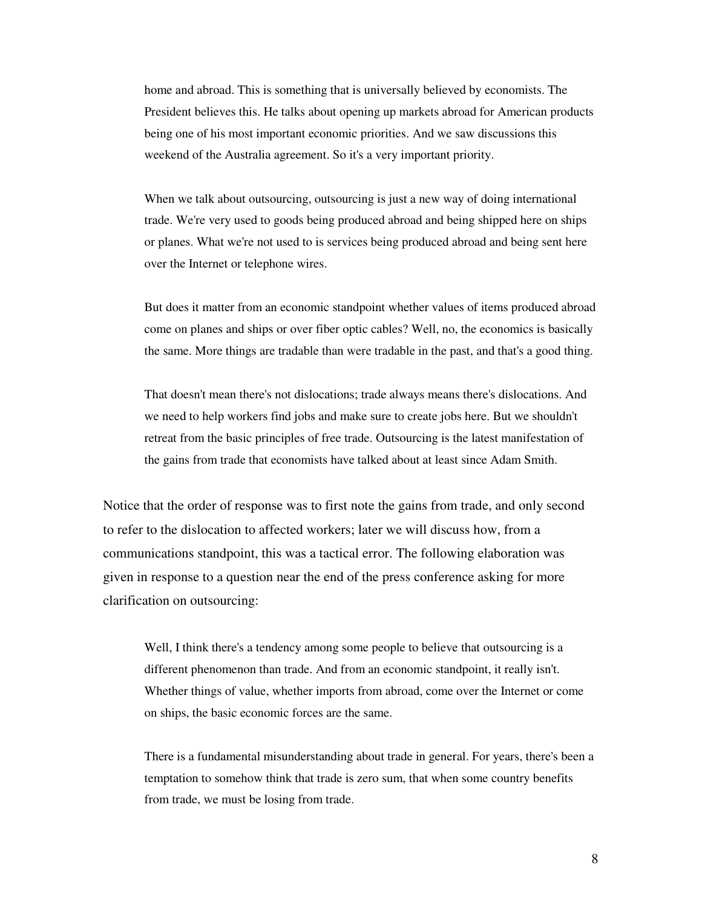> home and abroad. This is something that is universally believed by economists. The President believes this. He talks about opening up markets abroad for American products being one of his most important economic priorities. And we saw discussions this weekend of the Australia agreement. So it's a very important priority.
>
> When we talk about outsourcing, outsourcing is just a new way of doing international trade. We're very used to goods being produced abroad and being shipped here on ships or planes. What we're not used to is services being produced abroad and being sent here over the Internet or telephone wires.
>
> But does it matter from an economic standpoint whether values of items produced abroad come on planes and ships or over fiber optic cables? Well, no, the economics is basically the same. More things are tradable than were tradable in the past, and that's a good thing.
>
> That doesn't mean there's not dislocations; trade always means there's dislocations. And we need to help workers find jobs and make sure to create jobs here. But we shouldn't retreat from the basic principles of free trade. Outsourcing is the latest manifestation of the gains from trade that economists have talked about at least since Adam Smith.

Notice that the order of response was to first note the gains from trade, and only second to refer to the dislocation to affected workers; later we will discuss how, from a communications standpoint, this was a tactical error. The following elaboration was given in response to a question near the end of the press conference asking for more clarification on outsourcing:

> Well, I think there's a tendency among some people to believe that outsourcing is a different phenomenon than trade. And from an economic standpoint, it really isn't. Whether things of value, whether imports from abroad, come over the Internet or come on ships, the basic economic forces are the same.
>
> There is a fundamental misunderstanding about trade in general. For years, there's been a temptation to somehow think that trade is zero sum, that when some country benefits from trade, we must be losing from trade.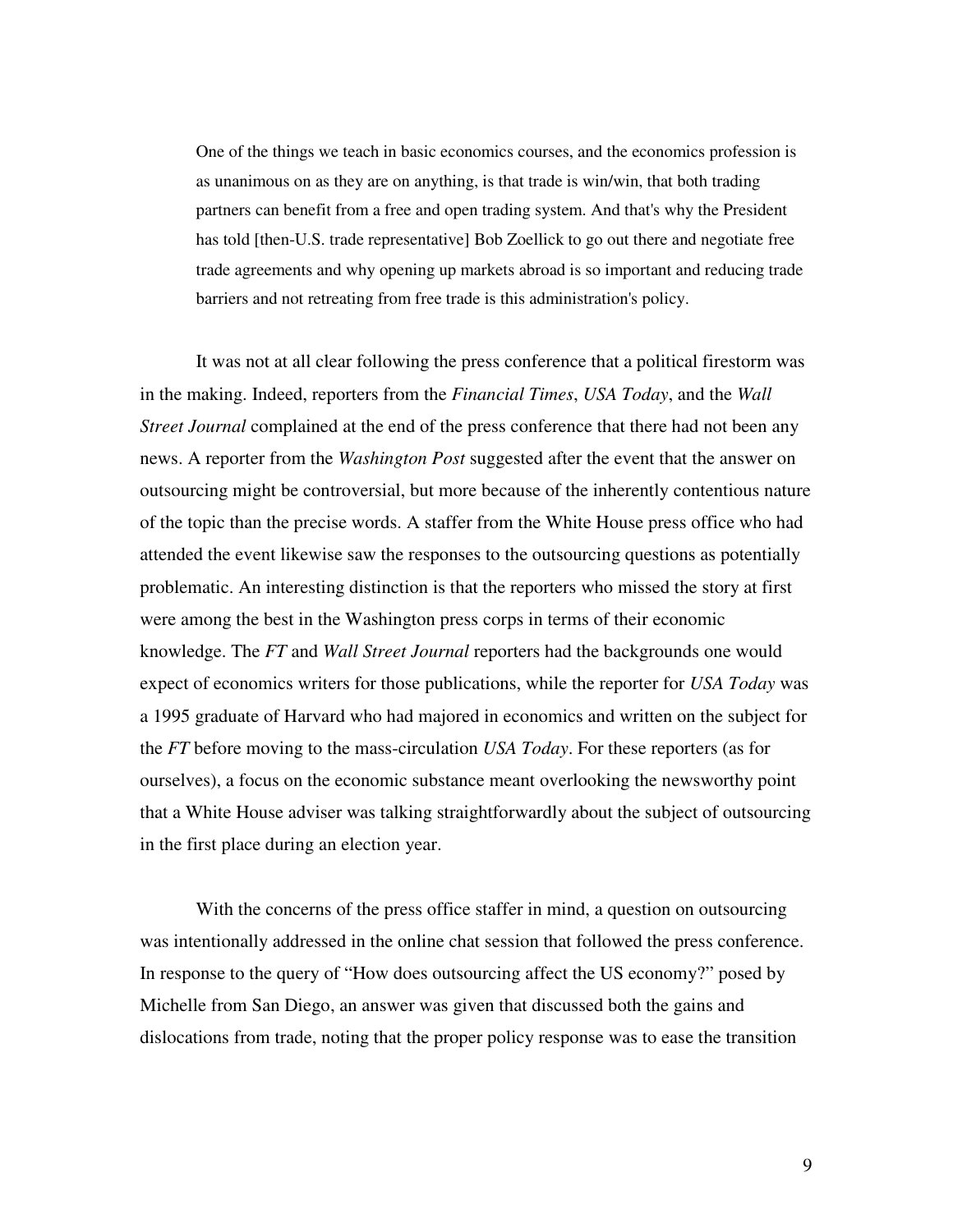> One of the things we teach in basic economics courses, and the economics profession is as unanimous on as they are on anything, is that trade is win/win, that both trading partners can benefit from a free and open trading system. And that's why the President has told [then-U.S. trade representative] Bob Zoellick to go out there and negotiate free trade agreements and why opening up markets abroad is so important and reducing trade barriers and not retreating from free trade is this administration's policy.

It was not at all clear following the press conference that a political firestorm was in the making. Indeed, reporters from the *Financial Times*, *USA Today*, and the *Wall Street Journal* complained at the end of the press conference that there had not been any news. A reporter from the *Washington Post* suggested after the event that the answer on outsourcing might be controversial, but more because of the inherently contentious nature of the topic than the precise words. A staffer from the White House press office who had attended the event likewise saw the responses to the outsourcing questions as potentially problematic. An interesting distinction is that the reporters who missed the story at first were among the best in the Washington press corps in terms of their economic knowledge. The *FT* and *Wall Street Journal* reporters had the backgrounds one would expect of economics writers for those publications, while the reporter for *USA Today* was a 1995 graduate of Harvard who had majored in economics and written on the subject for the *FT* before moving to the mass-circulation *USA Today*. For these reporters (as for ourselves), a focus on the economic substance meant overlooking the newsworthy point that a White House adviser was talking straightforwardly about the subject of outsourcing in the first place during an election year.

With the concerns of the press office staffer in mind, a question on outsourcing was intentionally addressed in the online chat session that followed the press conference. In response to the query of "How does outsourcing affect the US economy?" posed by Michelle from San Diego, an answer was given that discussed both the gains and dislocations from trade, noting that the proper policy response was to ease the transition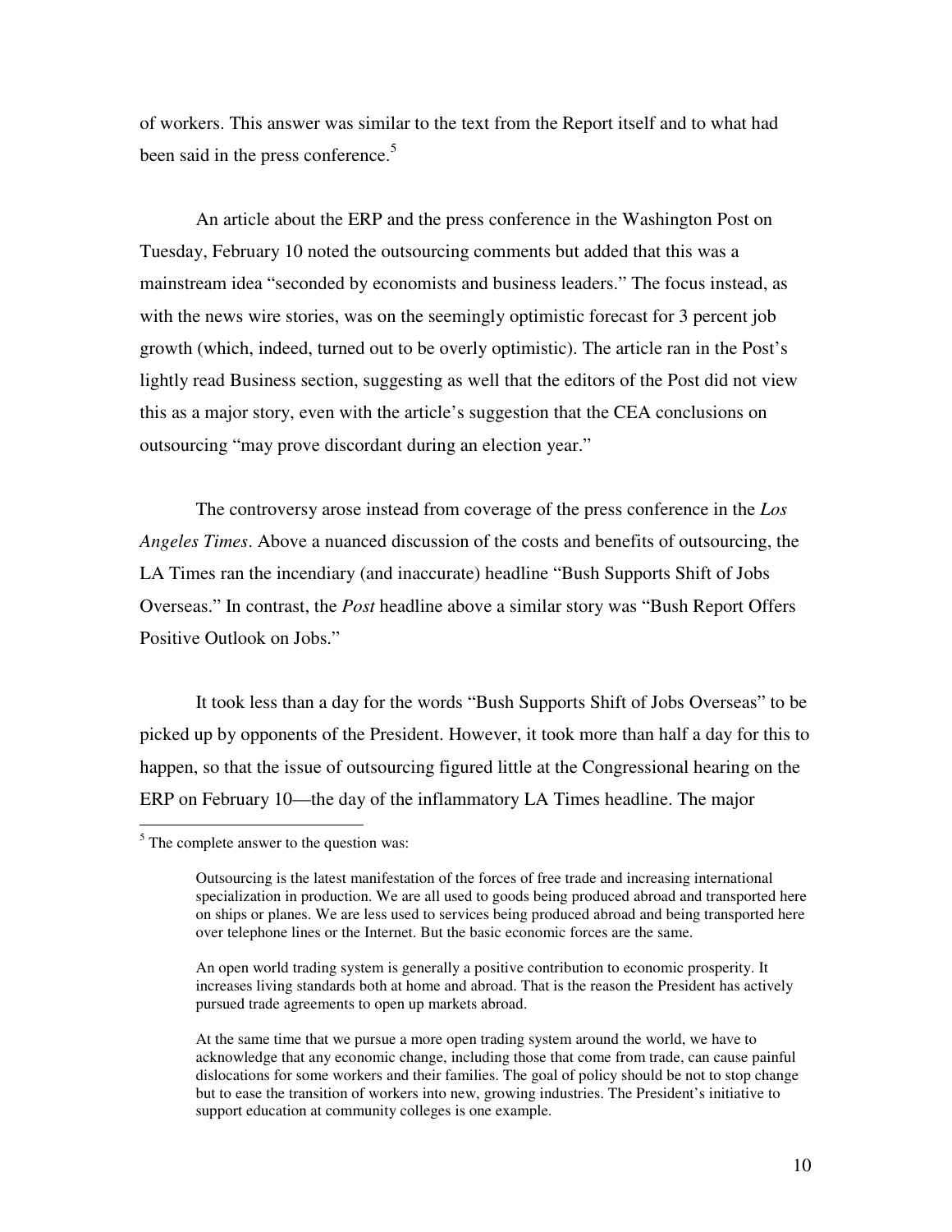of workers. This answer was similar to the text from the Report itself and to what had been said in the press conference.[5]

An article about the ERP and the press conference in the Washington Post on Tuesday, February 10 noted the outsourcing comments but added that this was a mainstream idea "seconded by economists and business leaders." The focus instead, as with the news wire stories, was on the seemingly optimistic forecast for 3 percent job growth (which, indeed, turned out to be overly optimistic). The article ran in the Post's lightly read Business section, suggesting as well that the editors of the Post did not view this as a major story, even with the article's suggestion that the CEA conclusions on outsourcing "may prove discordant during an election year."

The controversy arose instead from coverage of the press conference in the *Los Angeles Times*. Above a nuanced discussion of the costs and benefits of outsourcing, the LA Times ran the incendiary (and inaccurate) headline "Bush Supports Shift of Jobs Overseas." In contrast, the *Post* headline above a similar story was "Bush Report Offers Positive Outlook on Jobs."

It took less than a day for the words "Bush Supports Shift of Jobs Overseas" to be picked up by opponents of the President. However, it took more than half a day for this to happen, so that the issue of outsourcing figured little at the Congressional hearing on the ERP on February 10—the day of the inflammatory LA Times headline. The major

---

[5] The complete answer to the question was:

> Outsourcing is the latest manifestation of the forces of free trade and increasing international specialization in production. We are all used to goods being produced abroad and transported here on ships or planes. We are less used to services being produced abroad and being transported here over telephone lines or the Internet. But the basic economic forces are the same.
>
> An open world trading system is generally a positive contribution to economic prosperity. It increases living standards both at home and abroad. That is the reason the President has actively pursued trade agreements to open up markets abroad.
>
> At the same time that we pursue a more open trading system around the world, we have to acknowledge that any economic change, including those that come from trade, can cause painful dislocations for some workers and their families. The goal of policy should be not to stop change but to ease the transition of workers into new, growing industries. The President's initiative to support education at community colleges is one example.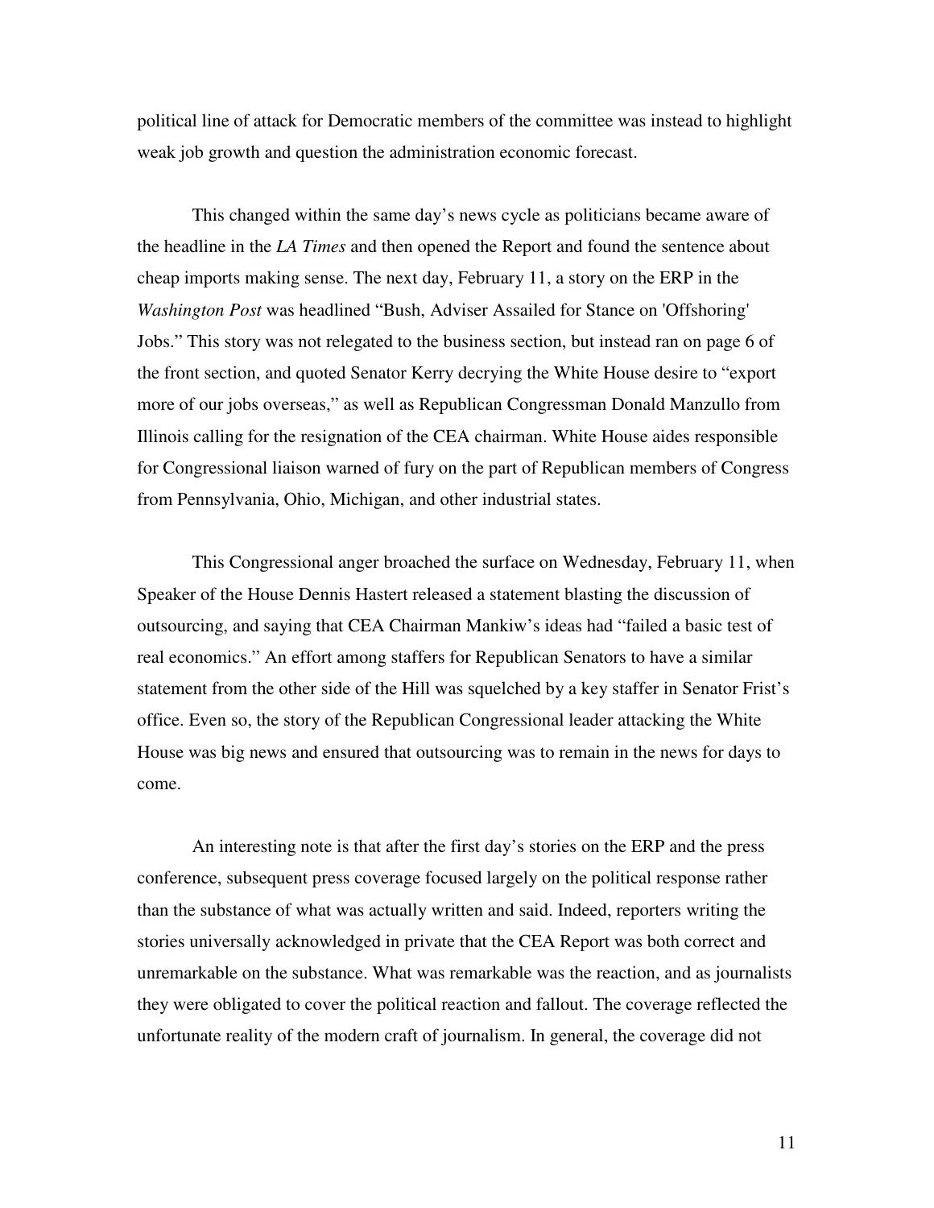political line of attack for Democratic members of the committee was instead to highlight weak job growth and question the administration economic forecast.

This changed within the same day's news cycle as politicians became aware of the headline in the *LA Times* and then opened the Report and found the sentence about cheap imports making sense. The next day, February 11, a story on the ERP in the *Washington Post* was headlined "Bush, Adviser Assailed for Stance on 'Offshoring' Jobs." This story was not relegated to the business section, but instead ran on page 6 of the front section, and quoted Senator Kerry decrying the White House desire to "export more of our jobs overseas," as well as Republican Congressman Donald Manzullo from Illinois calling for the resignation of the CEA chairman. White House aides responsible for Congressional liaison warned of fury on the part of Republican members of Congress from Pennsylvania, Ohio, Michigan, and other industrial states.

This Congressional anger broached the surface on Wednesday, February 11, when Speaker of the House Dennis Hastert released a statement blasting the discussion of outsourcing, and saying that CEA Chairman Mankiw's ideas had "failed a basic test of real economics." An effort among staffers for Republican Senators to have a similar statement from the other side of the Hill was squelched by a key staffer in Senator Frist's office. Even so, the story of the Republican Congressional leader attacking the White House was big news and ensured that outsourcing was to remain in the news for days to come.

An interesting note is that after the first day's stories on the ERP and the press conference, subsequent press coverage focused largely on the political response rather than the substance of what was actually written and said. Indeed, reporters writing the stories universally acknowledged in private that the CEA Report was both correct and unremarkable on the substance. What was remarkable was the reaction, and as journalists they were obligated to cover the political reaction and fallout. The coverage reflected the unfortunate reality of the modern craft of journalism. In general, the coverage did not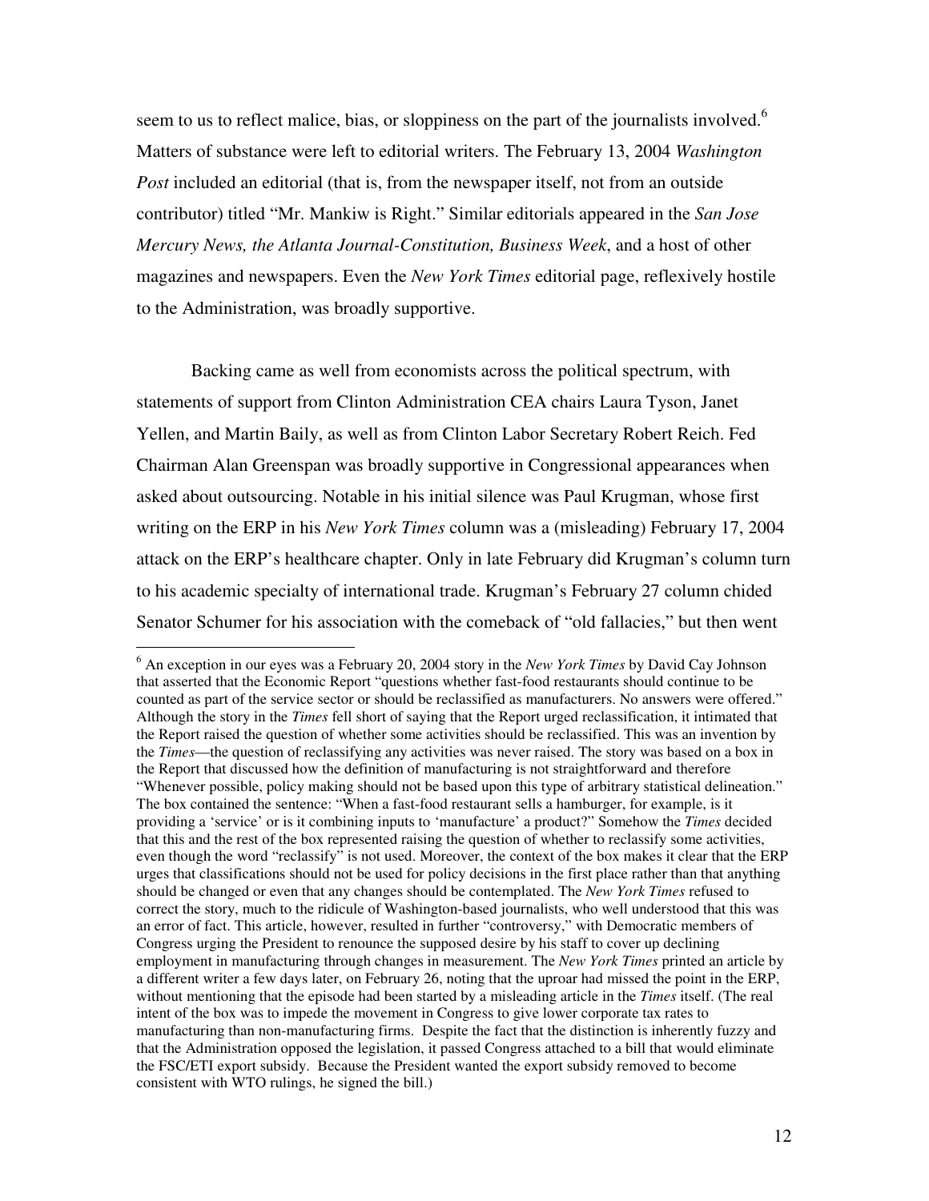seem to us to reflect malice, bias, or sloppiness on the part of the journalists involved.[6] Matters of substance were left to editorial writers. The February 13, 2004 *Washington Post* included an editorial (that is, from the newspaper itself, not from an outside contributor) titled "Mr. Mankiw is Right." Similar editorials appeared in the *San Jose Mercury News, the Atlanta Journal-Constitution, Business Week*, and a host of other magazines and newspapers. Even the *New York Times* editorial page, reflexively hostile to the Administration, was broadly supportive.

Backing came as well from economists across the political spectrum, with statements of support from Clinton Administration CEA chairs Laura Tyson, Janet Yellen, and Martin Baily, as well as from Clinton Labor Secretary Robert Reich. Fed Chairman Alan Greenspan was broadly supportive in Congressional appearances when asked about outsourcing. Notable in his initial silence was Paul Krugman, whose first writing on the ERP in his *New York Times* column was a (misleading) February 17, 2004 attack on the ERP's healthcare chapter. Only in late February did Krugman's column turn to his academic specialty of international trade. Krugman's February 27 column chided Senator Schumer for his association with the comeback of "old fallacies," but then went

[6] An exception in our eyes was a February 20, 2004 story in the *New York Times* by David Cay Johnson that asserted that the Economic Report "questions whether fast-food restaurants should continue to be counted as part of the service sector or should be reclassified as manufacturers. No answers were offered." Although the story in the *Times* fell short of saying that the Report urged reclassification, it intimated that the Report raised the question of whether some activities should be reclassified. This was an invention by the *Times*—the question of reclassifying any activities was never raised. The story was based on a box in the Report that discussed how the definition of manufacturing is not straightforward and therefore "Whenever possible, policy making should not be based upon this type of arbitrary statistical delineation." The box contained the sentence: "When a fast-food restaurant sells a hamburger, for example, is it providing a 'service' or is it combining inputs to 'manufacture' a product?" Somehow the *Times* decided that this and the rest of the box represented raising the question of whether to reclassify some activities, even though the word "reclassify" is not used. Moreover, the context of the box makes it clear that the ERP urges that classifications should not be used for policy decisions in the first place rather than that anything should be changed or even that any changes should be contemplated. The *New York Times* refused to correct the story, much to the ridicule of Washington-based journalists, who well understood that this was an error of fact. This article, however, resulted in further "controversy," with Democratic members of Congress urging the President to renounce the supposed desire by his staff to cover up declining employment in manufacturing through changes in measurement. The *New York Times* printed an article by a different writer a few days later, on February 26, noting that the uproar had missed the point in the ERP, without mentioning that the episode had been started by a misleading article in the *Times* itself. (The real intent of the box was to impede the movement in Congress to give lower corporate tax rates to manufacturing than non-manufacturing firms. Despite the fact that the distinction is inherently fuzzy and that the Administration opposed the legislation, it passed Congress attached to a bill that would eliminate the FSC/ETI export subsidy. Because the President wanted the export subsidy removed to become consistent with WTO rulings, he signed the bill.)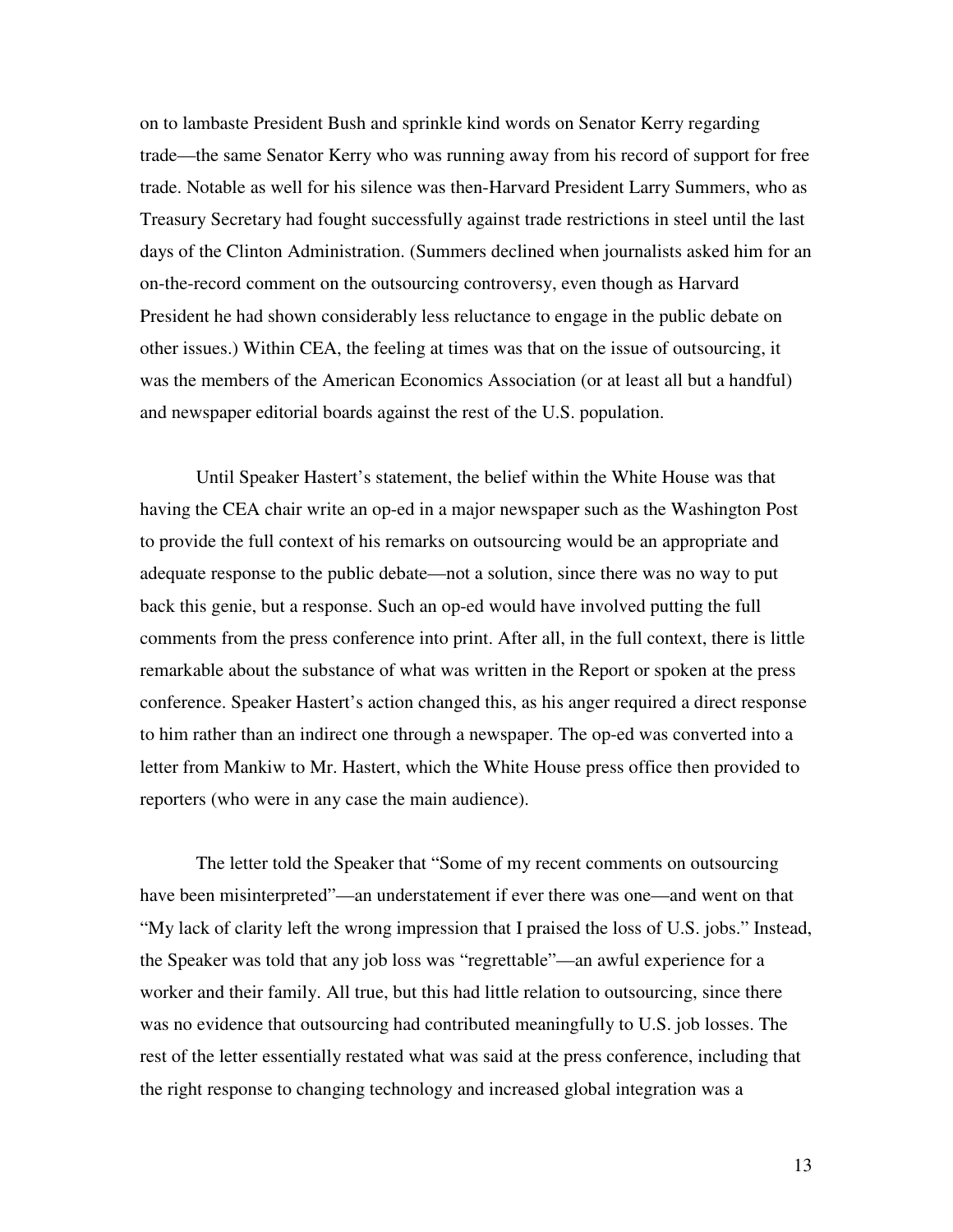on to lambaste President Bush and sprinkle kind words on Senator Kerry regarding trade—the same Senator Kerry who was running away from his record of support for free trade. Notable as well for his silence was then-Harvard President Larry Summers, who as Treasury Secretary had fought successfully against trade restrictions in steel until the last days of the Clinton Administration. (Summers declined when journalists asked him for an on-the-record comment on the outsourcing controversy, even though as Harvard President he had shown considerably less reluctance to engage in the public debate on other issues.) Within CEA, the feeling at times was that on the issue of outsourcing, it was the members of the American Economics Association (or at least all but a handful) and newspaper editorial boards against the rest of the U.S. population.

Until Speaker Hastert's statement, the belief within the White House was that having the CEA chair write an op-ed in a major newspaper such as the Washington Post to provide the full context of his remarks on outsourcing would be an appropriate and adequate response to the public debate—not a solution, since there was no way to put back this genie, but a response. Such an op-ed would have involved putting the full comments from the press conference into print. After all, in the full context, there is little remarkable about the substance of what was written in the Report or spoken at the press conference. Speaker Hastert's action changed this, as his anger required a direct response to him rather than an indirect one through a newspaper. The op-ed was converted into a letter from Mankiw to Mr. Hastert, which the White House press office then provided to reporters (who were in any case the main audience).

The letter told the Speaker that "Some of my recent comments on outsourcing have been misinterpreted"—an understatement if ever there was one—and went on that "My lack of clarity left the wrong impression that I praised the loss of U.S. jobs." Instead, the Speaker was told that any job loss was "regrettable"—an awful experience for a worker and their family. All true, but this had little relation to outsourcing, since there was no evidence that outsourcing had contributed meaningfully to U.S. job losses. The rest of the letter essentially restated what was said at the press conference, including that the right response to changing technology and increased global integration was a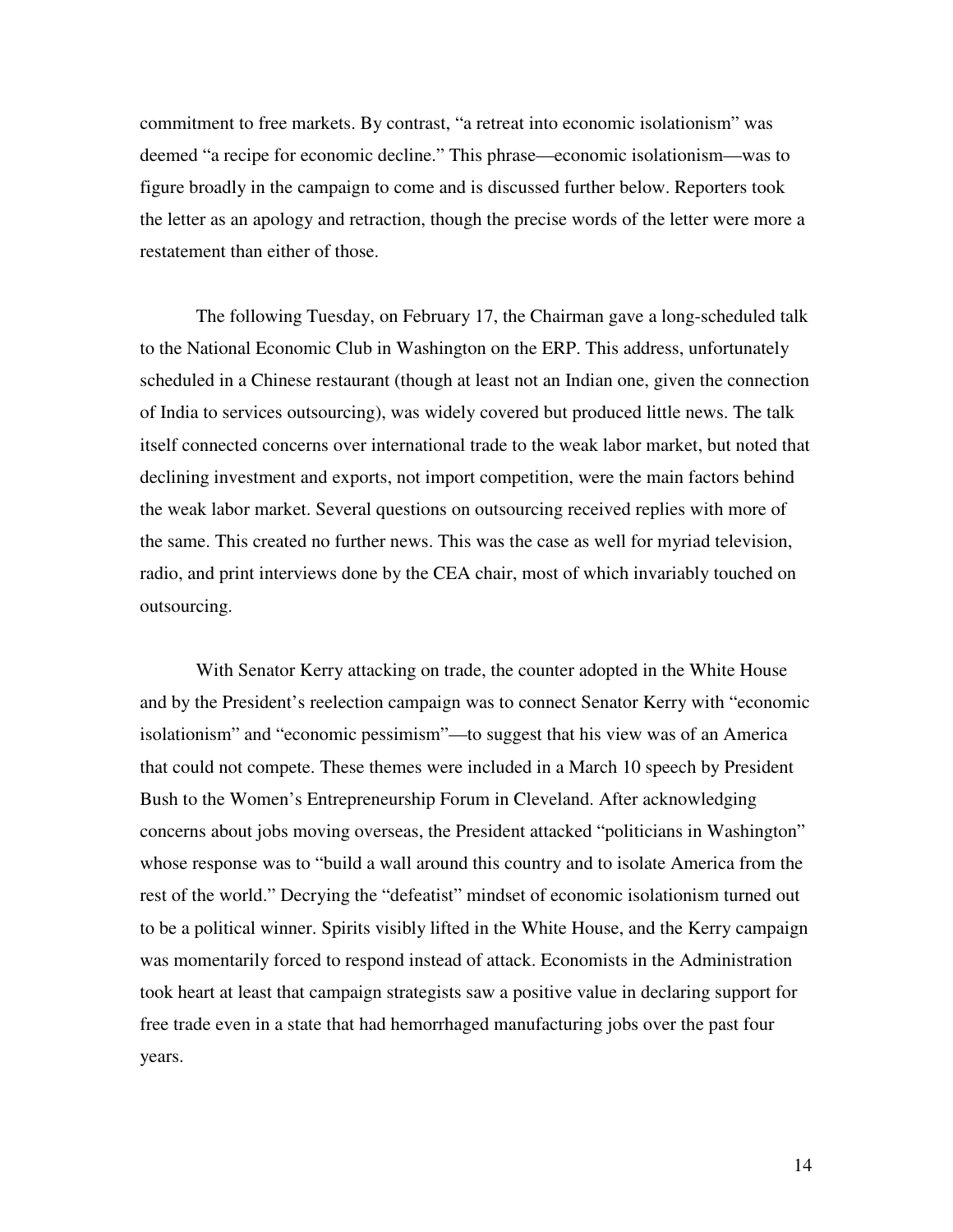commitment to free markets. By contrast, "a retreat into economic isolationism" was deemed "a recipe for economic decline." This phrase—economic isolationism—was to figure broadly in the campaign to come and is discussed further below. Reporters took the letter as an apology and retraction, though the precise words of the letter were more a restatement than either of those.

The following Tuesday, on February 17, the Chairman gave a long-scheduled talk to the National Economic Club in Washington on the ERP. This address, unfortunately scheduled in a Chinese restaurant (though at least not an Indian one, given the connection of India to services outsourcing), was widely covered but produced little news. The talk itself connected concerns over international trade to the weak labor market, but noted that declining investment and exports, not import competition, were the main factors behind the weak labor market. Several questions on outsourcing received replies with more of the same. This created no further news. This was the case as well for myriad television, radio, and print interviews done by the CEA chair, most of which invariably touched on outsourcing.

With Senator Kerry attacking on trade, the counter adopted in the White House and by the President's reelection campaign was to connect Senator Kerry with "economic isolationism" and "economic pessimism"—to suggest that his view was of an America that could not compete. These themes were included in a March 10 speech by President Bush to the Women's Entrepreneurship Forum in Cleveland. After acknowledging concerns about jobs moving overseas, the President attacked "politicians in Washington" whose response was to "build a wall around this country and to isolate America from the rest of the world." Decrying the "defeatist" mindset of economic isolationism turned out to be a political winner. Spirits visibly lifted in the White House, and the Kerry campaign was momentarily forced to respond instead of attack. Economists in the Administration took heart at least that campaign strategists saw a positive value in declaring support for free trade even in a state that had hemorrhaged manufacturing jobs over the past four years.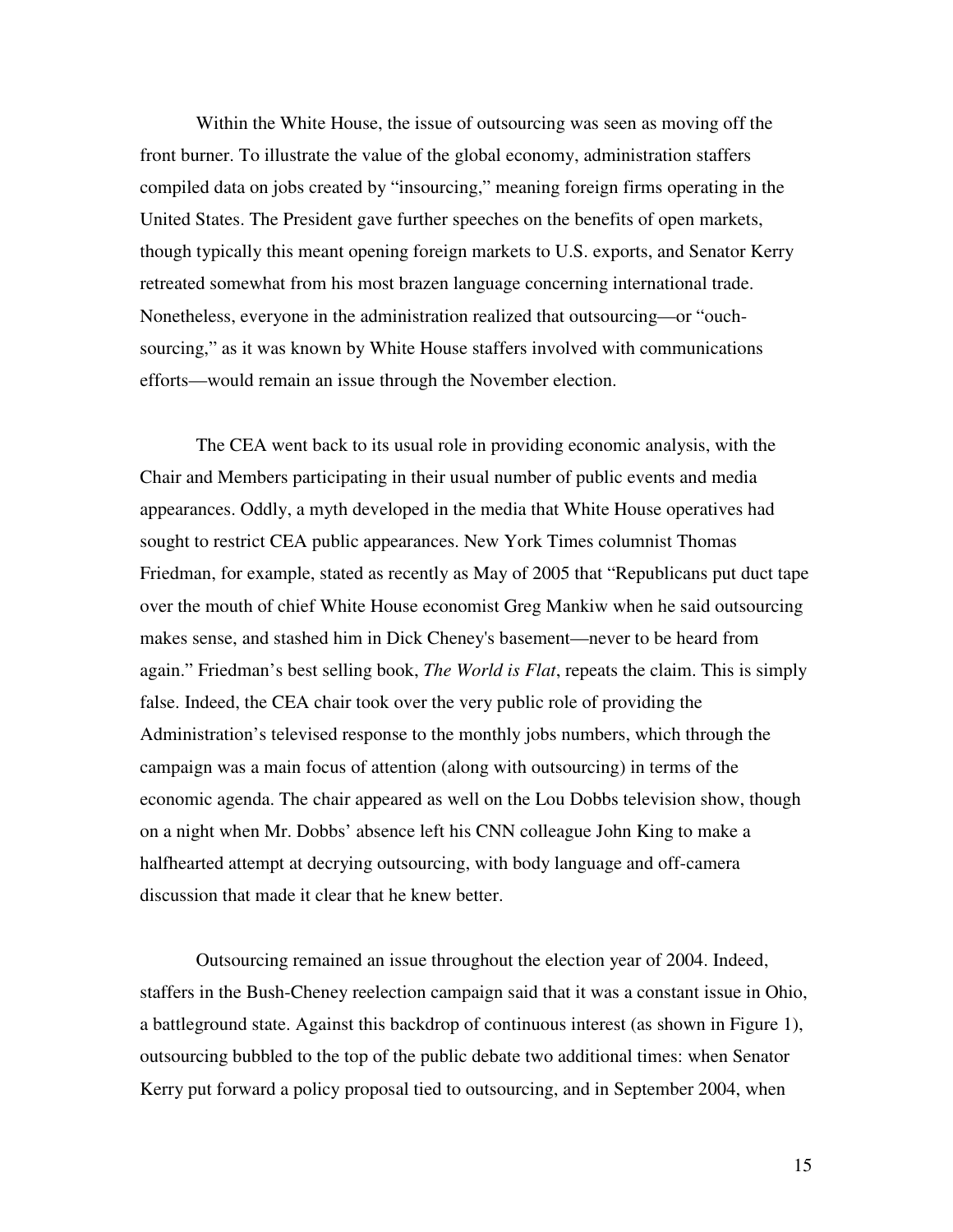Within the White House, the issue of outsourcing was seen as moving off the front burner. To illustrate the value of the global economy, administration staffers compiled data on jobs created by "insourcing," meaning foreign firms operating in the United States. The President gave further speeches on the benefits of open markets, though typically this meant opening foreign markets to U.S. exports, and Senator Kerry retreated somewhat from his most brazen language concerning international trade. Nonetheless, everyone in the administration realized that outsourcing—or "ouch-sourcing," as it was known by White House staffers involved with communications efforts—would remain an issue through the November election.

The CEA went back to its usual role in providing economic analysis, with the Chair and Members participating in their usual number of public events and media appearances. Oddly, a myth developed in the media that White House operatives had sought to restrict CEA public appearances. New York Times columnist Thomas Friedman, for example, stated as recently as May of 2005 that "Republicans put duct tape over the mouth of chief White House economist Greg Mankiw when he said outsourcing makes sense, and stashed him in Dick Cheney's basement—never to be heard from again." Friedman's best selling book, *The World is Flat*, repeats the claim. This is simply false. Indeed, the CEA chair took over the very public role of providing the Administration's televised response to the monthly jobs numbers, which through the campaign was a main focus of attention (along with outsourcing) in terms of the economic agenda. The chair appeared as well on the Lou Dobbs television show, though on a night when Mr. Dobbs' absence left his CNN colleague John King to make a halfhearted attempt at decrying outsourcing, with body language and off-camera discussion that made it clear that he knew better.

Outsourcing remained an issue throughout the election year of 2004. Indeed, staffers in the Bush-Cheney reelection campaign said that it was a constant issue in Ohio, a battleground state. Against this backdrop of continuous interest (as shown in Figure 1), outsourcing bubbled to the top of the public debate two additional times: when Senator Kerry put forward a policy proposal tied to outsourcing, and in September 2004, when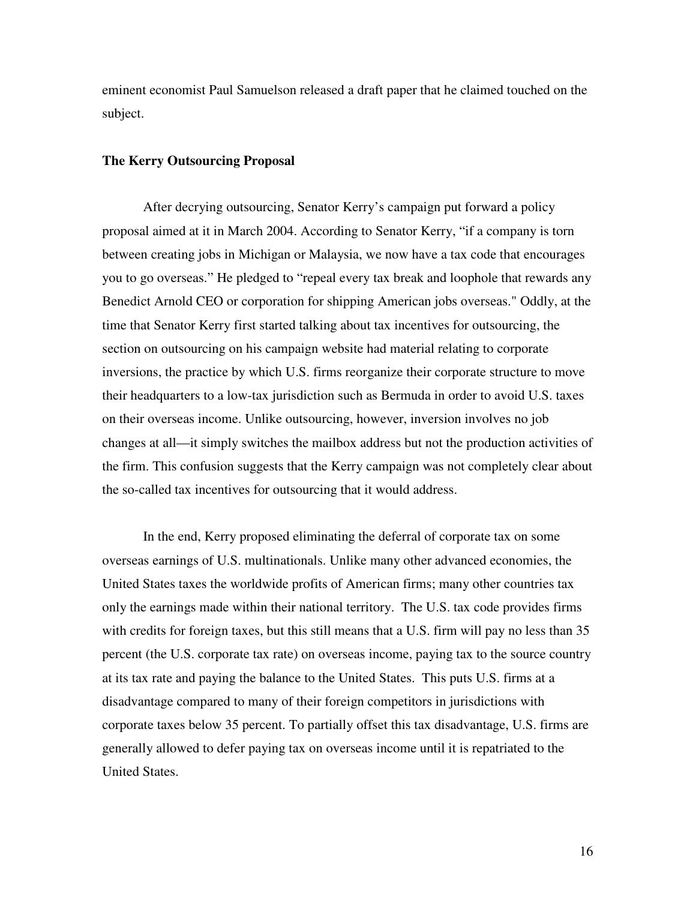eminent economist Paul Samuelson released a draft paper that he claimed touched on the subject.

**The Kerry Outsourcing Proposal**

After decrying outsourcing, Senator Kerry's campaign put forward a policy proposal aimed at it in March 2004. According to Senator Kerry, "if a company is torn between creating jobs in Michigan or Malaysia, we now have a tax code that encourages you to go overseas." He pledged to "repeal every tax break and loophole that rewards any Benedict Arnold CEO or corporation for shipping American jobs overseas." Oddly, at the time that Senator Kerry first started talking about tax incentives for outsourcing, the section on outsourcing on his campaign website had material relating to corporate inversions, the practice by which U.S. firms reorganize their corporate structure to move their headquarters to a low-tax jurisdiction such as Bermuda in order to avoid U.S. taxes on their overseas income. Unlike outsourcing, however, inversion involves no job changes at all—it simply switches the mailbox address but not the production activities of the firm. This confusion suggests that the Kerry campaign was not completely clear about the so-called tax incentives for outsourcing that it would address.

In the end, Kerry proposed eliminating the deferral of corporate tax on some overseas earnings of U.S. multinationals. Unlike many other advanced economies, the United States taxes the worldwide profits of American firms; many other countries tax only the earnings made within their national territory. The U.S. tax code provides firms with credits for foreign taxes, but this still means that a U.S. firm will pay no less than 35 percent (the U.S. corporate tax rate) on overseas income, paying tax to the source country at its tax rate and paying the balance to the United States. This puts U.S. firms at a disadvantage compared to many of their foreign competitors in jurisdictions with corporate taxes below 35 percent. To partially offset this tax disadvantage, U.S. firms are generally allowed to defer paying tax on overseas income until it is repatriated to the United States.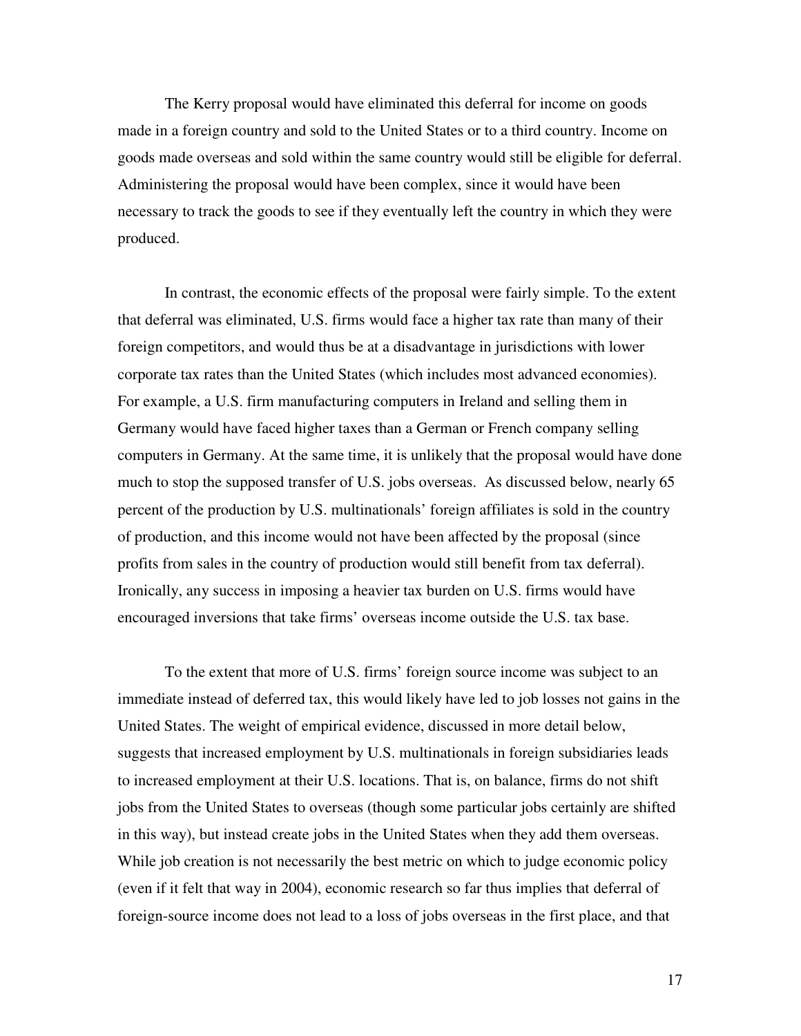The Kerry proposal would have eliminated this deferral for income on goods made in a foreign country and sold to the United States or to a third country. Income on goods made overseas and sold within the same country would still be eligible for deferral. Administering the proposal would have been complex, since it would have been necessary to track the goods to see if they eventually left the country in which they were produced.

In contrast, the economic effects of the proposal were fairly simple. To the extent that deferral was eliminated, U.S. firms would face a higher tax rate than many of their foreign competitors, and would thus be at a disadvantage in jurisdictions with lower corporate tax rates than the United States (which includes most advanced economies). For example, a U.S. firm manufacturing computers in Ireland and selling them in Germany would have faced higher taxes than a German or French company selling computers in Germany. At the same time, it is unlikely that the proposal would have done much to stop the supposed transfer of U.S. jobs overseas. As discussed below, nearly 65 percent of the production by U.S. multinationals' foreign affiliates is sold in the country of production, and this income would not have been affected by the proposal (since profits from sales in the country of production would still benefit from tax deferral). Ironically, any success in imposing a heavier tax burden on U.S. firms would have encouraged inversions that take firms' overseas income outside the U.S. tax base.

To the extent that more of U.S. firms' foreign source income was subject to an immediate instead of deferred tax, this would likely have led to job losses not gains in the United States. The weight of empirical evidence, discussed in more detail below, suggests that increased employment by U.S. multinationals in foreign subsidiaries leads to increased employment at their U.S. locations. That is, on balance, firms do not shift jobs from the United States to overseas (though some particular jobs certainly are shifted in this way), but instead create jobs in the United States when they add them overseas. While job creation is not necessarily the best metric on which to judge economic policy (even if it felt that way in 2004), economic research so far thus implies that deferral of foreign-source income does not lead to a loss of jobs overseas in the first place, and that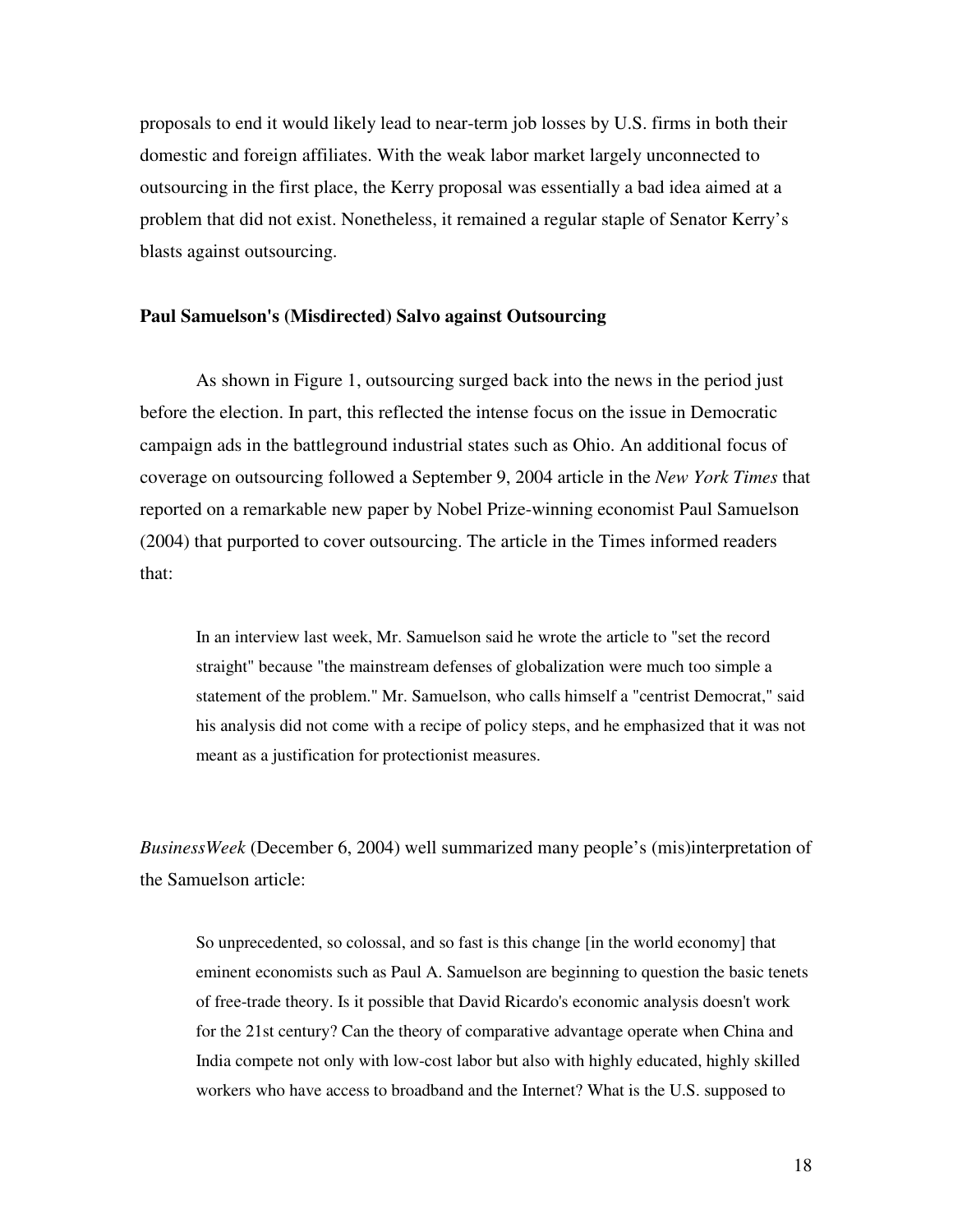proposals to end it would likely lead to near-term job losses by U.S. firms in both their domestic and foreign affiliates. With the weak labor market largely unconnected to outsourcing in the first place, the Kerry proposal was essentially a bad idea aimed at a problem that did not exist. Nonetheless, it remained a regular staple of Senator Kerry's blasts against outsourcing.

**Paul Samuelson's (Misdirected) Salvo against Outsourcing**

As shown in Figure 1, outsourcing surged back into the news in the period just before the election. In part, this reflected the intense focus on the issue in Democratic campaign ads in the battleground industrial states such as Ohio. An additional focus of coverage on outsourcing followed a September 9, 2004 article in the *New York Times* that reported on a remarkable new paper by Nobel Prize-winning economist Paul Samuelson (2004) that purported to cover outsourcing. The article in the Times informed readers that:

> In an interview last week, Mr. Samuelson said he wrote the article to "set the record straight" because "the mainstream defenses of globalization were much too simple a statement of the problem." Mr. Samuelson, who calls himself a "centrist Democrat," said his analysis did not come with a recipe of policy steps, and he emphasized that it was not meant as a justification for protectionist measures.

*BusinessWeek* (December 6, 2004) well summarized many people's (mis)interpretation of the Samuelson article:

> So unprecedented, so colossal, and so fast is this change [in the world economy] that eminent economists such as Paul A. Samuelson are beginning to question the basic tenets of free-trade theory. Is it possible that David Ricardo's economic analysis doesn't work for the 21st century? Can the theory of comparative advantage operate when China and India compete not only with low-cost labor but also with highly educated, highly skilled workers who have access to broadband and the Internet? What is the U.S. supposed to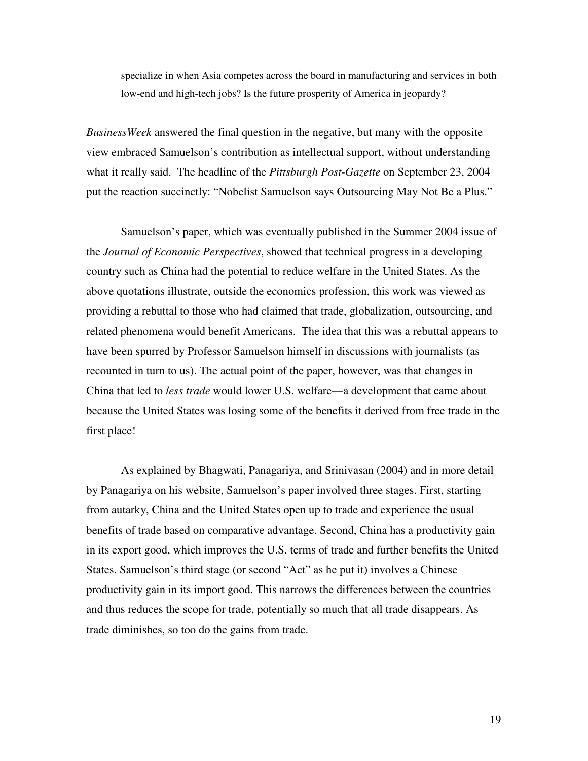> specialize in when Asia competes across the board in manufacturing and services in both low-end and high-tech jobs? Is the future prosperity of America in jeopardy?

*BusinessWeek* answered the final question in the negative, but many with the opposite view embraced Samuelson's contribution as intellectual support, without understanding what it really said. The headline of the *Pittsburgh Post-Gazette* on September 23, 2004 put the reaction succinctly: "Nobelist Samuelson says Outsourcing May Not Be a Plus."

Samuelson's paper, which was eventually published in the Summer 2004 issue of the *Journal of Economic Perspectives*, showed that technical progress in a developing country such as China had the potential to reduce welfare in the United States. As the above quotations illustrate, outside the economics profession, this work was viewed as providing a rebuttal to those who had claimed that trade, globalization, outsourcing, and related phenomena would benefit Americans. The idea that this was a rebuttal appears to have been spurred by Professor Samuelson himself in discussions with journalists (as recounted in turn to us). The actual point of the paper, however, was that changes in China that led to *less trade* would lower U.S. welfare—a development that came about because the United States was losing some of the benefits it derived from free trade in the first place!

As explained by Bhagwati, Panagariya, and Srinivasan (2004) and in more detail by Panagariya on his website, Samuelson's paper involved three stages. First, starting from autarky, China and the United States open up to trade and experience the usual benefits of trade based on comparative advantage. Second, China has a productivity gain in its export good, which improves the U.S. terms of trade and further benefits the United States. Samuelson's third stage (or second "Act" as he put it) involves a Chinese productivity gain in its import good. This narrows the differences between the countries and thus reduces the scope for trade, potentially so much that all trade disappears. As trade diminishes, so too do the gains from trade.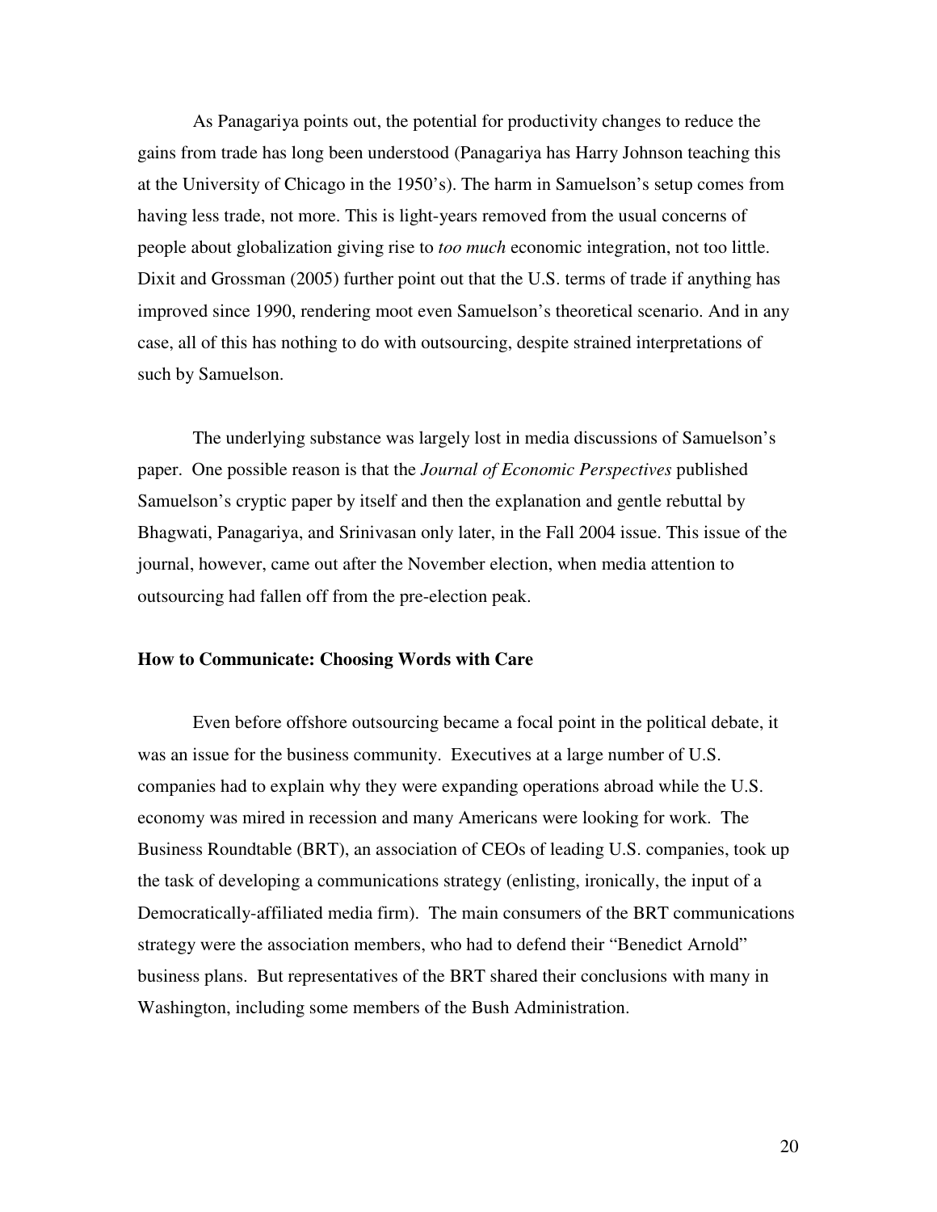As Panagariya points out, the potential for productivity changes to reduce the gains from trade has long been understood (Panagariya has Harry Johnson teaching this at the University of Chicago in the 1950's). The harm in Samuelson's setup comes from having less trade, not more. This is light-years removed from the usual concerns of people about globalization giving rise to *too much* economic integration, not too little. Dixit and Grossman (2005) further point out that the U.S. terms of trade if anything has improved since 1990, rendering moot even Samuelson's theoretical scenario. And in any case, all of this has nothing to do with outsourcing, despite strained interpretations of such by Samuelson.

The underlying substance was largely lost in media discussions of Samuelson's paper. One possible reason is that the *Journal of Economic Perspectives* published Samuelson's cryptic paper by itself and then the explanation and gentle rebuttal by Bhagwati, Panagariya, and Srinivasan only later, in the Fall 2004 issue. This issue of the journal, however, came out after the November election, when media attention to outsourcing had fallen off from the pre-election peak.

**How to Communicate: Choosing Words with Care**

Even before offshore outsourcing became a focal point in the political debate, it was an issue for the business community. Executives at a large number of U.S. companies had to explain why they were expanding operations abroad while the U.S. economy was mired in recession and many Americans were looking for work. The Business Roundtable (BRT), an association of CEOs of leading U.S. companies, took up the task of developing a communications strategy (enlisting, ironically, the input of a Democratically-affiliated media firm). The main consumers of the BRT communications strategy were the association members, who had to defend their "Benedict Arnold" business plans. But representatives of the BRT shared their conclusions with many in Washington, including some members of the Bush Administration.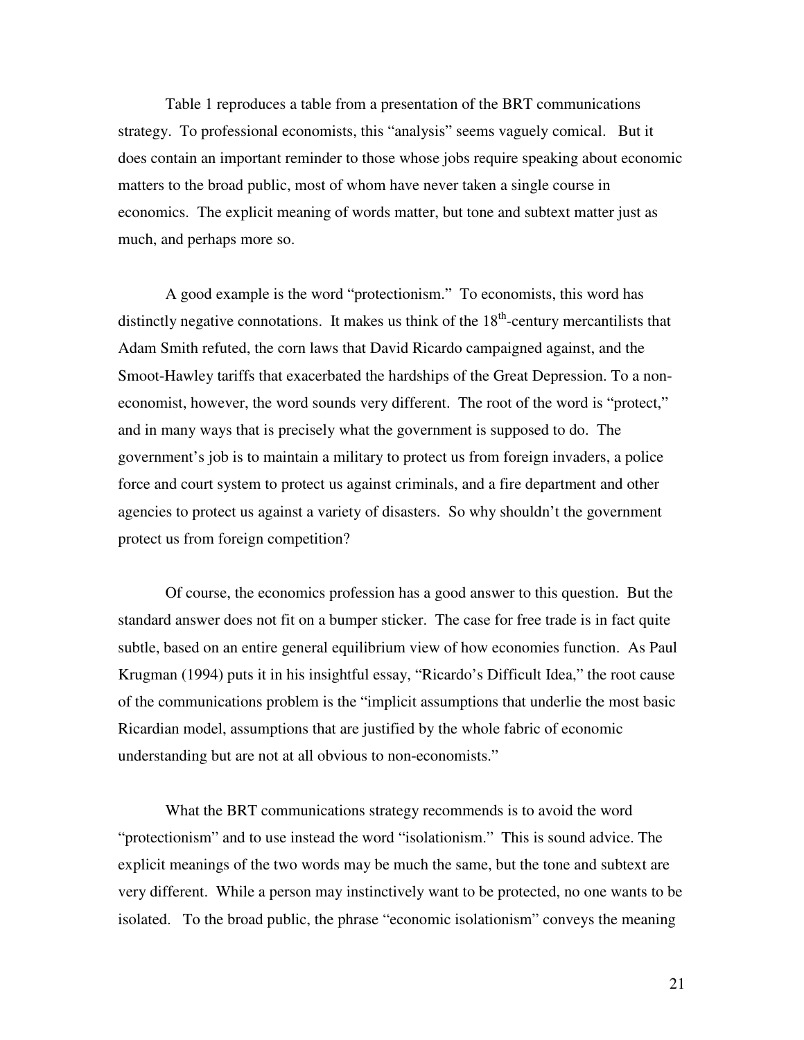Table 1 reproduces a table from a presentation of the BRT communications strategy. To professional economists, this "analysis" seems vaguely comical. But it does contain an important reminder to those whose jobs require speaking about economic matters to the broad public, most of whom have never taken a single course in economics. The explicit meaning of words matter, but tone and subtext matter just as much, and perhaps more so.

A good example is the word "protectionism." To economists, this word has distinctly negative connotations. It makes us think of the 18th-century mercantilists that Adam Smith refuted, the corn laws that David Ricardo campaigned against, and the Smoot-Hawley tariffs that exacerbated the hardships of the Great Depression. To a non-economist, however, the word sounds very different. The root of the word is "protect," and in many ways that is precisely what the government is supposed to do. The government's job is to maintain a military to protect us from foreign invaders, a police force and court system to protect us against criminals, and a fire department and other agencies to protect us against a variety of disasters. So why shouldn't the government protect us from foreign competition?

Of course, the economics profession has a good answer to this question. But the standard answer does not fit on a bumper sticker. The case for free trade is in fact quite subtle, based on an entire general equilibrium view of how economies function. As Paul Krugman (1994) puts it in his insightful essay, "Ricardo's Difficult Idea," the root cause of the communications problem is the "implicit assumptions that underlie the most basic Ricardian model, assumptions that are justified by the whole fabric of economic understanding but are not at all obvious to non-economists."

What the BRT communications strategy recommends is to avoid the word "protectionism" and to use instead the word "isolationism." This is sound advice. The explicit meanings of the two words may be much the same, but the tone and subtext are very different. While a person may instinctively want to be protected, no one wants to be isolated. To the broad public, the phrase "economic isolationism" conveys the meaning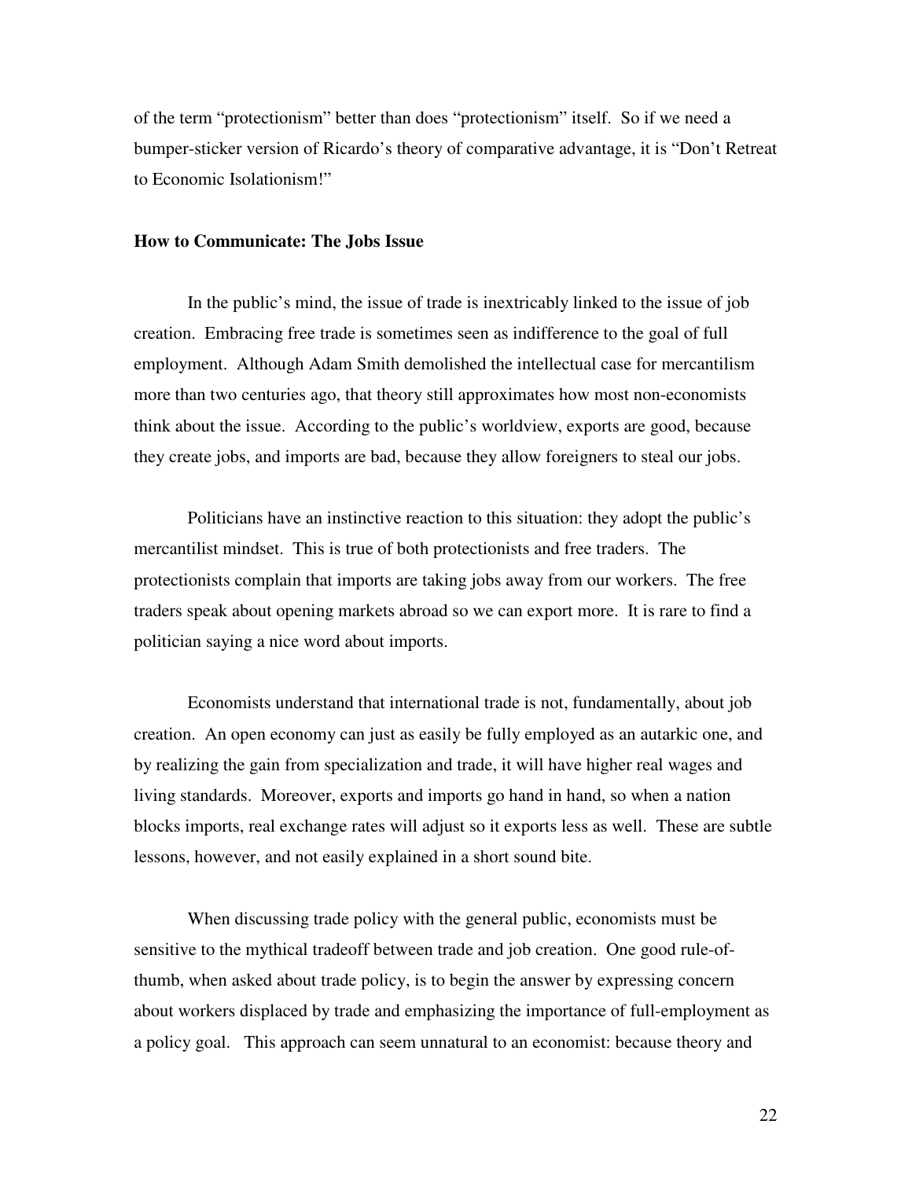of the term "protectionism" better than does "protectionism" itself. So if we need a bumper-sticker version of Ricardo's theory of comparative advantage, it is "Don't Retreat to Economic Isolationism!"

**How to Communicate: The Jobs Issue**

In the public's mind, the issue of trade is inextricably linked to the issue of job creation. Embracing free trade is sometimes seen as indifference to the goal of full employment. Although Adam Smith demolished the intellectual case for mercantilism more than two centuries ago, that theory still approximates how most non-economists think about the issue. According to the public's worldview, exports are good, because they create jobs, and imports are bad, because they allow foreigners to steal our jobs.

Politicians have an instinctive reaction to this situation: they adopt the public's mercantilist mindset. This is true of both protectionists and free traders. The protectionists complain that imports are taking jobs away from our workers. The free traders speak about opening markets abroad so we can export more. It is rare to find a politician saying a nice word about imports.

Economists understand that international trade is not, fundamentally, about job creation. An open economy can just as easily be fully employed as an autarkic one, and by realizing the gain from specialization and trade, it will have higher real wages and living standards. Moreover, exports and imports go hand in hand, so when a nation blocks imports, real exchange rates will adjust so it exports less as well. These are subtle lessons, however, and not easily explained in a short sound bite.

When discussing trade policy with the general public, economists must be sensitive to the mythical tradeoff between trade and job creation. One good rule-of-thumb, when asked about trade policy, is to begin the answer by expressing concern about workers displaced by trade and emphasizing the importance of full-employment as a policy goal. This approach can seem unnatural to an economist: because theory and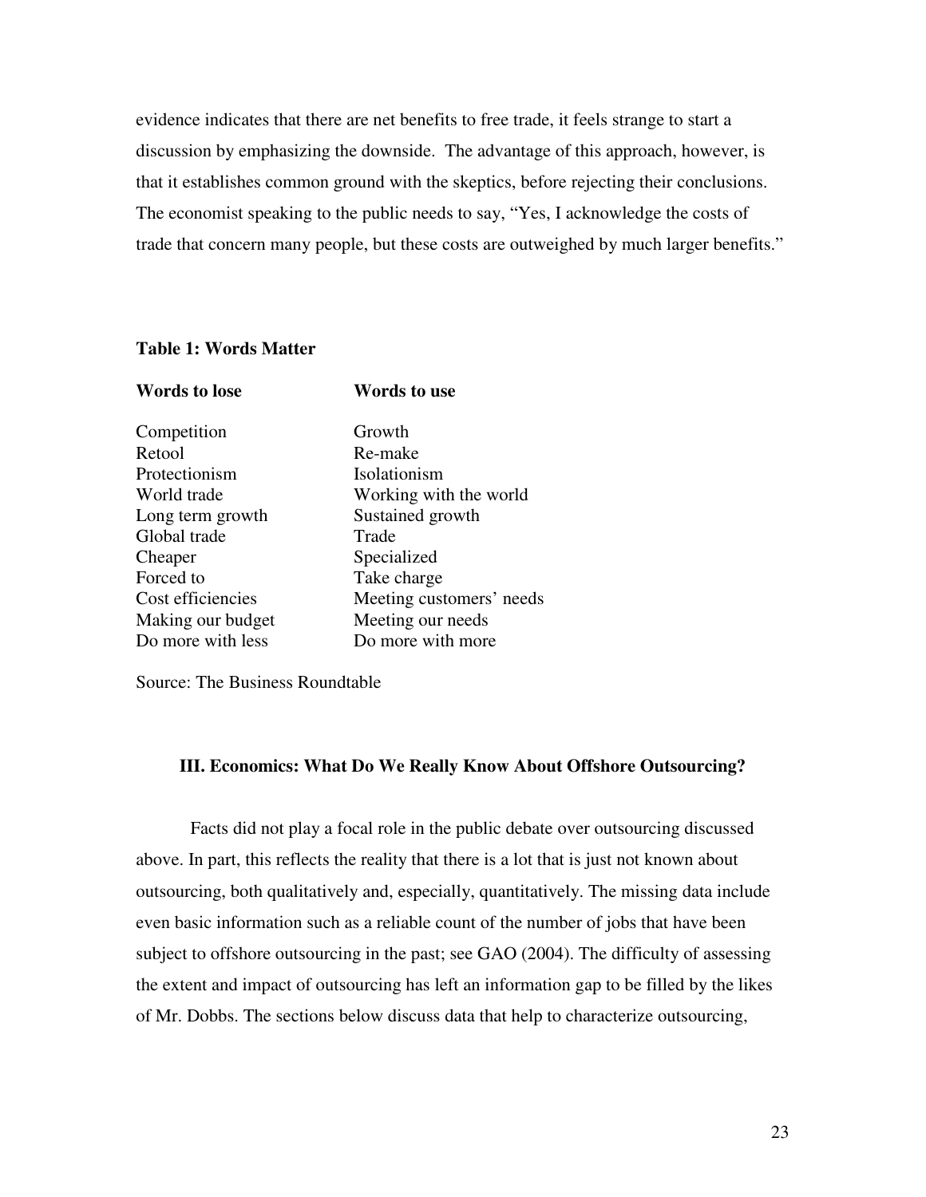evidence indicates that there are net benefits to free trade, it feels strange to start a discussion by emphasizing the downside. The advantage of this approach, however, is that it establishes common ground with the skeptics, before rejecting their conclusions. The economist speaking to the public needs to say, "Yes, I acknowledge the costs of trade that concern many people, but these costs are outweighed by much larger benefits."

**Table 1: Words Matter**

| Words to lose | Words to use |
|---|---|
| Competition | Growth |
| Retool | Re-make |
| Protectionism | Isolationism |
| World trade | Working with the world |
| Long term growth | Sustained growth |
| Global trade | Trade |
| Cheaper | Specialized |
| Forced to | Take charge |
| Cost efficiencies | Meeting customers' needs |
| Making our budget | Meeting our needs |
| Do more with less | Do more with more |

Source: The Business Roundtable

### III. Economics: What Do We Really Know About Offshore Outsourcing?

Facts did not play a focal role in the public debate over outsourcing discussed above. In part, this reflects the reality that there is a lot that is just not known about outsourcing, both qualitatively and, especially, quantitatively. The missing data include even basic information such as a reliable count of the number of jobs that have been subject to offshore outsourcing in the past; see GAO (2004). The difficulty of assessing the extent and impact of outsourcing has left an information gap to be filled by the likes of Mr. Dobbs. The sections below discuss data that help to characterize outsourcing,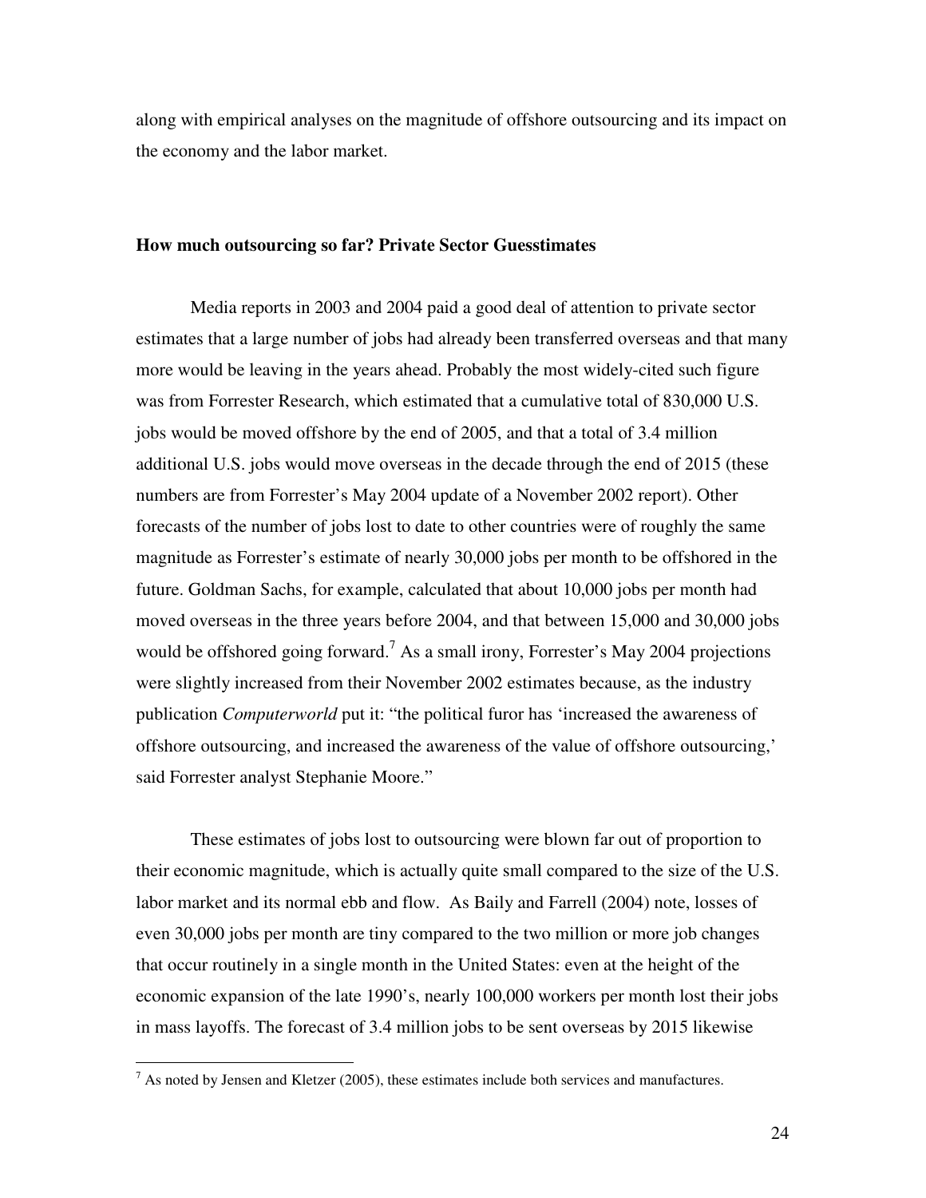along with empirical analyses on the magnitude of offshore outsourcing and its impact on the economy and the labor market.

### How much outsourcing so far? Private Sector Guesstimates

Media reports in 2003 and 2004 paid a good deal of attention to private sector estimates that a large number of jobs had already been transferred overseas and that many more would be leaving in the years ahead. Probably the most widely-cited such figure was from Forrester Research, which estimated that a cumulative total of 830,000 U.S. jobs would be moved offshore by the end of 2005, and that a total of 3.4 million additional U.S. jobs would move overseas in the decade through the end of 2015 (these numbers are from Forrester's May 2004 update of a November 2002 report). Other forecasts of the number of jobs lost to date to other countries were of roughly the same magnitude as Forrester's estimate of nearly 30,000 jobs per month to be offshored in the future. Goldman Sachs, for example, calculated that about 10,000 jobs per month had moved overseas in the three years before 2004, and that between 15,000 and 30,000 jobs would be offshored going forward.[7] As a small irony, Forrester's May 2004 projections were slightly increased from their November 2002 estimates because, as the industry publication *Computerworld* put it: "the political furor has 'increased the awareness of offshore outsourcing, and increased the awareness of the value of offshore outsourcing,' said Forrester analyst Stephanie Moore."

These estimates of jobs lost to outsourcing were blown far out of proportion to their economic magnitude, which is actually quite small compared to the size of the U.S. labor market and its normal ebb and flow. As Baily and Farrell (2004) note, losses of even 30,000 jobs per month are tiny compared to the two million or more job changes that occur routinely in a single month in the United States: even at the height of the economic expansion of the late 1990's, nearly 100,000 workers per month lost their jobs in mass layoffs. The forecast of 3.4 million jobs to be sent overseas by 2015 likewise

---

[7] As noted by Jensen and Kletzer (2005), these estimates include both services and manufactures.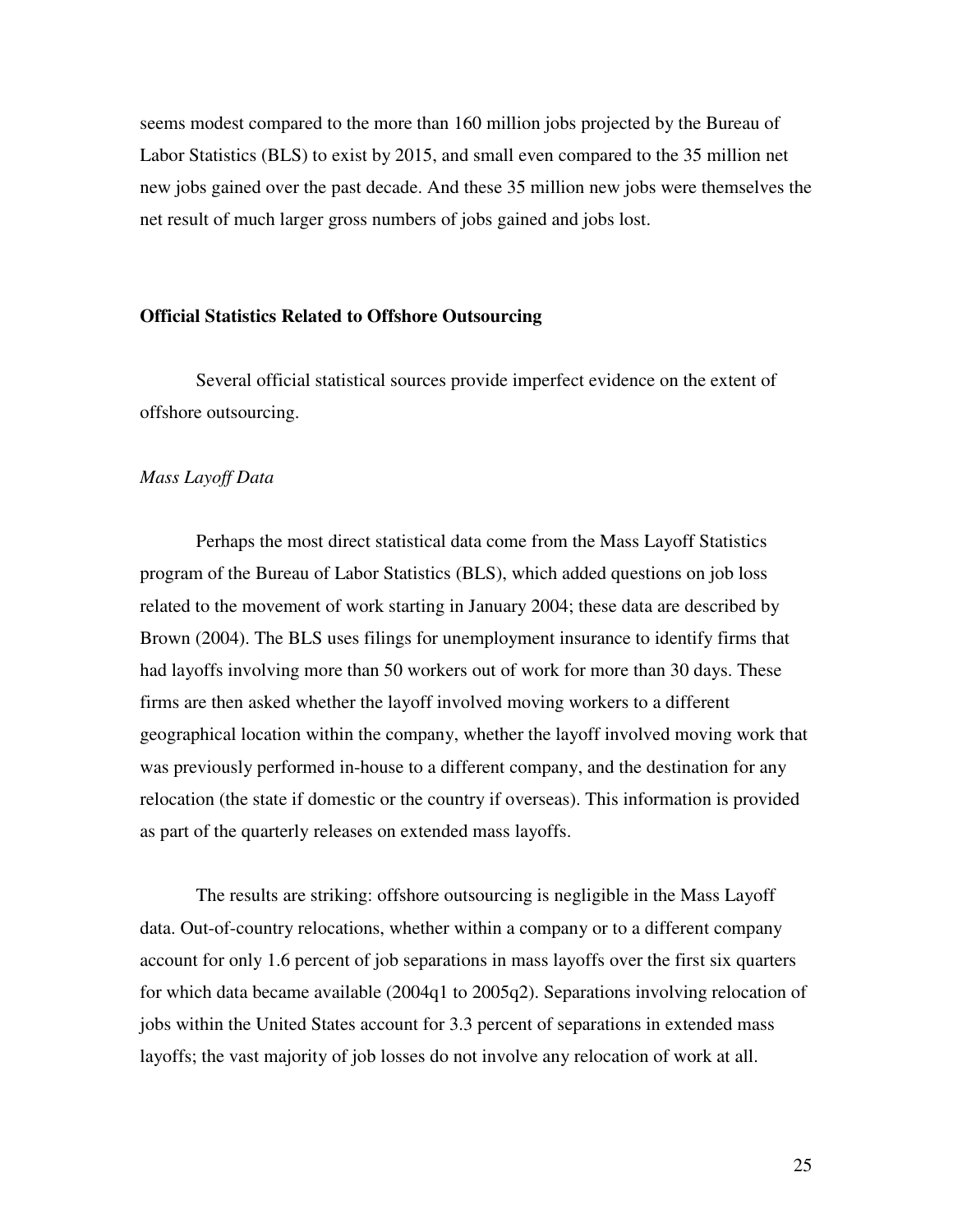seems modest compared to the more than 160 million jobs projected by the Bureau of Labor Statistics (BLS) to exist by 2015, and small even compared to the 35 million net new jobs gained over the past decade. And these 35 million new jobs were themselves the net result of much larger gross numbers of jobs gained and jobs lost.

## Official Statistics Related to Offshore Outsourcing

Several official statistical sources provide imperfect evidence on the extent of offshore outsourcing.

### *Mass Layoff Data*

Perhaps the most direct statistical data come from the Mass Layoff Statistics program of the Bureau of Labor Statistics (BLS), which added questions on job loss related to the movement of work starting in January 2004; these data are described by Brown (2004). The BLS uses filings for unemployment insurance to identify firms that had layoffs involving more than 50 workers out of work for more than 30 days. These firms are then asked whether the layoff involved moving workers to a different geographical location within the company, whether the layoff involved moving work that was previously performed in-house to a different company, and the destination for any relocation (the state if domestic or the country if overseas). This information is provided as part of the quarterly releases on extended mass layoffs.

The results are striking: offshore outsourcing is negligible in the Mass Layoff data. Out-of-country relocations, whether within a company or to a different company account for only 1.6 percent of job separations in mass layoffs over the first six quarters for which data became available (2004q1 to 2005q2). Separations involving relocation of jobs within the United States account for 3.3 percent of separations in extended mass layoffs; the vast majority of job losses do not involve any relocation of work at all.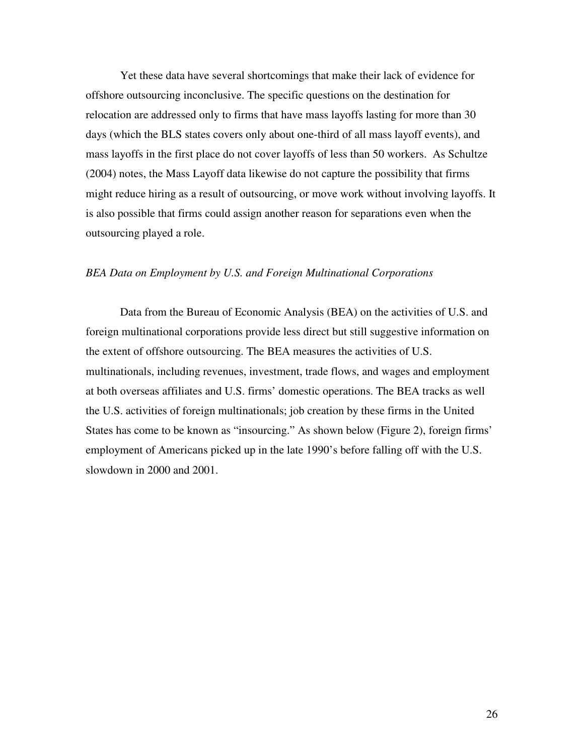Yet these data have several shortcomings that make their lack of evidence for offshore outsourcing inconclusive. The specific questions on the destination for relocation are addressed only to firms that have mass layoffs lasting for more than 30 days (which the BLS states covers only about one-third of all mass layoff events), and mass layoffs in the first place do not cover layoffs of less than 50 workers. As Schultze (2004) notes, the Mass Layoff data likewise do not capture the possibility that firms might reduce hiring as a result of outsourcing, or move work without involving layoffs. It is also possible that firms could assign another reason for separations even when the outsourcing played a role.

*BEA Data on Employment by U.S. and Foreign Multinational Corporations*

Data from the Bureau of Economic Analysis (BEA) on the activities of U.S. and foreign multinational corporations provide less direct but still suggestive information on the extent of offshore outsourcing. The BEA measures the activities of U.S. multinationals, including revenues, investment, trade flows, and wages and employment at both overseas affiliates and U.S. firms' domestic operations. The BEA tracks as well the U.S. activities of foreign multinationals; job creation by these firms in the United States has come to be known as "insourcing." As shown below (Figure 2), foreign firms' employment of Americans picked up in the late 1990's before falling off with the U.S. slowdown in 2000 and 2001.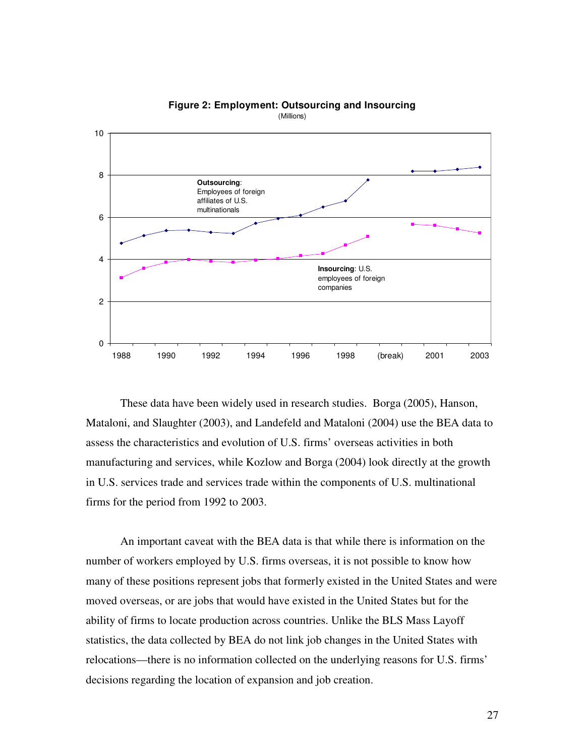**Figure 2: Employment: Outsourcing and Insourcing**
(Millions)

These data have been widely used in research studies. Borga (2005), Hanson, Mataloni, and Slaughter (2003), and Landefeld and Mataloni (2004) use the BEA data to assess the characteristics and evolution of U.S. firms' overseas activities in both manufacturing and services, while Kozlow and Borga (2004) look directly at the growth in U.S. services trade and services trade within the components of U.S. multinational firms for the period from 1992 to 2003.

An important caveat with the BEA data is that while there is information on the number of workers employed by U.S. firms overseas, it is not possible to know how many of these positions represent jobs that formerly existed in the United States and were moved overseas, or are jobs that would have existed in the United States but for the ability of firms to locate production across countries. Unlike the BLS Mass Layoff statistics, the data collected by BEA do not link job changes in the United States with relocations—there is no information collected on the underlying reasons for U.S. firms' decisions regarding the location of expansion and job creation.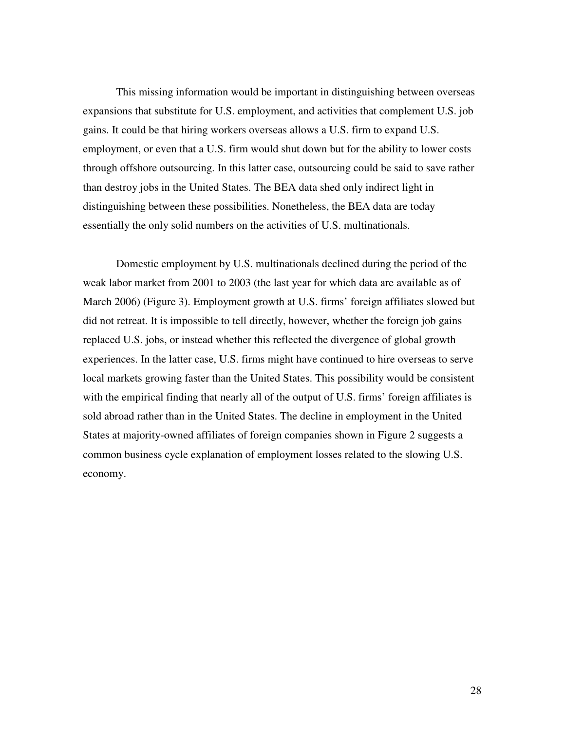This missing information would be important in distinguishing between overseas expansions that substitute for U.S. employment, and activities that complement U.S. job gains. It could be that hiring workers overseas allows a U.S. firm to expand U.S. employment, or even that a U.S. firm would shut down but for the ability to lower costs through offshore outsourcing. In this latter case, outsourcing could be said to save rather than destroy jobs in the United States. The BEA data shed only indirect light in distinguishing between these possibilities. Nonetheless, the BEA data are today essentially the only solid numbers on the activities of U.S. multinationals.

Domestic employment by U.S. multinationals declined during the period of the weak labor market from 2001 to 2003 (the last year for which data are available as of March 2006) (Figure 3). Employment growth at U.S. firms' foreign affiliates slowed but did not retreat. It is impossible to tell directly, however, whether the foreign job gains replaced U.S. jobs, or instead whether this reflected the divergence of global growth experiences. In the latter case, U.S. firms might have continued to hire overseas to serve local markets growing faster than the United States. This possibility would be consistent with the empirical finding that nearly all of the output of U.S. firms' foreign affiliates is sold abroad rather than in the United States. The decline in employment in the United States at majority-owned affiliates of foreign companies shown in Figure 2 suggests a common business cycle explanation of employment losses related to the slowing U.S. economy.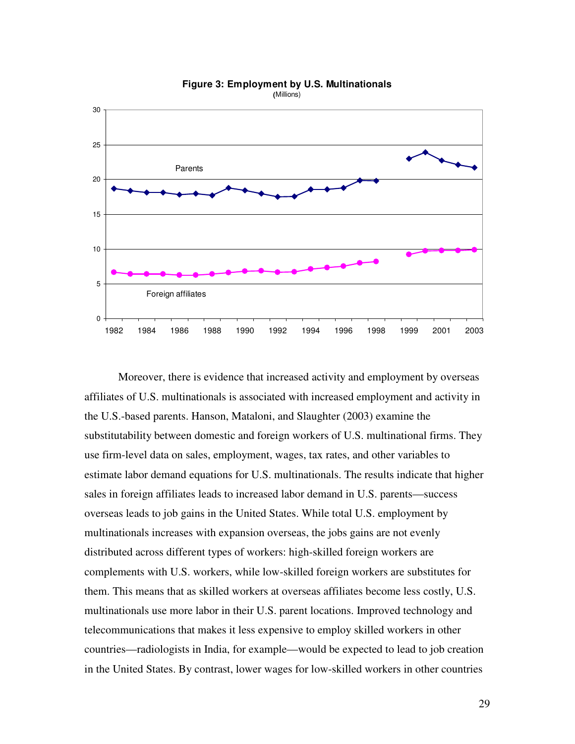**Figure 3: Employment by U.S. Multinationals**
(Millions)

Moreover, there is evidence that increased activity and employment by overseas affiliates of U.S. multinationals is associated with increased employment and activity in the U.S.-based parents. Hanson, Mataloni, and Slaughter (2003) examine the substitutability between domestic and foreign workers of U.S. multinational firms. They use firm-level data on sales, employment, wages, tax rates, and other variables to estimate labor demand equations for U.S. multinationals. The results indicate that higher sales in foreign affiliates leads to increased labor demand in U.S. parents—success overseas leads to job gains in the United States. While total U.S. employment by multinationals increases with expansion overseas, the jobs gains are not evenly distributed across different types of workers: high-skilled foreign workers are complements with U.S. workers, while low-skilled foreign workers are substitutes for them. This means that as skilled workers at overseas affiliates become less costly, U.S. multinationals use more labor in their U.S. parent locations. Improved technology and telecommunications that makes it less expensive to employ skilled workers in other countries—radiologists in India, for example—would be expected to lead to job creation in the United States. By contrast, lower wages for low-skilled workers in other countries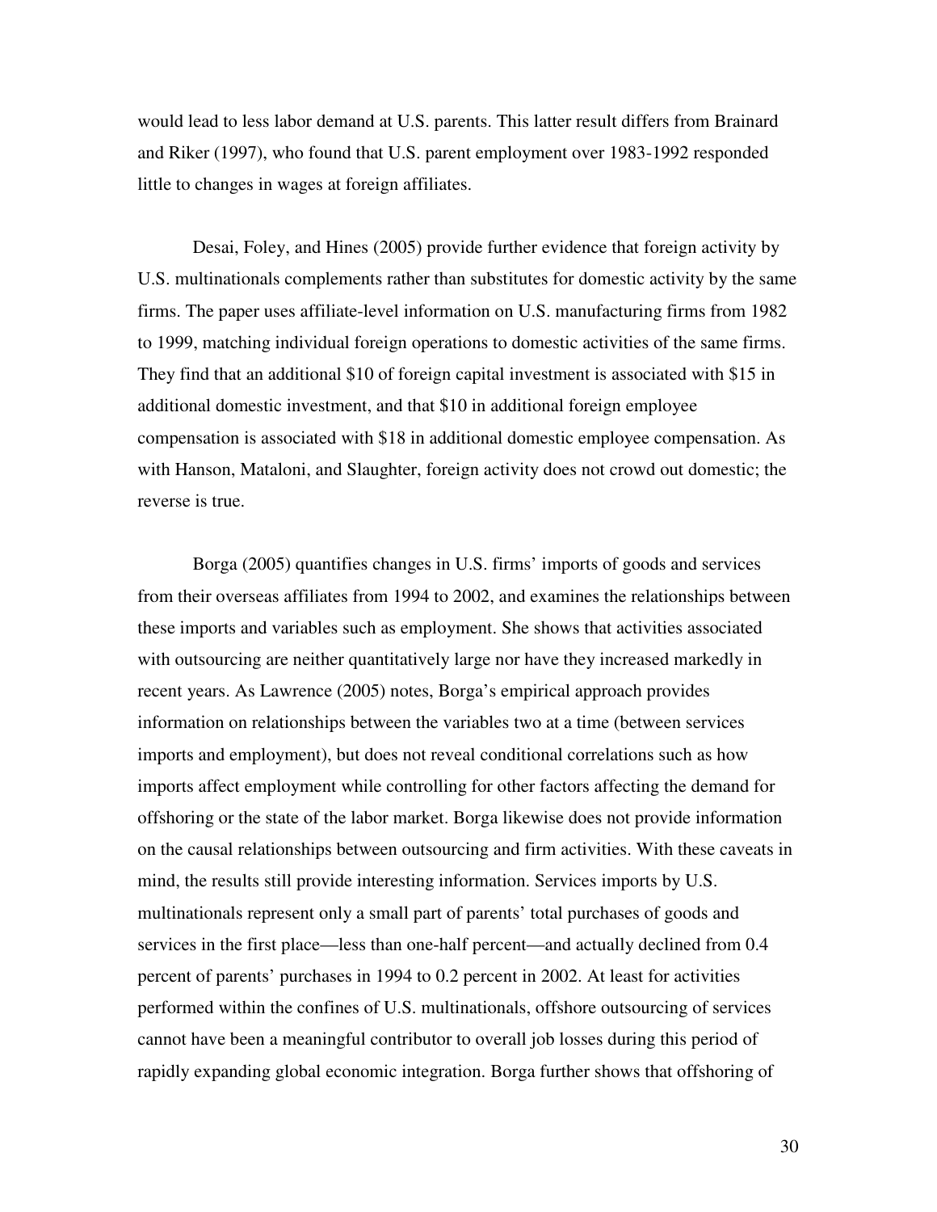would lead to less labor demand at U.S. parents. This latter result differs from Brainard and Riker (1997), who found that U.S. parent employment over 1983-1992 responded little to changes in wages at foreign affiliates.

Desai, Foley, and Hines (2005) provide further evidence that foreign activity by U.S. multinationals complements rather than substitutes for domestic activity by the same firms. The paper uses affiliate-level information on U.S. manufacturing firms from 1982 to 1999, matching individual foreign operations to domestic activities of the same firms. They find that an additional \$10 of foreign capital investment is associated with \$15 in additional domestic investment, and that \$10 in additional foreign employee compensation is associated with \$18 in additional domestic employee compensation. As with Hanson, Mataloni, and Slaughter, foreign activity does not crowd out domestic; the reverse is true.

Borga (2005) quantifies changes in U.S. firms' imports of goods and services from their overseas affiliates from 1994 to 2002, and examines the relationships between these imports and variables such as employment. She shows that activities associated with outsourcing are neither quantitatively large nor have they increased markedly in recent years. As Lawrence (2005) notes, Borga's empirical approach provides information on relationships between the variables two at a time (between services imports and employment), but does not reveal conditional correlations such as how imports affect employment while controlling for other factors affecting the demand for offshoring or the state of the labor market. Borga likewise does not provide information on the causal relationships between outsourcing and firm activities. With these caveats in mind, the results still provide interesting information. Services imports by U.S. multinationals represent only a small part of parents' total purchases of goods and services in the first place—less than one-half percent—and actually declined from 0.4 percent of parents' purchases in 1994 to 0.2 percent in 2002. At least for activities performed within the confines of U.S. multinationals, offshore outsourcing of services cannot have been a meaningful contributor to overall job losses during this period of rapidly expanding global economic integration. Borga further shows that offshoring of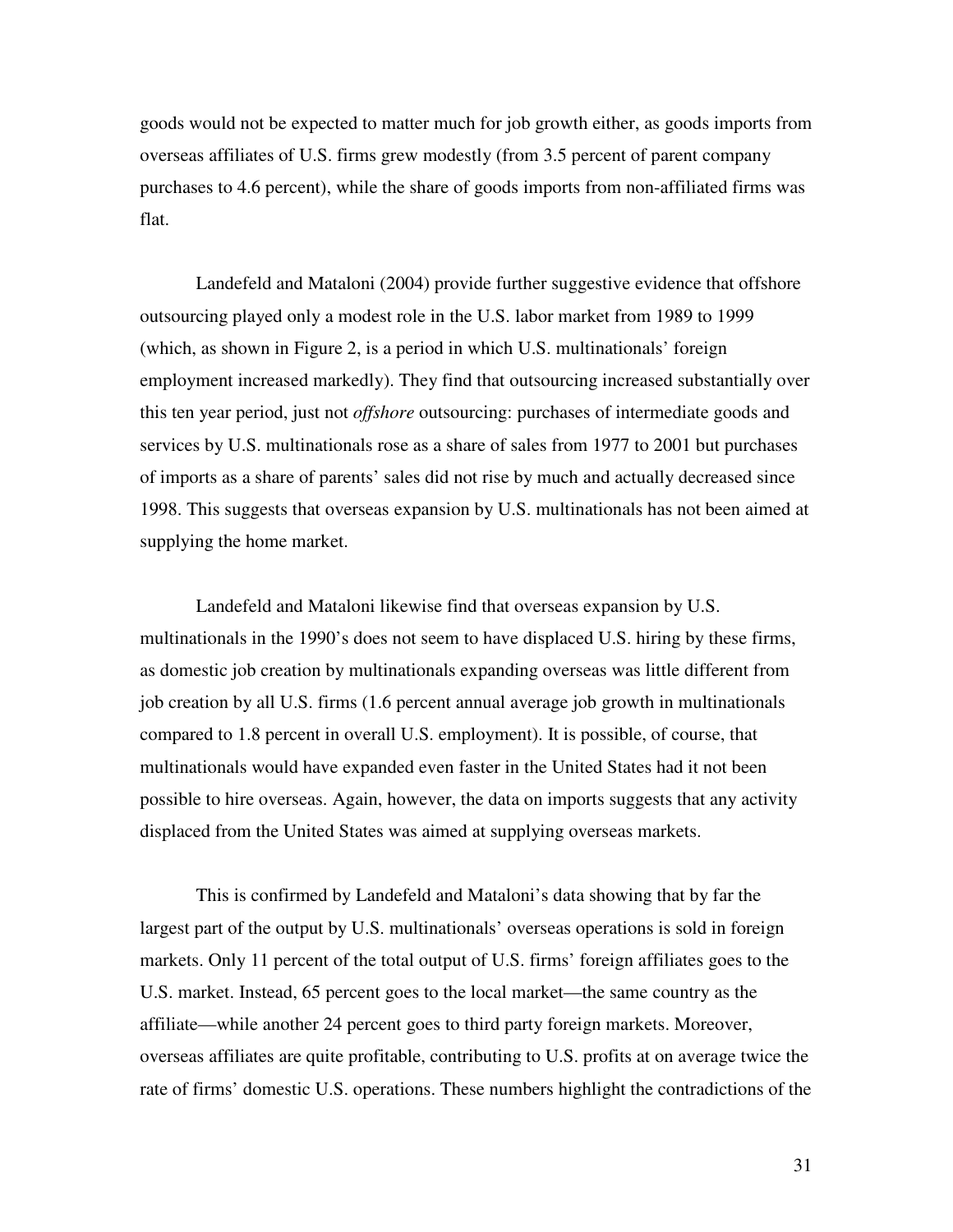goods would not be expected to matter much for job growth either, as goods imports from overseas affiliates of U.S. firms grew modestly (from 3.5 percent of parent company purchases to 4.6 percent), while the share of goods imports from non-affiliated firms was flat.

Landefeld and Mataloni (2004) provide further suggestive evidence that offshore outsourcing played only a modest role in the U.S. labor market from 1989 to 1999 (which, as shown in Figure 2, is a period in which U.S. multinationals' foreign employment increased markedly). They find that outsourcing increased substantially over this ten year period, just not *offshore* outsourcing: purchases of intermediate goods and services by U.S. multinationals rose as a share of sales from 1977 to 2001 but purchases of imports as a share of parents' sales did not rise by much and actually decreased since 1998. This suggests that overseas expansion by U.S. multinationals has not been aimed at supplying the home market.

Landefeld and Mataloni likewise find that overseas expansion by U.S. multinationals in the 1990's does not seem to have displaced U.S. hiring by these firms, as domestic job creation by multinationals expanding overseas was little different from job creation by all U.S. firms (1.6 percent annual average job growth in multinationals compared to 1.8 percent in overall U.S. employment). It is possible, of course, that multinationals would have expanded even faster in the United States had it not been possible to hire overseas. Again, however, the data on imports suggests that any activity displaced from the United States was aimed at supplying overseas markets.

This is confirmed by Landefeld and Mataloni's data showing that by far the largest part of the output by U.S. multinationals' overseas operations is sold in foreign markets. Only 11 percent of the total output of U.S. firms' foreign affiliates goes to the U.S. market. Instead, 65 percent goes to the local market—the same country as the affiliate—while another 24 percent goes to third party foreign markets. Moreover, overseas affiliates are quite profitable, contributing to U.S. profits at on average twice the rate of firms' domestic U.S. operations. These numbers highlight the contradictions of the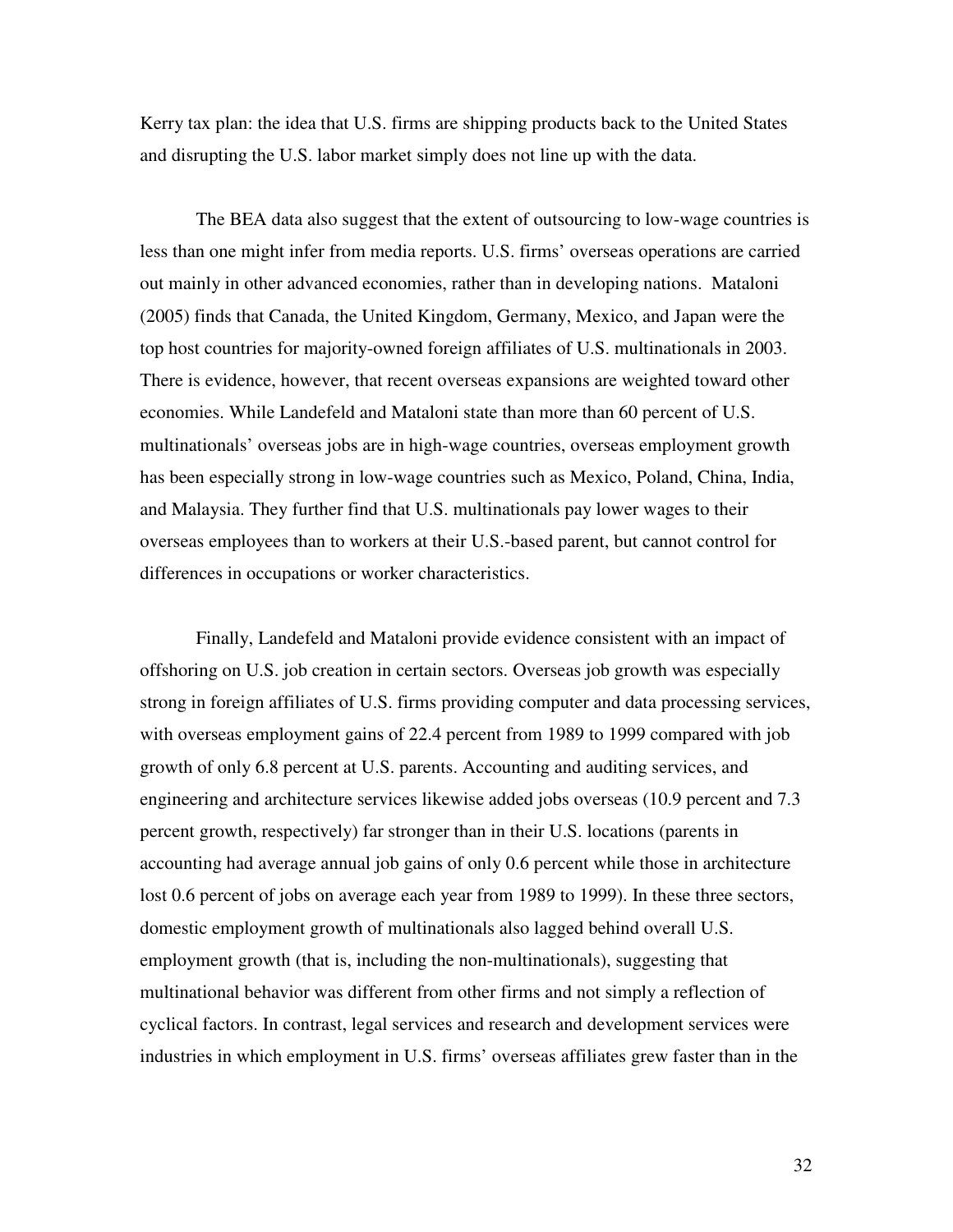Kerry tax plan: the idea that U.S. firms are shipping products back to the United States and disrupting the U.S. labor market simply does not line up with the data.

The BEA data also suggest that the extent of outsourcing to low-wage countries is less than one might infer from media reports. U.S. firms' overseas operations are carried out mainly in other advanced economies, rather than in developing nations. Mataloni (2005) finds that Canada, the United Kingdom, Germany, Mexico, and Japan were the top host countries for majority-owned foreign affiliates of U.S. multinationals in 2003. There is evidence, however, that recent overseas expansions are weighted toward other economies. While Landefeld and Mataloni state than more than 60 percent of U.S. multinationals' overseas jobs are in high-wage countries, overseas employment growth has been especially strong in low-wage countries such as Mexico, Poland, China, India, and Malaysia. They further find that U.S. multinationals pay lower wages to their overseas employees than to workers at their U.S.-based parent, but cannot control for differences in occupations or worker characteristics.

Finally, Landefeld and Mataloni provide evidence consistent with an impact of offshoring on U.S. job creation in certain sectors. Overseas job growth was especially strong in foreign affiliates of U.S. firms providing computer and data processing services, with overseas employment gains of 22.4 percent from 1989 to 1999 compared with job growth of only 6.8 percent at U.S. parents. Accounting and auditing services, and engineering and architecture services likewise added jobs overseas (10.9 percent and 7.3 percent growth, respectively) far stronger than in their U.S. locations (parents in accounting had average annual job gains of only 0.6 percent while those in architecture lost 0.6 percent of jobs on average each year from 1989 to 1999). In these three sectors, domestic employment growth of multinationals also lagged behind overall U.S. employment growth (that is, including the non-multinationals), suggesting that multinational behavior was different from other firms and not simply a reflection of cyclical factors. In contrast, legal services and research and development services were industries in which employment in U.S. firms' overseas affiliates grew faster than in the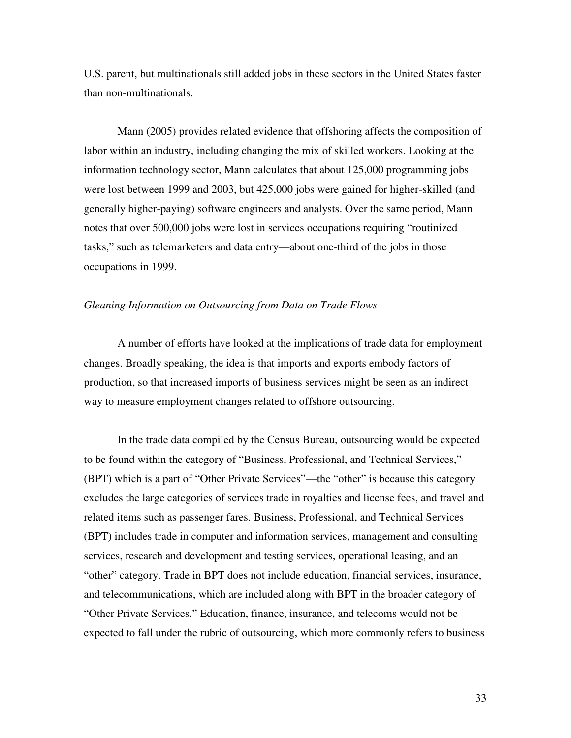U.S. parent, but multinationals still added jobs in these sectors in the United States faster than non-multinationals.

Mann (2005) provides related evidence that offshoring affects the composition of labor within an industry, including changing the mix of skilled workers. Looking at the information technology sector, Mann calculates that about 125,000 programming jobs were lost between 1999 and 2003, but 425,000 jobs were gained for higher-skilled (and generally higher-paying) software engineers and analysts. Over the same period, Mann notes that over 500,000 jobs were lost in services occupations requiring "routinized tasks," such as telemarketers and data entry—about one-third of the jobs in those occupations in 1999.

*Gleaning Information on Outsourcing from Data on Trade Flows*

A number of efforts have looked at the implications of trade data for employment changes. Broadly speaking, the idea is that imports and exports embody factors of production, so that increased imports of business services might be seen as an indirect way to measure employment changes related to offshore outsourcing.

In the trade data compiled by the Census Bureau, outsourcing would be expected to be found within the category of "Business, Professional, and Technical Services," (BPT) which is a part of "Other Private Services"—the "other" is because this category excludes the large categories of services trade in royalties and license fees, and travel and related items such as passenger fares. Business, Professional, and Technical Services (BPT) includes trade in computer and information services, management and consulting services, research and development and testing services, operational leasing, and an "other" category. Trade in BPT does not include education, financial services, insurance, and telecommunications, which are included along with BPT in the broader category of "Other Private Services." Education, finance, insurance, and telecoms would not be expected to fall under the rubric of outsourcing, which more commonly refers to business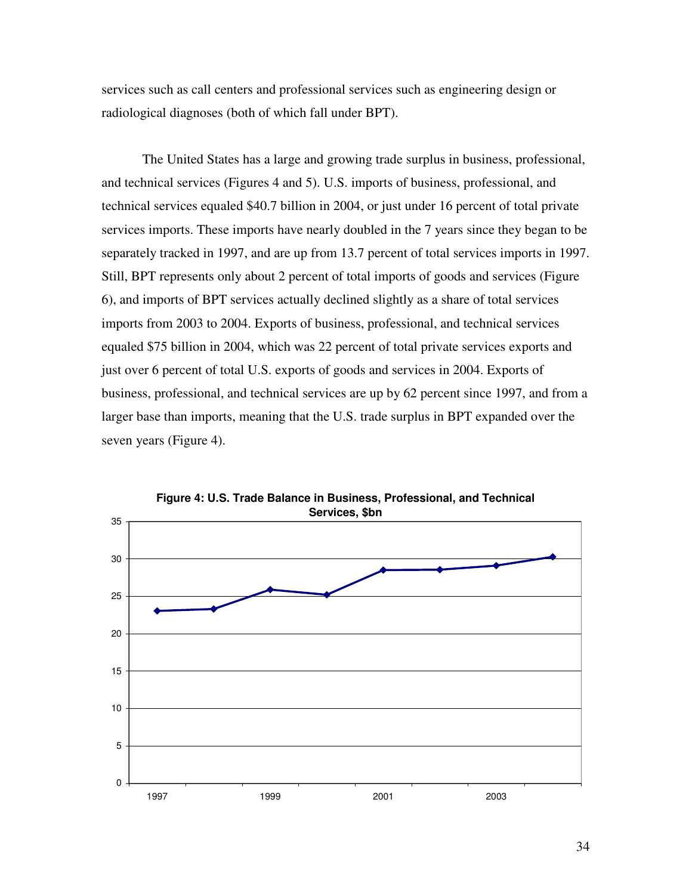services such as call centers and professional services such as engineering design or radiological diagnoses (both of which fall under BPT).

The United States has a large and growing trade surplus in business, professional, and technical services (Figures 4 and 5). U.S. imports of business, professional, and technical services equaled $40.7 billion in 2004, or just under 16 percent of total private services imports. These imports have nearly doubled in the 7 years since they began to be separately tracked in 1997, and are up from 13.7 percent of total services imports in 1997. Still, BPT represents only about 2 percent of total imports of goods and services (Figure 6), and imports of BPT services actually declined slightly as a share of total services imports from 2003 to 2004. Exports of business, professional, and technical services equaled $75 billion in 2004, which was 22 percent of total private services exports and just over 6 percent of total U.S. exports of goods and services in 2004. Exports of business, professional, and technical services are up by 62 percent since 1997, and from a larger base than imports, meaning that the U.S. trade surplus in BPT expanded over the seven years (Figure 4).

**Figure 4: U.S. Trade Balance in Business, Professional, and Technical Services, $bn**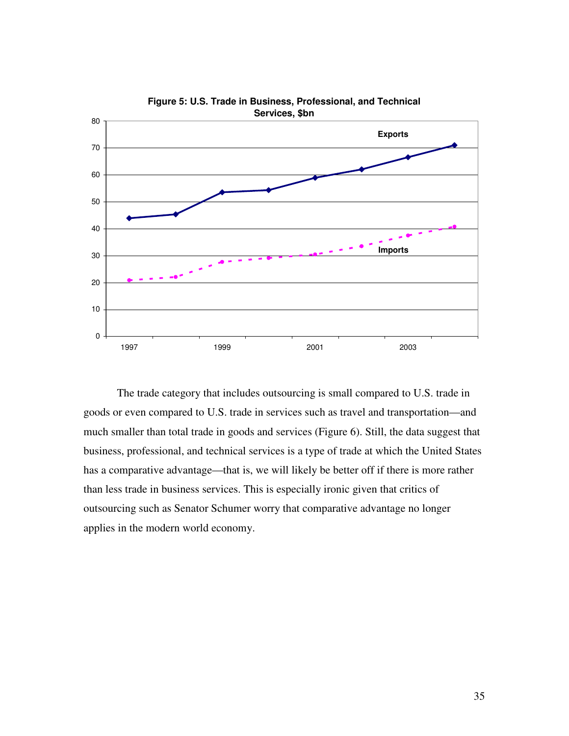**Figure 5: U.S. Trade in Business, Professional, and Technical Services, $bn**

The trade category that includes outsourcing is small compared to U.S. trade in goods or even compared to U.S. trade in services such as travel and transportation—and much smaller than total trade in goods and services (Figure 6). Still, the data suggest that business, professional, and technical services is a type of trade at which the United States has a comparative advantage—that is, we will likely be better off if there is more rather than less trade in business services. This is especially ironic given that critics of outsourcing such as Senator Schumer worry that comparative advantage no longer applies in the modern world economy.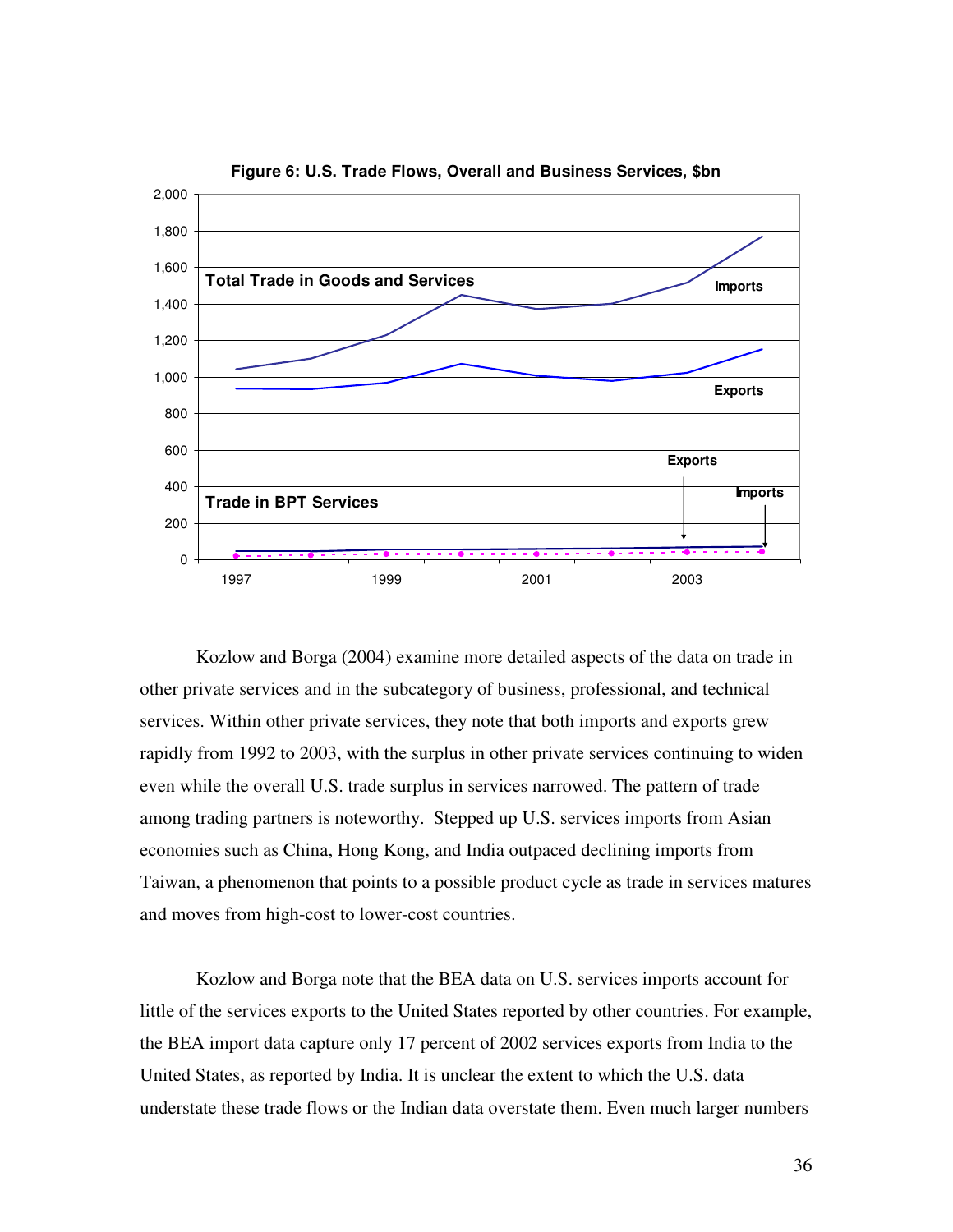**Figure 6: U.S. Trade Flows, Overall and Business Services, $bn**

Kozlow and Borga (2004) examine more detailed aspects of the data on trade in other private services and in the subcategory of business, professional, and technical services. Within other private services, they note that both imports and exports grew rapidly from 1992 to 2003, with the surplus in other private services continuing to widen even while the overall U.S. trade surplus in services narrowed. The pattern of trade among trading partners is noteworthy. Stepped up U.S. services imports from Asian economies such as China, Hong Kong, and India outpaced declining imports from Taiwan, a phenomenon that points to a possible product cycle as trade in services matures and moves from high-cost to lower-cost countries.

Kozlow and Borga note that the BEA data on U.S. services imports account for little of the services exports to the United States reported by other countries. For example, the BEA import data capture only 17 percent of 2002 services exports from India to the United States, as reported by India. It is unclear the extent to which the U.S. data understate these trade flows or the Indian data overstate them. Even much larger numbers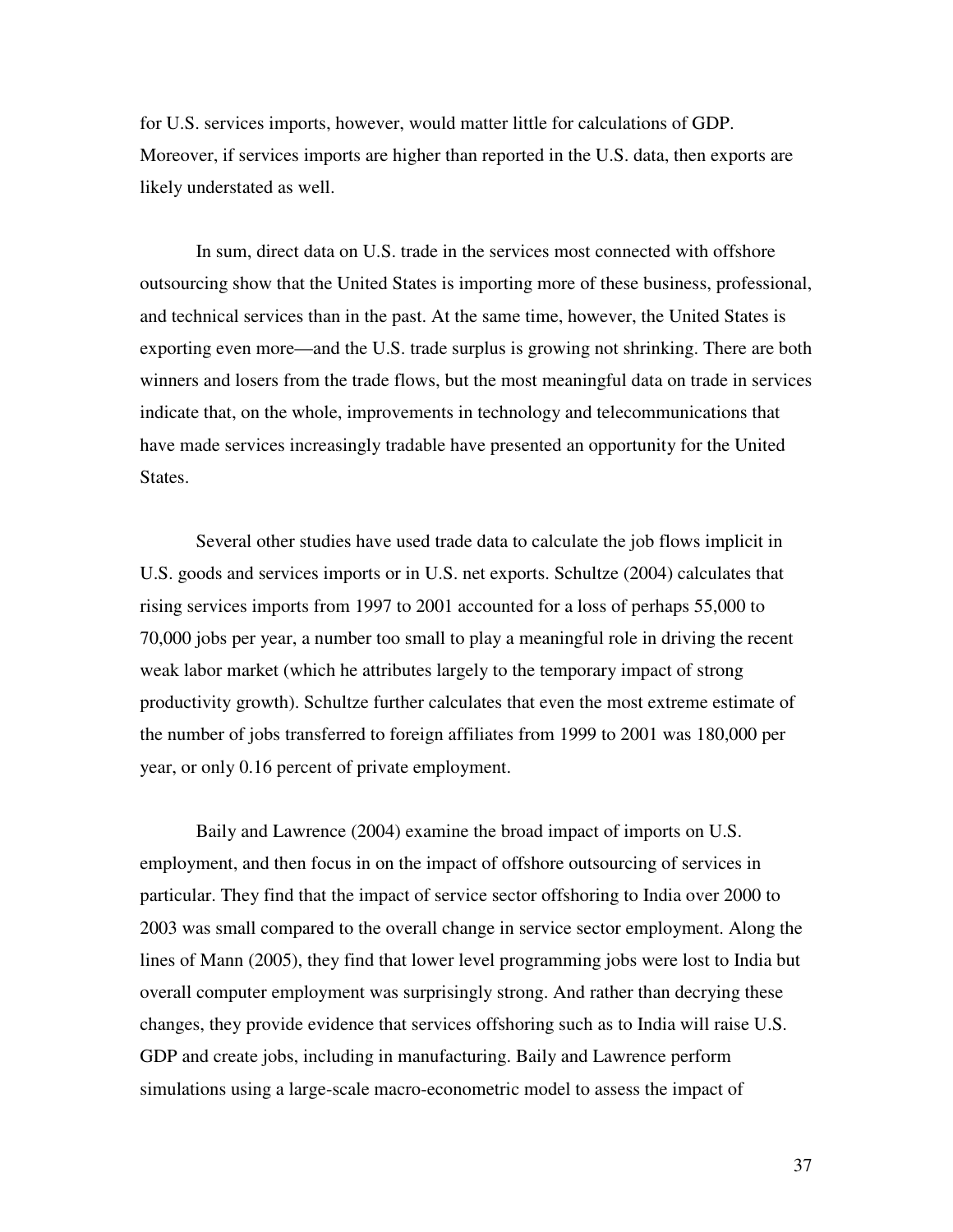for U.S. services imports, however, would matter little for calculations of GDP. Moreover, if services imports are higher than reported in the U.S. data, then exports are likely understated as well.

In sum, direct data on U.S. trade in the services most connected with offshore outsourcing show that the United States is importing more of these business, professional, and technical services than in the past. At the same time, however, the United States is exporting even more—and the U.S. trade surplus is growing not shrinking. There are both winners and losers from the trade flows, but the most meaningful data on trade in services indicate that, on the whole, improvements in technology and telecommunications that have made services increasingly tradable have presented an opportunity for the United States.

Several other studies have used trade data to calculate the job flows implicit in U.S. goods and services imports or in U.S. net exports. Schultze (2004) calculates that rising services imports from 1997 to 2001 accounted for a loss of perhaps 55,000 to 70,000 jobs per year, a number too small to play a meaningful role in driving the recent weak labor market (which he attributes largely to the temporary impact of strong productivity growth). Schultze further calculates that even the most extreme estimate of the number of jobs transferred to foreign affiliates from 1999 to 2001 was 180,000 per year, or only 0.16 percent of private employment.

Baily and Lawrence (2004) examine the broad impact of imports on U.S. employment, and then focus in on the impact of offshore outsourcing of services in particular. They find that the impact of service sector offshoring to India over 2000 to 2003 was small compared to the overall change in service sector employment. Along the lines of Mann (2005), they find that lower level programming jobs were lost to India but overall computer employment was surprisingly strong. And rather than decrying these changes, they provide evidence that services offshoring such as to India will raise U.S. GDP and create jobs, including in manufacturing. Baily and Lawrence perform simulations using a large-scale macro-econometric model to assess the impact of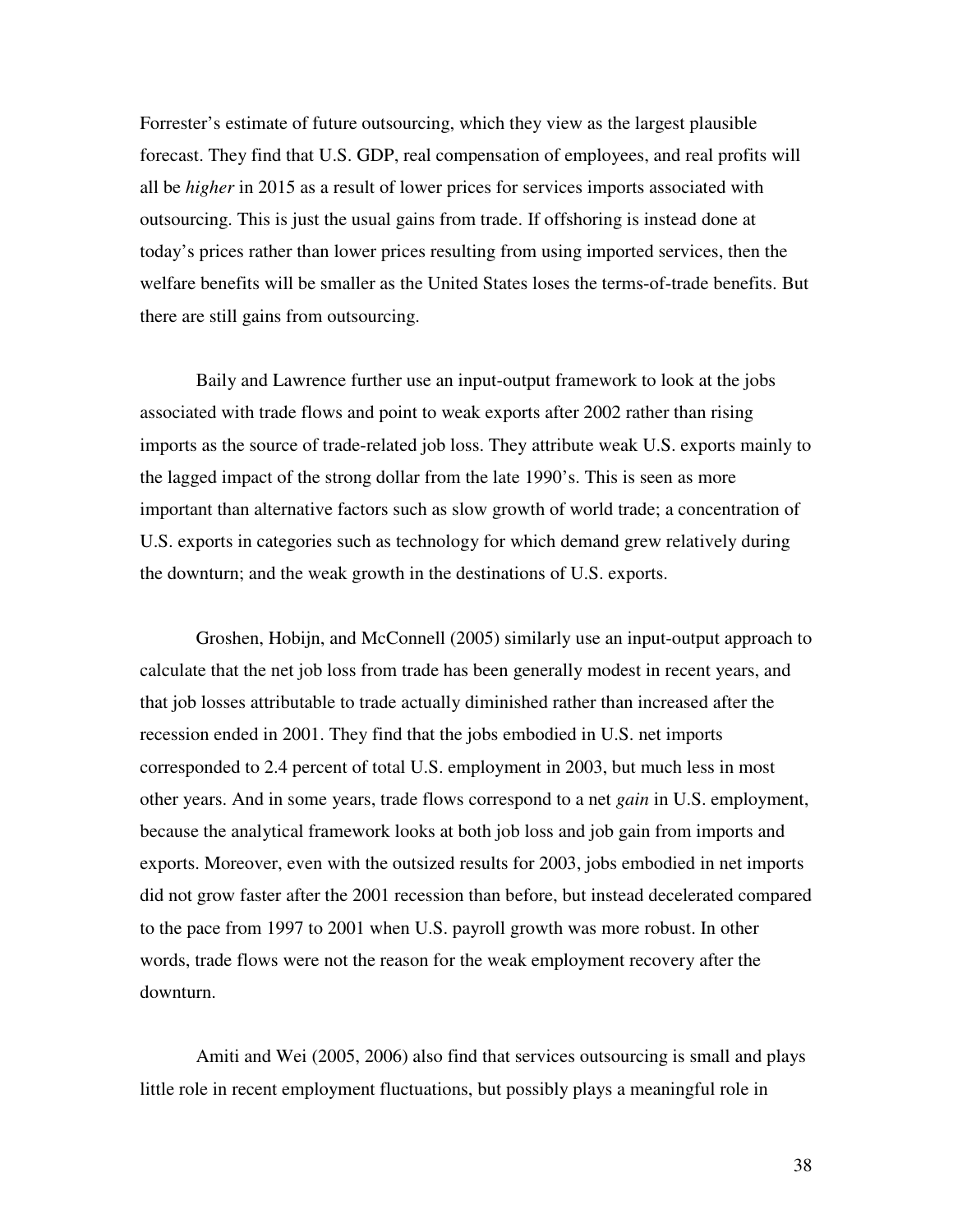Forrester's estimate of future outsourcing, which they view as the largest plausible forecast. They find that U.S. GDP, real compensation of employees, and real profits will all be *higher* in 2015 as a result of lower prices for services imports associated with outsourcing. This is just the usual gains from trade. If offshoring is instead done at today's prices rather than lower prices resulting from using imported services, then the welfare benefits will be smaller as the United States loses the terms-of-trade benefits. But there are still gains from outsourcing.

Baily and Lawrence further use an input-output framework to look at the jobs associated with trade flows and point to weak exports after 2002 rather than rising imports as the source of trade-related job loss. They attribute weak U.S. exports mainly to the lagged impact of the strong dollar from the late 1990's. This is seen as more important than alternative factors such as slow growth of world trade; a concentration of U.S. exports in categories such as technology for which demand grew relatively during the downturn; and the weak growth in the destinations of U.S. exports.

Groshen, Hobijn, and McConnell (2005) similarly use an input-output approach to calculate that the net job loss from trade has been generally modest in recent years, and that job losses attributable to trade actually diminished rather than increased after the recession ended in 2001. They find that the jobs embodied in U.S. net imports corresponded to 2.4 percent of total U.S. employment in 2003, but much less in most other years. And in some years, trade flows correspond to a net *gain* in U.S. employment, because the analytical framework looks at both job loss and job gain from imports and exports. Moreover, even with the outsized results for 2003, jobs embodied in net imports did not grow faster after the 2001 recession than before, but instead decelerated compared to the pace from 1997 to 2001 when U.S. payroll growth was more robust. In other words, trade flows were not the reason for the weak employment recovery after the downturn.

Amiti and Wei (2005, 2006) also find that services outsourcing is small and plays little role in recent employment fluctuations, but possibly plays a meaningful role in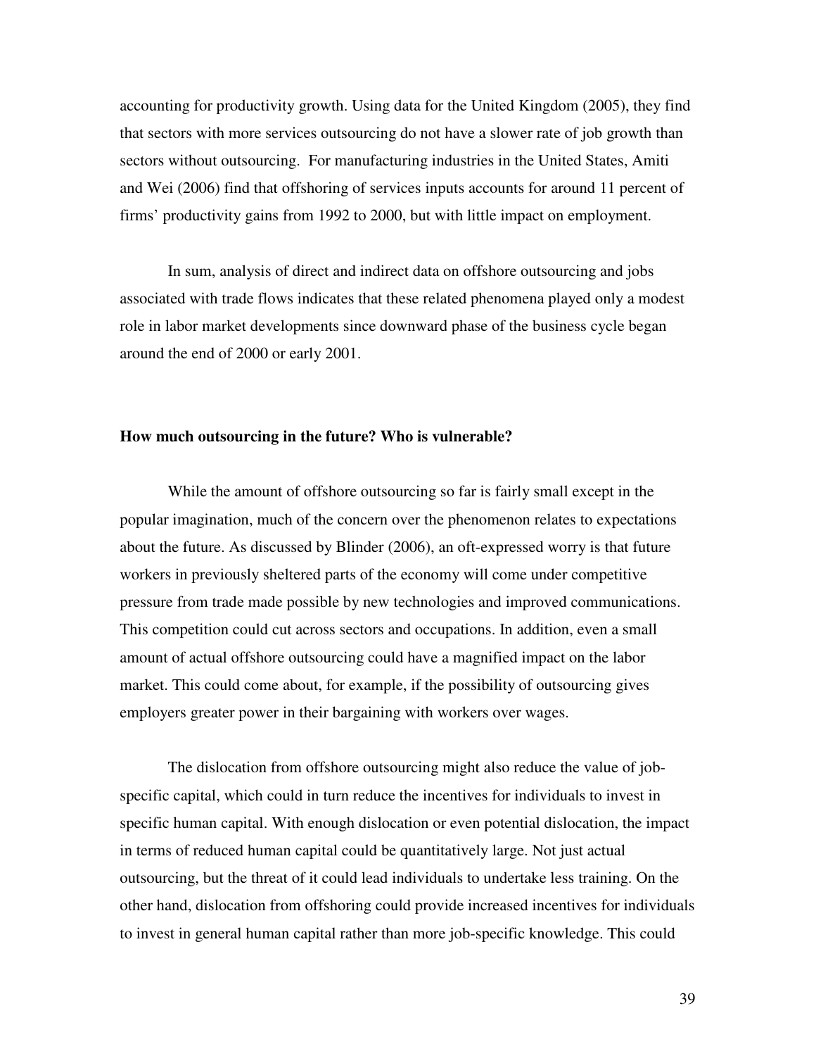accounting for productivity growth. Using data for the United Kingdom (2005), they find that sectors with more services outsourcing do not have a slower rate of job growth than sectors without outsourcing. For manufacturing industries in the United States, Amiti and Wei (2006) find that offshoring of services inputs accounts for around 11 percent of firms' productivity gains from 1992 to 2000, but with little impact on employment.

In sum, analysis of direct and indirect data on offshore outsourcing and jobs associated with trade flows indicates that these related phenomena played only a modest role in labor market developments since downward phase of the business cycle began around the end of 2000 or early 2001.

**How much outsourcing in the future? Who is vulnerable?**

While the amount of offshore outsourcing so far is fairly small except in the popular imagination, much of the concern over the phenomenon relates to expectations about the future. As discussed by Blinder (2006), an oft-expressed worry is that future workers in previously sheltered parts of the economy will come under competitive pressure from trade made possible by new technologies and improved communications. This competition could cut across sectors and occupations. In addition, even a small amount of actual offshore outsourcing could have a magnified impact on the labor market. This could come about, for example, if the possibility of outsourcing gives employers greater power in their bargaining with workers over wages.

The dislocation from offshore outsourcing might also reduce the value of job-specific capital, which could in turn reduce the incentives for individuals to invest in specific human capital. With enough dislocation or even potential dislocation, the impact in terms of reduced human capital could be quantitatively large. Not just actual outsourcing, but the threat of it could lead individuals to undertake less training. On the other hand, dislocation from offshoring could provide increased incentives for individuals to invest in general human capital rather than more job-specific knowledge. This could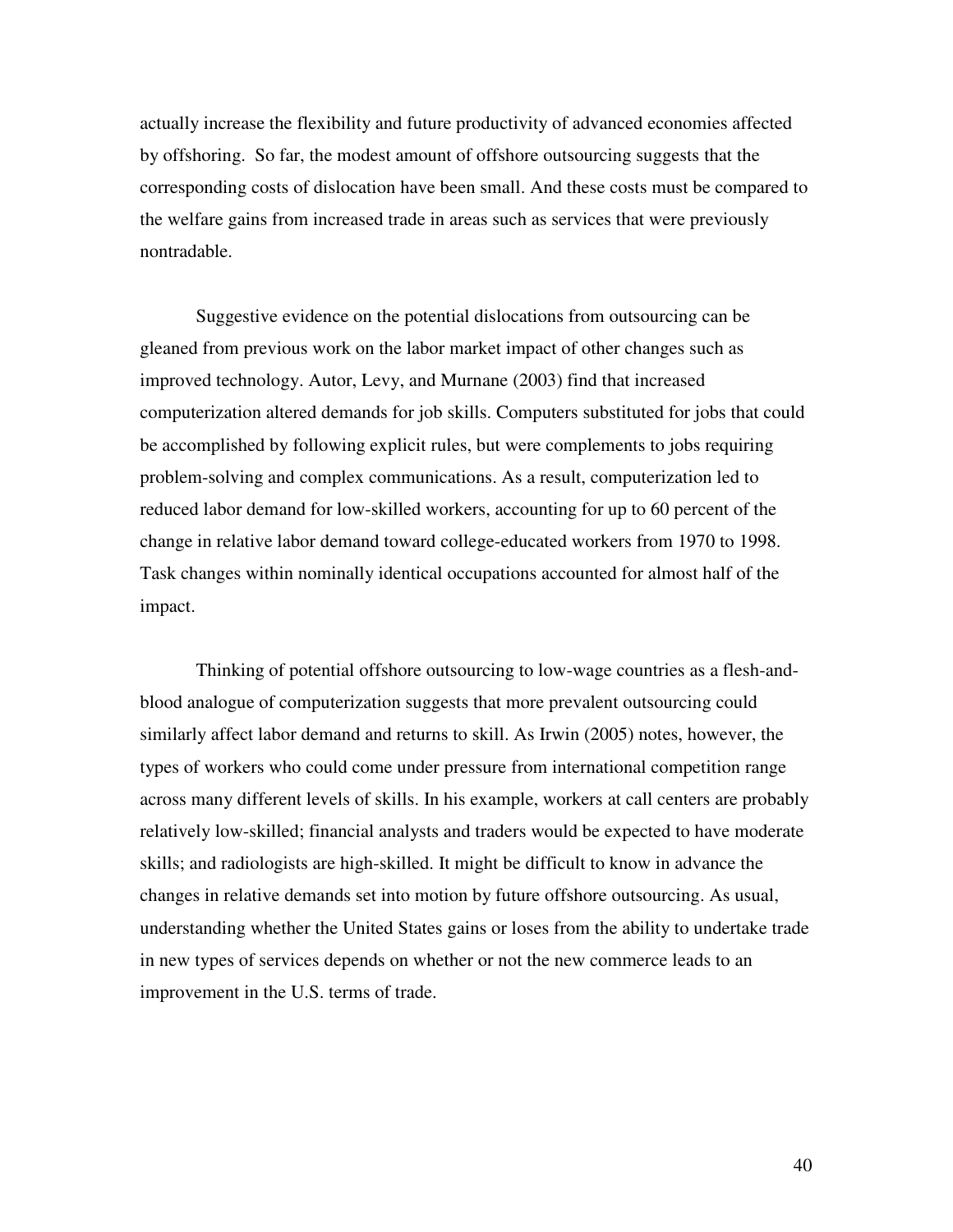actually increase the flexibility and future productivity of advanced economies affected by offshoring. So far, the modest amount of offshore outsourcing suggests that the corresponding costs of dislocation have been small. And these costs must be compared to the welfare gains from increased trade in areas such as services that were previously nontradable.

Suggestive evidence on the potential dislocations from outsourcing can be gleaned from previous work on the labor market impact of other changes such as improved technology. Autor, Levy, and Murnane (2003) find that increased computerization altered demands for job skills. Computers substituted for jobs that could be accomplished by following explicit rules, but were complements to jobs requiring problem-solving and complex communications. As a result, computerization led to reduced labor demand for low-skilled workers, accounting for up to 60 percent of the change in relative labor demand toward college-educated workers from 1970 to 1998. Task changes within nominally identical occupations accounted for almost half of the impact.

Thinking of potential offshore outsourcing to low-wage countries as a flesh-and-blood analogue of computerization suggests that more prevalent outsourcing could similarly affect labor demand and returns to skill. As Irwin (2005) notes, however, the types of workers who could come under pressure from international competition range across many different levels of skills. In his example, workers at call centers are probably relatively low-skilled; financial analysts and traders would be expected to have moderate skills; and radiologists are high-skilled. It might be difficult to know in advance the changes in relative demands set into motion by future offshore outsourcing. As usual, understanding whether the United States gains or loses from the ability to undertake trade in new types of services depends on whether or not the new commerce leads to an improvement in the U.S. terms of trade.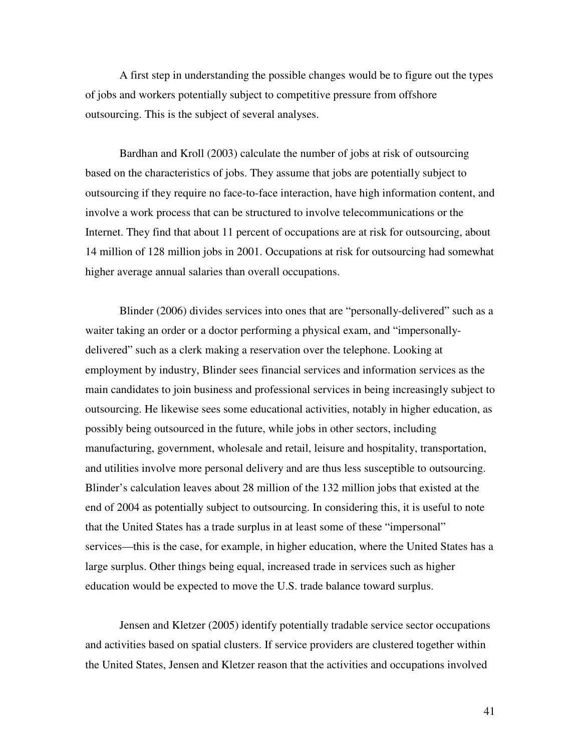A first step in understanding the possible changes would be to figure out the types of jobs and workers potentially subject to competitive pressure from offshore outsourcing. This is the subject of several analyses.

Bardhan and Kroll (2003) calculate the number of jobs at risk of outsourcing based on the characteristics of jobs. They assume that jobs are potentially subject to outsourcing if they require no face-to-face interaction, have high information content, and involve a work process that can be structured to involve telecommunications or the Internet. They find that about 11 percent of occupations are at risk for outsourcing, about 14 million of 128 million jobs in 2001. Occupations at risk for outsourcing had somewhat higher average annual salaries than overall occupations.

Blinder (2006) divides services into ones that are "personally-delivered" such as a waiter taking an order or a doctor performing a physical exam, and "impersonally-delivered" such as a clerk making a reservation over the telephone. Looking at employment by industry, Blinder sees financial services and information services as the main candidates to join business and professional services in being increasingly subject to outsourcing. He likewise sees some educational activities, notably in higher education, as possibly being outsourced in the future, while jobs in other sectors, including manufacturing, government, wholesale and retail, leisure and hospitality, transportation, and utilities involve more personal delivery and are thus less susceptible to outsourcing. Blinder's calculation leaves about 28 million of the 132 million jobs that existed at the end of 2004 as potentially subject to outsourcing. In considering this, it is useful to note that the United States has a trade surplus in at least some of these "impersonal" services—this is the case, for example, in higher education, where the United States has a large surplus. Other things being equal, increased trade in services such as higher education would be expected to move the U.S. trade balance toward surplus.

Jensen and Kletzer (2005) identify potentially tradable service sector occupations and activities based on spatial clusters. If service providers are clustered together within the United States, Jensen and Kletzer reason that the activities and occupations involved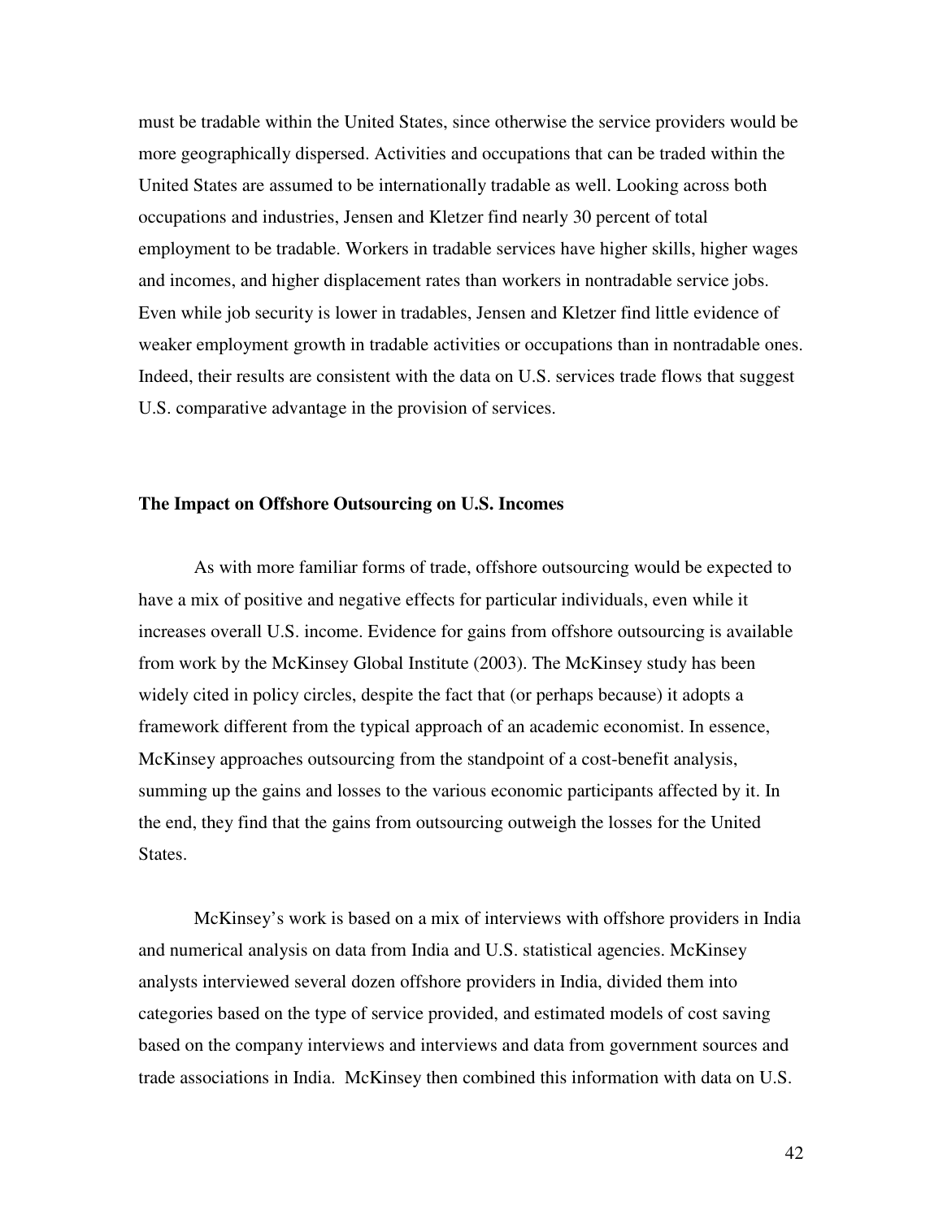must be tradable within the United States, since otherwise the service providers would be more geographically dispersed. Activities and occupations that can be traded within the United States are assumed to be internationally tradable as well. Looking across both occupations and industries, Jensen and Kletzer find nearly 30 percent of total employment to be tradable. Workers in tradable services have higher skills, higher wages and incomes, and higher displacement rates than workers in nontradable service jobs. Even while job security is lower in tradables, Jensen and Kletzer find little evidence of weaker employment growth in tradable activities or occupations than in nontradable ones. Indeed, their results are consistent with the data on U.S. services trade flows that suggest U.S. comparative advantage in the provision of services.

**The Impact on Offshore Outsourcing on U.S. Incomes**

As with more familiar forms of trade, offshore outsourcing would be expected to have a mix of positive and negative effects for particular individuals, even while it increases overall U.S. income. Evidence for gains from offshore outsourcing is available from work by the McKinsey Global Institute (2003). The McKinsey study has been widely cited in policy circles, despite the fact that (or perhaps because) it adopts a framework different from the typical approach of an academic economist. In essence, McKinsey approaches outsourcing from the standpoint of a cost-benefit analysis, summing up the gains and losses to the various economic participants affected by it. In the end, they find that the gains from outsourcing outweigh the losses for the United States.

McKinsey's work is based on a mix of interviews with offshore providers in India and numerical analysis on data from India and U.S. statistical agencies. McKinsey analysts interviewed several dozen offshore providers in India, divided them into categories based on the type of service provided, and estimated models of cost saving based on the company interviews and interviews and data from government sources and trade associations in India. McKinsey then combined this information with data on U.S.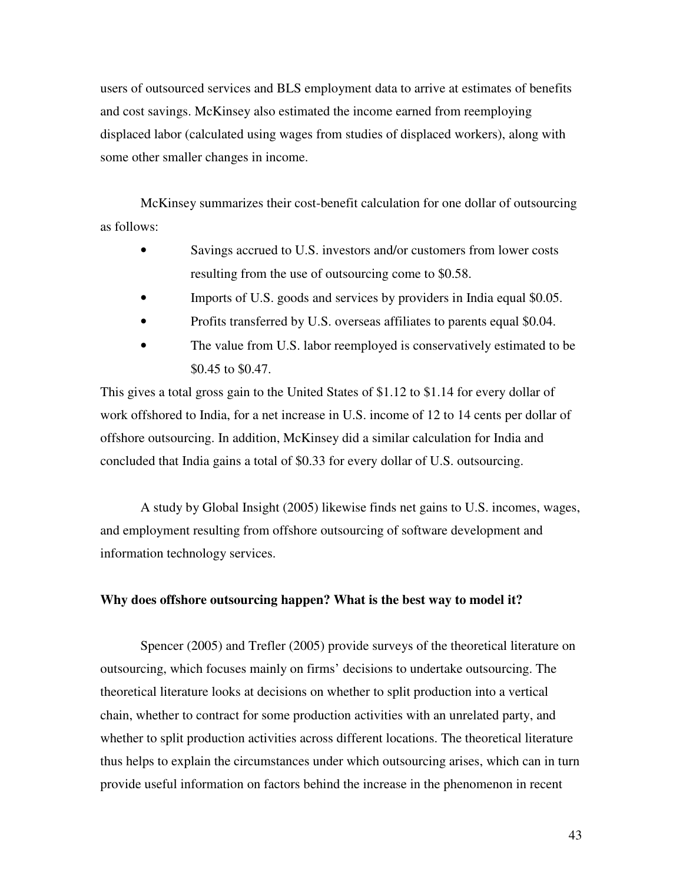users of outsourced services and BLS employment data to arrive at estimates of benefits and cost savings. McKinsey also estimated the income earned from reemploying displaced labor (calculated using wages from studies of displaced workers), along with some other smaller changes in income.

McKinsey summarizes their cost-benefit calculation for one dollar of outsourcing as follows:

- Savings accrued to U.S. investors and/or customers from lower costs resulting from the use of outsourcing come to $0.58.
- Imports of U.S. goods and services by providers in India equal $0.05.
- Profits transferred by U.S. overseas affiliates to parents equal $0.04.
- The value from U.S. labor reemployed is conservatively estimated to be $0.45 to $0.47.

This gives a total gross gain to the United States of $1.12 to $1.14 for every dollar of work offshored to India, for a net increase in U.S. income of 12 to 14 cents per dollar of offshore outsourcing. In addition, McKinsey did a similar calculation for India and concluded that India gains a total of $0.33 for every dollar of U.S. outsourcing.

A study by Global Insight (2005) likewise finds net gains to U.S. incomes, wages, and employment resulting from offshore outsourcing of software development and information technology services.

**Why does offshore outsourcing happen? What is the best way to model it?**

Spencer (2005) and Trefler (2005) provide surveys of the theoretical literature on outsourcing, which focuses mainly on firms' decisions to undertake outsourcing. The theoretical literature looks at decisions on whether to split production into a vertical chain, whether to contract for some production activities with an unrelated party, and whether to split production activities across different locations. The theoretical literature thus helps to explain the circumstances under which outsourcing arises, which can in turn provide useful information on factors behind the increase in the phenomenon in recent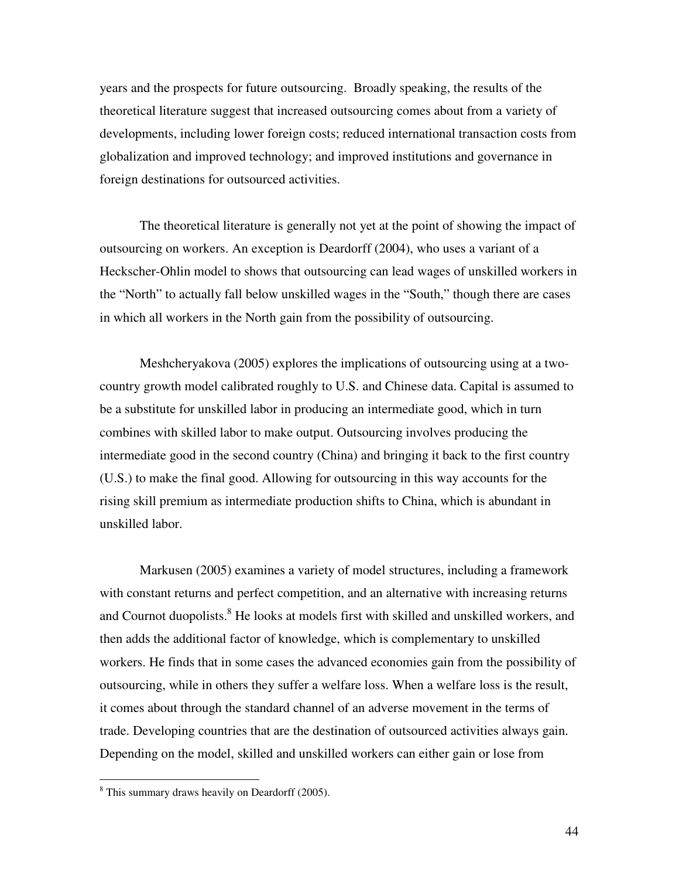years and the prospects for future outsourcing. Broadly speaking, the results of the theoretical literature suggest that increased outsourcing comes about from a variety of developments, including lower foreign costs; reduced international transaction costs from globalization and improved technology; and improved institutions and governance in foreign destinations for outsourced activities.

The theoretical literature is generally not yet at the point of showing the impact of outsourcing on workers. An exception is Deardorff (2004), who uses a variant of a Heckscher-Ohlin model to shows that outsourcing can lead wages of unskilled workers in the "North" to actually fall below unskilled wages in the "South," though there are cases in which all workers in the North gain from the possibility of outsourcing.

Meshcheryakova (2005) explores the implications of outsourcing using at a two-country growth model calibrated roughly to U.S. and Chinese data. Capital is assumed to be a substitute for unskilled labor in producing an intermediate good, which in turn combines with skilled labor to make output. Outsourcing involves producing the intermediate good in the second country (China) and bringing it back to the first country (U.S.) to make the final good. Allowing for outsourcing in this way accounts for the rising skill premium as intermediate production shifts to China, which is abundant in unskilled labor.

Markusen (2005) examines a variety of model structures, including a framework with constant returns and perfect competition, and an alternative with increasing returns and Cournot duopolists.[8] He looks at models first with skilled and unskilled workers, and then adds the additional factor of knowledge, which is complementary to unskilled workers. He finds that in some cases the advanced economies gain from the possibility of outsourcing, while in others they suffer a welfare loss. When a welfare loss is the result, it comes about through the standard channel of an adverse movement in the terms of trade. Developing countries that are the destination of outsourced activities always gain. Depending on the model, skilled and unskilled workers can either gain or lose from

---

[8] This summary draws heavily on Deardorff (2005).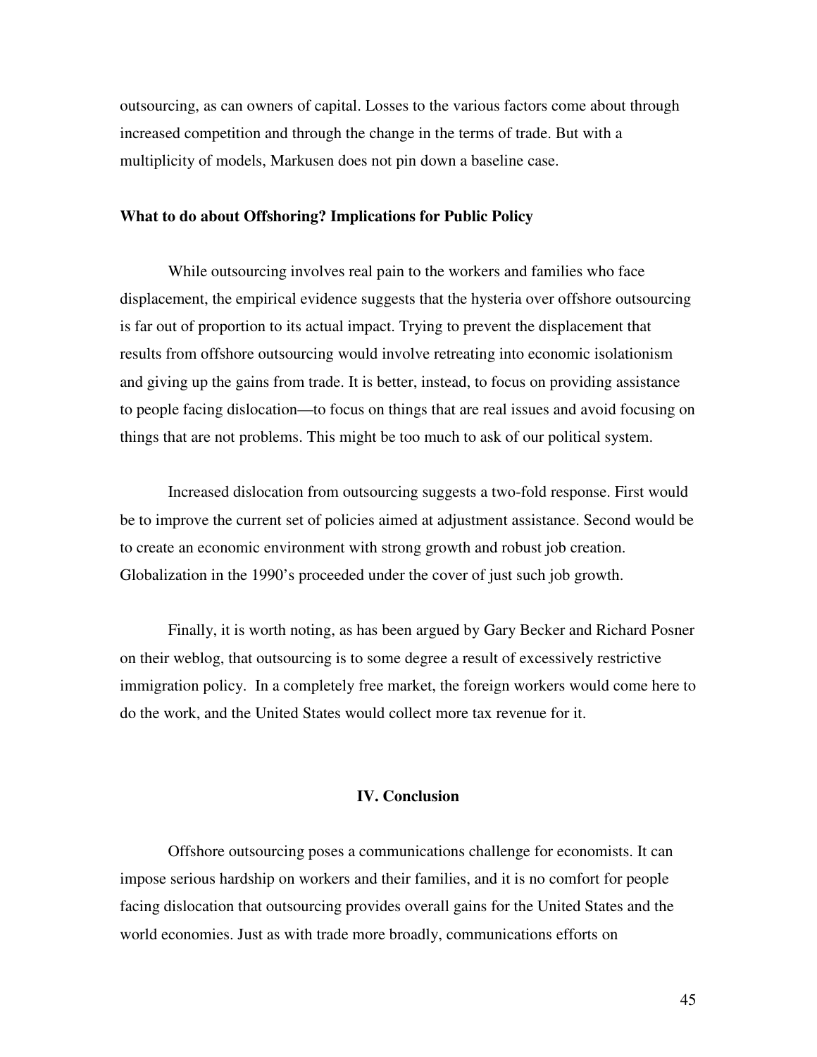outsourcing, as can owners of capital. Losses to the various factors come about through increased competition and through the change in the terms of trade. But with a multiplicity of models, Markusen does not pin down a baseline case.

### What to do about Offshoring? Implications for Public Policy

While outsourcing involves real pain to the workers and families who face displacement, the empirical evidence suggests that the hysteria over offshore outsourcing is far out of proportion to its actual impact. Trying to prevent the displacement that results from offshore outsourcing would involve retreating into economic isolationism and giving up the gains from trade. It is better, instead, to focus on providing assistance to people facing dislocation—to focus on things that are real issues and avoid focusing on things that are not problems. This might be too much to ask of our political system.

Increased dislocation from outsourcing suggests a two-fold response. First would be to improve the current set of policies aimed at adjustment assistance. Second would be to create an economic environment with strong growth and robust job creation. Globalization in the 1990's proceeded under the cover of just such job growth.

Finally, it is worth noting, as has been argued by Gary Becker and Richard Posner on their weblog, that outsourcing is to some degree a result of excessively restrictive immigration policy. In a completely free market, the foreign workers would come here to do the work, and the United States would collect more tax revenue for it.

## IV. Conclusion

Offshore outsourcing poses a communications challenge for economists. It can impose serious hardship on workers and their families, and it is no comfort for people facing dislocation that outsourcing provides overall gains for the United States and the world economies. Just as with trade more broadly, communications efforts on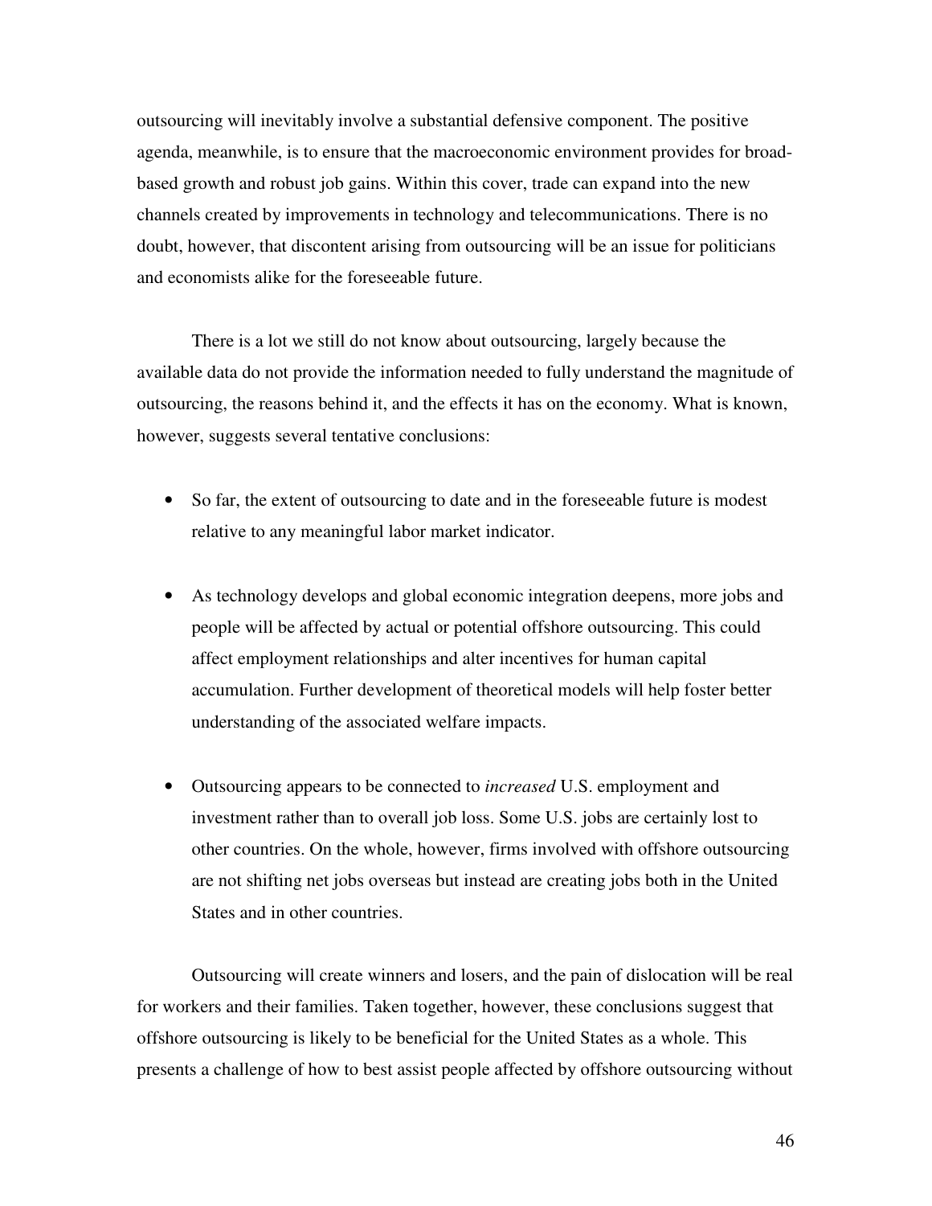outsourcing will inevitably involve a substantial defensive component. The positive agenda, meanwhile, is to ensure that the macroeconomic environment provides for broad-based growth and robust job gains. Within this cover, trade can expand into the new channels created by improvements in technology and telecommunications. There is no doubt, however, that discontent arising from outsourcing will be an issue for politicians and economists alike for the foreseeable future.

There is a lot we still do not know about outsourcing, largely because the available data do not provide the information needed to fully understand the magnitude of outsourcing, the reasons behind it, and the effects it has on the economy. What is known, however, suggests several tentative conclusions:

- So far, the extent of outsourcing to date and in the foreseeable future is modest relative to any meaningful labor market indicator.

- As technology develops and global economic integration deepens, more jobs and people will be affected by actual or potential offshore outsourcing. This could affect employment relationships and alter incentives for human capital accumulation. Further development of theoretical models will help foster better understanding of the associated welfare impacts.

- Outsourcing appears to be connected to *increased* U.S. employment and investment rather than to overall job loss. Some U.S. jobs are certainly lost to other countries. On the whole, however, firms involved with offshore outsourcing are not shifting net jobs overseas but instead are creating jobs both in the United States and in other countries.

Outsourcing will create winners and losers, and the pain of dislocation will be real for workers and their families. Taken together, however, these conclusions suggest that offshore outsourcing is likely to be beneficial for the United States as a whole. This presents a challenge of how to best assist people affected by offshore outsourcing without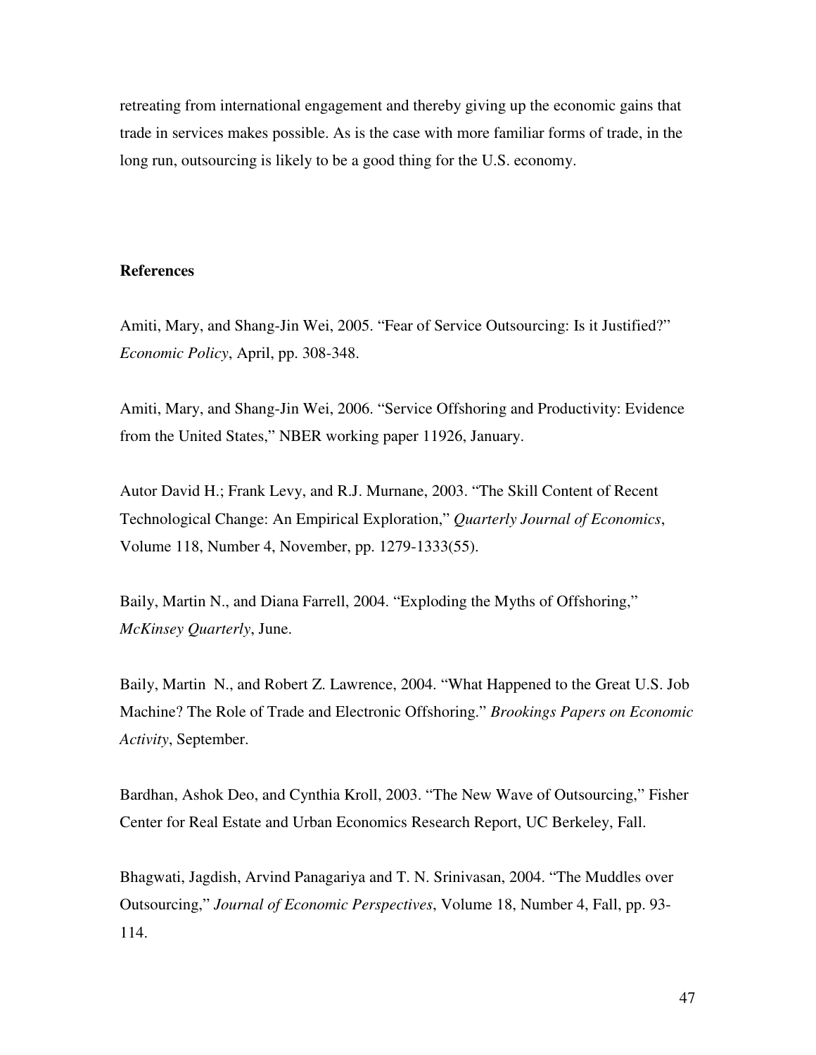retreating from international engagement and thereby giving up the economic gains that trade in services makes possible. As is the case with more familiar forms of trade, in the long run, outsourcing is likely to be a good thing for the U.S. economy.

**References**

Amiti, Mary, and Shang-Jin Wei, 2005. "Fear of Service Outsourcing: Is it Justified?" *Economic Policy*, April, pp. 308-348.

Amiti, Mary, and Shang-Jin Wei, 2006. "Service Offshoring and Productivity: Evidence from the United States," NBER working paper 11926, January.

Autor David H.; Frank Levy, and R.J. Murnane, 2003. "The Skill Content of Recent Technological Change: An Empirical Exploration," *Quarterly Journal of Economics*, Volume 118, Number 4, November, pp. 1279-1333(55).

Baily, Martin N., and Diana Farrell, 2004. "Exploding the Myths of Offshoring," *McKinsey Quarterly*, June.

Baily, Martin N., and Robert Z. Lawrence, 2004. "What Happened to the Great U.S. Job Machine? The Role of Trade and Electronic Offshoring." *Brookings Papers on Economic Activity*, September.

Bardhan, Ashok Deo, and Cynthia Kroll, 2003. "The New Wave of Outsourcing," Fisher Center for Real Estate and Urban Economics Research Report, UC Berkeley, Fall.

Bhagwati, Jagdish, Arvind Panagariya and T. N. Srinivasan, 2004. "The Muddles over Outsourcing," *Journal of Economic Perspectives*, Volume 18, Number 4, Fall, pp. 93-114.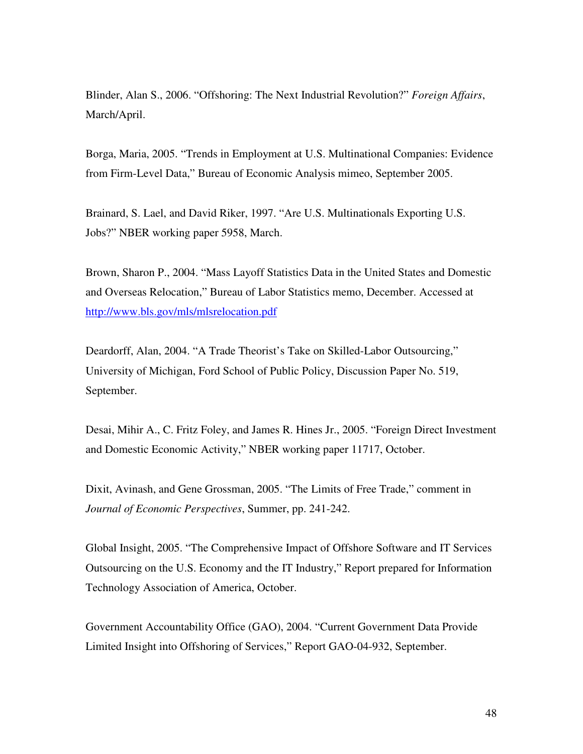Blinder, Alan S., 2006. "Offshoring: The Next Industrial Revolution?" *Foreign Affairs*, March/April.

Borga, Maria, 2005. "Trends in Employment at U.S. Multinational Companies: Evidence from Firm-Level Data," Bureau of Economic Analysis mimeo, September 2005.

Brainard, S. Lael, and David Riker, 1997. "Are U.S. Multinationals Exporting U.S. Jobs?" NBER working paper 5958, March.

Brown, Sharon P., 2004. "Mass Layoff Statistics Data in the United States and Domestic and Overseas Relocation," Bureau of Labor Statistics memo, December. Accessed at http://www.bls.gov/mls/mlsrelocation.pdf

Deardorff, Alan, 2004. "A Trade Theorist's Take on Skilled-Labor Outsourcing," University of Michigan, Ford School of Public Policy, Discussion Paper No. 519, September.

Desai, Mihir A., C. Fritz Foley, and James R. Hines Jr., 2005. "Foreign Direct Investment and Domestic Economic Activity," NBER working paper 11717, October.

Dixit, Avinash, and Gene Grossman, 2005. "The Limits of Free Trade," comment in *Journal of Economic Perspectives*, Summer, pp. 241-242.

Global Insight, 2005. "The Comprehensive Impact of Offshore Software and IT Services Outsourcing on the U.S. Economy and the IT Industry," Report prepared for Information Technology Association of America, October.

Government Accountability Office (GAO), 2004. "Current Government Data Provide Limited Insight into Offshoring of Services," Report GAO-04-932, September.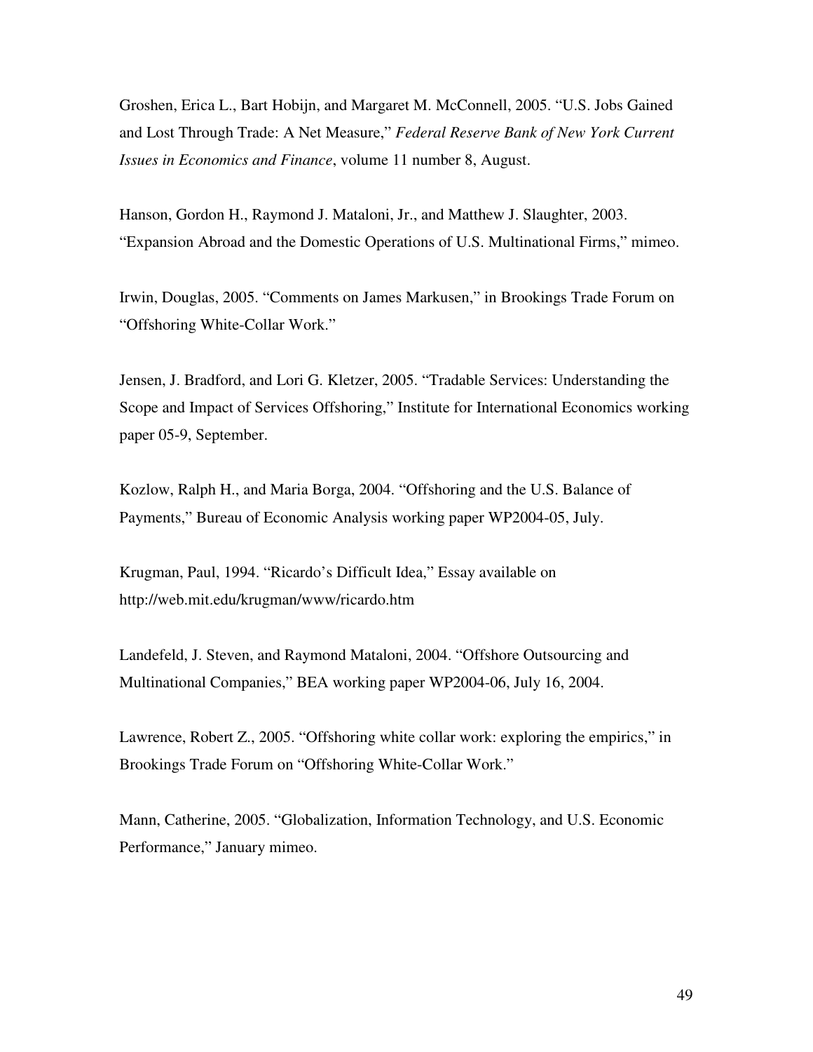Groshen, Erica L., Bart Hobijn, and Margaret M. McConnell, 2005. "U.S. Jobs Gained and Lost Through Trade: A Net Measure," *Federal Reserve Bank of New York Current Issues in Economics and Finance*, volume 11 number 8, August.

Hanson, Gordon H., Raymond J. Mataloni, Jr., and Matthew J. Slaughter, 2003. "Expansion Abroad and the Domestic Operations of U.S. Multinational Firms," mimeo.

Irwin, Douglas, 2005. "Comments on James Markusen," in Brookings Trade Forum on "Offshoring White-Collar Work."

Jensen, J. Bradford, and Lori G. Kletzer, 2005. "Tradable Services: Understanding the Scope and Impact of Services Offshoring," Institute for International Economics working paper 05-9, September.

Kozlow, Ralph H., and Maria Borga, 2004. "Offshoring and the U.S. Balance of Payments," Bureau of Economic Analysis working paper WP2004-05, July.

Krugman, Paul, 1994. "Ricardo's Difficult Idea," Essay available on http://web.mit.edu/krugman/www/ricardo.htm

Landefeld, J. Steven, and Raymond Mataloni, 2004. "Offshore Outsourcing and Multinational Companies," BEA working paper WP2004-06, July 16, 2004.

Lawrence, Robert Z., 2005. "Offshoring white collar work: exploring the empirics," in Brookings Trade Forum on "Offshoring White-Collar Work."

Mann, Catherine, 2005. "Globalization, Information Technology, and U.S. Economic Performance," January mimeo.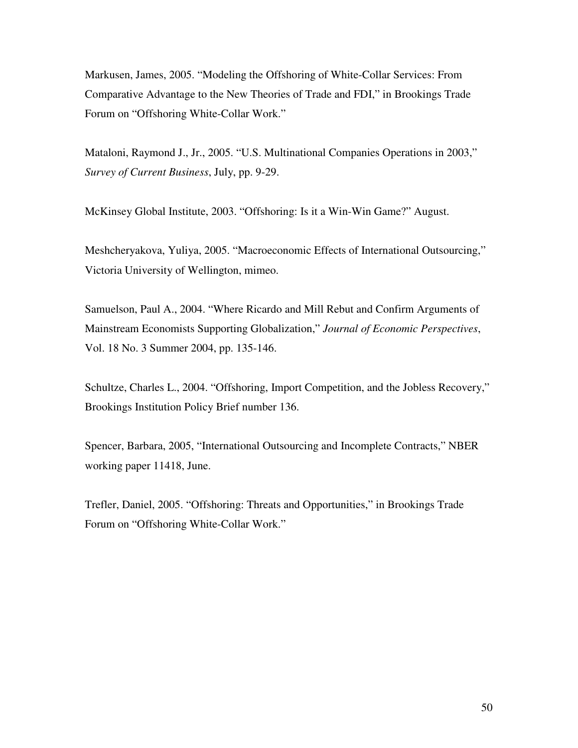Markusen, James, 2005. “Modeling the Offshoring of White-Collar Services: From Comparative Advantage to the New Theories of Trade and FDI,” in Brookings Trade Forum on “Offshoring White-Collar Work.”

Mataloni, Raymond J., Jr., 2005. “U.S. Multinational Companies Operations in 2003,” *Survey of Current Business*, July, pp. 9-29.

McKinsey Global Institute, 2003. “Offshoring: Is it a Win-Win Game?” August.

Meshcheryakova, Yuliya, 2005. “Macroeconomic Effects of International Outsourcing,” Victoria University of Wellington, mimeo.

Samuelson, Paul A., 2004. “Where Ricardo and Mill Rebut and Confirm Arguments of Mainstream Economists Supporting Globalization,” *Journal of Economic Perspectives*, Vol. 18 No. 3 Summer 2004, pp. 135-146.

Schultze, Charles L., 2004. “Offshoring, Import Competition, and the Jobless Recovery,” Brookings Institution Policy Brief number 136.

Spencer, Barbara, 2005, “International Outsourcing and Incomplete Contracts,” NBER working paper 11418, June.

Trefler, Daniel, 2005. “Offshoring: Threats and Opportunities,” in Brookings Trade Forum on “Offshoring White-Collar Work.”